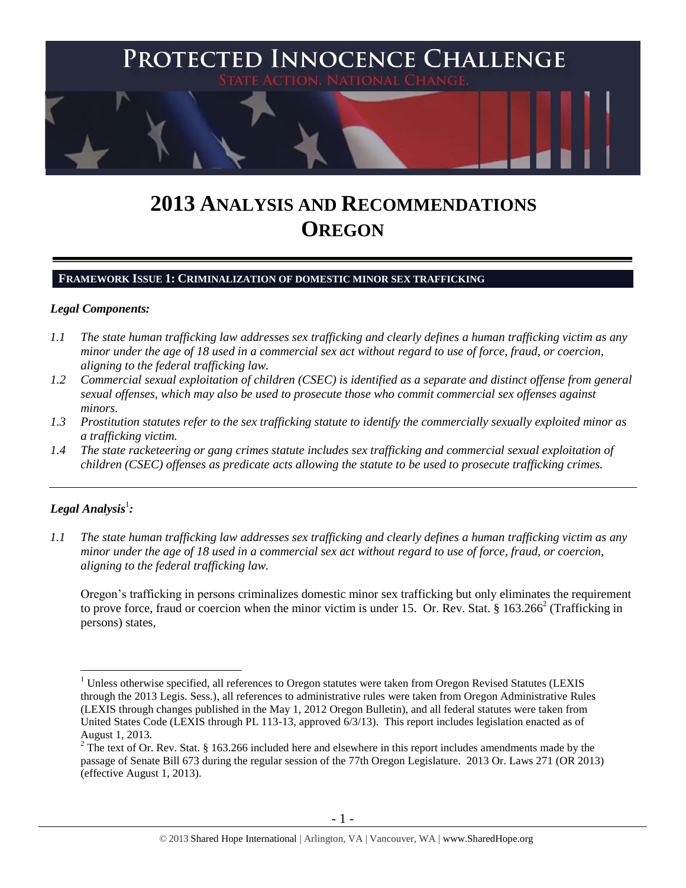# PROTECTED INNOCENCE CHALLENGE

STATE ACTION. NATIONAL CHANGE.

# 2013 ANALYSIS AND RECOMMENDATIONS OREGON

## FRAMEWORK ISSUE 1: CRIMINALIZATION OF DOMESTIC MINOR SEX TRAFFICKING

### *Legal Components:*

*1.1 The state human trafficking law addresses sex trafficking and clearly defines a human trafficking victim as any minor under the age of 18 used in a commercial sex act without regard to use of force, fraud, or coercion, aligning to the federal trafficking law.*

*1.2 Commercial sexual exploitation of children (CSEC) is identified as a separate and distinct offense from general sexual offenses, which may also be used to prosecute those who commit commercial sex offenses against minors.*

*1.3 Prostitution statutes refer to the sex trafficking statute to identify the commercially sexually exploited minor as a trafficking victim.*

*1.4 The state racketeering or gang crimes statute includes sex trafficking and commercial sexual exploitation of children (CSEC) offenses as predicate acts allowing the statute to be used to prosecute trafficking crimes.*

---

### *Legal Analysis*[1]*:*

*1.1 The state human trafficking law addresses sex trafficking and clearly defines a human trafficking victim as any minor under the age of 18 used in a commercial sex act without regard to use of force, fraud, or coercion, aligning to the federal trafficking law.*

Oregon's trafficking in persons criminalizes domestic minor sex trafficking but only eliminates the requirement to prove force, fraud or coercion when the minor victim is under 15. Or. Rev. Stat. § 163.266[2] (Trafficking in persons) states,

---

[1] Unless otherwise specified, all references to Oregon statutes were taken from Oregon Revised Statutes (LEXIS through the 2013 Legis. Sess.), all references to administrative rules were taken from Oregon Administrative Rules (LEXIS through changes published in the May 1, 2012 Oregon Bulletin), and all federal statutes were taken from United States Code (LEXIS through PL 113-13, approved 6/3/13). This report includes legislation enacted as of August 1, 2013.

[2] The text of Or. Rev. Stat. § 163.266 included here and elsewhere in this report includes amendments made by the passage of Senate Bill 673 during the regular session of the 77th Oregon Legislature. 2013 Or. Laws 271 (OR 2013) (effective August 1, 2013).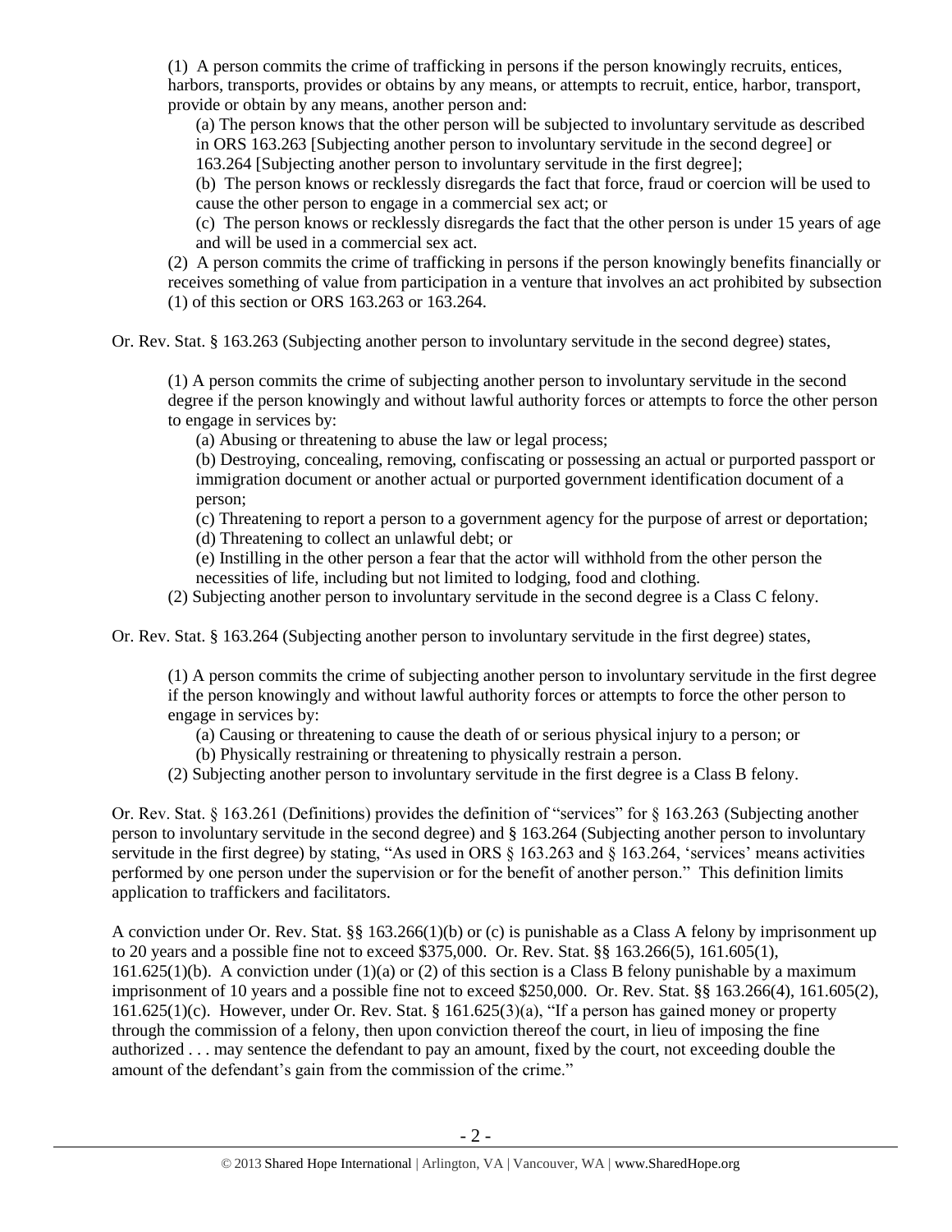(1) A person commits the crime of trafficking in persons if the person knowingly recruits, entices, harbors, transports, provides or obtains by any means, or attempts to recruit, entice, harbor, transport, provide or obtain by any means, another person and:

> (a) The person knows that the other person will be subjected to involuntary servitude as described in ORS 163.263 [Subjecting another person to involuntary servitude in the second degree] or 163.264 [Subjecting another person to involuntary servitude in the first degree];
>
> (b) The person knows or recklessly disregards the fact that force, fraud or coercion will be used to cause the other person to engage in a commercial sex act; or
>
> (c) The person knows or recklessly disregards the fact that the other person is under 15 years of age and will be used in a commercial sex act.

(2) A person commits the crime of trafficking in persons if the person knowingly benefits financially or receives something of value from participation in a venture that involves an act prohibited by subsection (1) of this section or ORS 163.263 or 163.264.

Or. Rev. Stat. § 163.263 (Subjecting another person to involuntary servitude in the second degree) states,

> (1) A person commits the crime of subjecting another person to involuntary servitude in the second degree if the person knowingly and without lawful authority forces or attempts to force the other person to engage in services by:
>
> > (a) Abusing or threatening to abuse the law or legal process;
> >
> > (b) Destroying, concealing, removing, confiscating or possessing an actual or purported passport or immigration document or another actual or purported government identification document of a person;
> >
> > (c) Threatening to report a person to a government agency for the purpose of arrest or deportation;
> >
> > (d) Threatening to collect an unlawful debt; or
> >
> > (e) Instilling in the other person a fear that the actor will withhold from the other person the necessities of life, including but not limited to lodging, food and clothing.
>
> (2) Subjecting another person to involuntary servitude in the second degree is a Class C felony.

Or. Rev. Stat. § 163.264 (Subjecting another person to involuntary servitude in the first degree) states,

> (1) A person commits the crime of subjecting another person to involuntary servitude in the first degree if the person knowingly and without lawful authority forces or attempts to force the other person to engage in services by:
>
> > (a) Causing or threatening to cause the death of or serious physical injury to a person; or
> >
> > (b) Physically restraining or threatening to physically restrain a person.
>
> (2) Subjecting another person to involuntary servitude in the first degree is a Class B felony.

Or. Rev. Stat. § 163.261 (Definitions) provides the definition of "services" for § 163.263 (Subjecting another person to involuntary servitude in the second degree) and § 163.264 (Subjecting another person to involuntary servitude in the first degree) by stating, "As used in ORS § 163.263 and § 163.264, 'services' means activities performed by one person under the supervision or for the benefit of another person." This definition limits application to traffickers and facilitators.

A conviction under Or. Rev. Stat. §§ 163.266(1)(b) or (c) is punishable as a Class A felony by imprisonment up to 20 years and a possible fine not to exceed $375,000. Or. Rev. Stat. §§ 163.266(5), 161.605(1), 161.625(1)(b). A conviction under (1)(a) or (2) of this section is a Class B felony punishable by a maximum imprisonment of 10 years and a possible fine not to exceed $250,000. Or. Rev. Stat. §§ 163.266(4), 161.605(2), 161.625(1)(c). However, under Or. Rev. Stat. § 161.625(3)(a), "If a person has gained money or property through the commission of a felony, then upon conviction thereof the court, in lieu of imposing the fine authorized . . . may sentence the defendant to pay an amount, fixed by the court, not exceeding double the amount of the defendant's gain from the commission of the crime."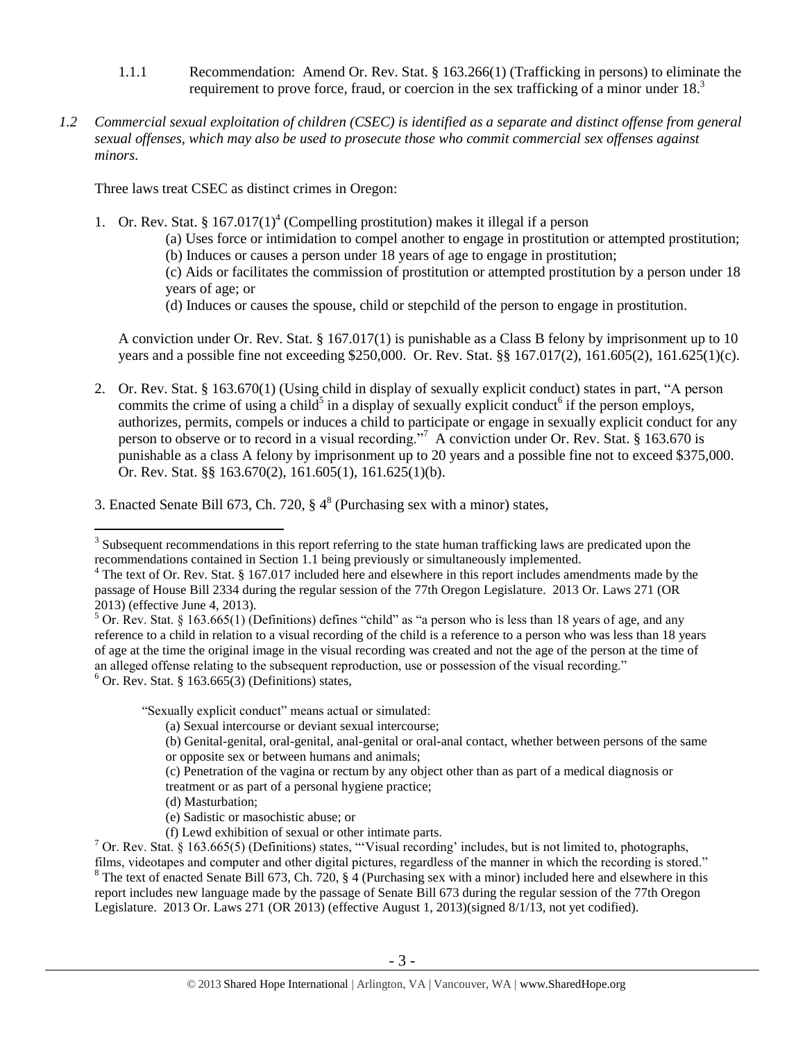1.1.1 Recommendation: Amend Or. Rev. Stat. § 163.266(1) (Trafficking in persons) to eliminate the requirement to prove force, fraud, or coercion in the sex trafficking of a minor under 18.[3]

*1.2 Commercial sexual exploitation of children (CSEC) is identified as a separate and distinct offense from general sexual offenses, which may also be used to prosecute those who commit commercial sex offenses against minors.*

Three laws treat CSEC as distinct crimes in Oregon:

1. Or. Rev. Stat. § 167.017(1)[4] (Compelling prostitution) makes it illegal if a person
   (a) Uses force or intimidation to compel another to engage in prostitution or attempted prostitution;
   (b) Induces or causes a person under 18 years of age to engage in prostitution;
   (c) Aids or facilitates the commission of prostitution or attempted prostitution by a person under 18 years of age; or
   (d) Induces or causes the spouse, child or stepchild of the person to engage in prostitution.

   A conviction under Or. Rev. Stat. § 167.017(1) is punishable as a Class B felony by imprisonment up to 10 years and a possible fine not exceeding $250,000. Or. Rev. Stat. §§ 167.017(2), 161.605(2), 161.625(1)(c).

2. Or. Rev. Stat. § 163.670(1) (Using child in display of sexually explicit conduct) states in part, "A person commits the crime of using a child[5] in a display of sexually explicit conduct[6] if the person employs, authorizes, permits, compels or induces a child to participate or engage in sexually explicit conduct for any person to observe or to record in a visual recording."[7] A conviction under Or. Rev. Stat. § 163.670 is punishable as a class A felony by imprisonment up to 20 years and a possible fine not to exceed $375,000. Or. Rev. Stat. §§ 163.670(2), 161.605(1), 161.625(1)(b).

3. Enacted Senate Bill 673, Ch. 720, § 4[8] (Purchasing sex with a minor) states,

---

[3] Subsequent recommendations in this report referring to the state human trafficking laws are predicated upon the recommendations contained in Section 1.1 being previously or simultaneously implemented.

[4] The text of Or. Rev. Stat. § 167.017 included here and elsewhere in this report includes amendments made by the passage of House Bill 2334 during the regular session of the 77th Oregon Legislature. 2013 Or. Laws 271 (OR 2013) (effective June 4, 2013).

[5] Or. Rev. Stat. § 163.665(1) (Definitions) defines "child" as "a person who is less than 18 years of age, and any reference to a child in relation to a visual recording of the child is a reference to a person who was less than 18 years of age at the time the original image in the visual recording was created and not the age of the person at the time of an alleged offense relating to the subsequent reproduction, use or possession of the visual recording."

[6] Or. Rev. Stat. § 163.665(3) (Definitions) states,

> "Sexually explicit conduct" means actual or simulated:
> (a) Sexual intercourse or deviant sexual intercourse;
> (b) Genital-genital, oral-genital, anal-genital or oral-anal contact, whether between persons of the same or opposite sex or between humans and animals;
> (c) Penetration of the vagina or rectum by any object other than as part of a medical diagnosis or treatment or as part of a personal hygiene practice;
> (d) Masturbation;
> (e) Sadistic or masochistic abuse; or
> (f) Lewd exhibition of sexual or other intimate parts.

[7] Or. Rev. Stat. § 163.665(5) (Definitions) states, "'Visual recording' includes, but is not limited to, photographs, films, videotapes and computer and other digital pictures, regardless of the manner in which the recording is stored."

[8] The text of enacted Senate Bill 673, Ch. 720, § 4 (Purchasing sex with a minor) included here and elsewhere in this report includes new language made by the passage of Senate Bill 673 during the regular session of the 77th Oregon Legislature. 2013 Or. Laws 271 (OR 2013) (effective August 1, 2013)(signed 8/1/13, not yet codified).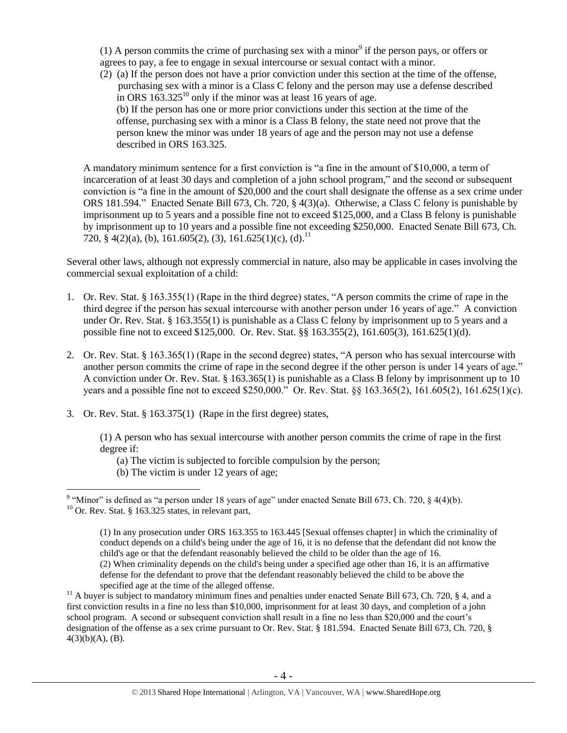(1) A person commits the crime of purchasing sex with a minor[9] if the person pays, or offers or agrees to pay, a fee to engage in sexual intercourse or sexual contact with a minor.

(2) (a) If the person does not have a prior conviction under this section at the time of the offense, purchasing sex with a minor is a Class C felony and the person may use a defense described in ORS 163.325[10] only if the minor was at least 16 years of age.

(b) If the person has one or more prior convictions under this section at the time of the offense, purchasing sex with a minor is a Class B felony, the state need not prove that the person knew the minor was under 18 years of age and the person may not use a defense described in ORS 163.325.

A mandatory minimum sentence for a first conviction is "a fine in the amount of $10,000, a term of incarceration of at least 30 days and completion of a john school program," and the second or subsequent conviction is "a fine in the amount of $20,000 and the court shall designate the offense as a sex crime under ORS 181.594." Enacted Senate Bill 673, Ch. 720, § 4(3)(a). Otherwise, a Class C felony is punishable by imprisonment up to 5 years and a possible fine not to exceed $125,000, and a Class B felony is punishable by imprisonment up to 10 years and a possible fine not exceeding $250,000. Enacted Senate Bill 673, Ch. 720, § 4(2)(a), (b), 161.605(2), (3), 161.625(1)(c), (d).[11]

Several other laws, although not expressly commercial in nature, also may be applicable in cases involving the commercial sexual exploitation of a child:

1. Or. Rev. Stat. § 163.355(1) (Rape in the third degree) states, "A person commits the crime of rape in the third degree if the person has sexual intercourse with another person under 16 years of age." A conviction under Or. Rev. Stat. § 163.355(1) is punishable as a Class C felony by imprisonment up to 5 years and a possible fine not to exceed $125,000. Or. Rev. Stat. §§ 163.355(2), 161.605(3), 161.625(1)(d).

2. Or. Rev. Stat. § 163.365(1) (Rape in the second degree) states, "A person who has sexual intercourse with another person commits the crime of rape in the second degree if the other person is under 14 years of age." A conviction under Or. Rev. Stat. § 163.365(1) is punishable as a Class B felony by imprisonment up to 10 years and a possible fine not to exceed $250,000." Or. Rev. Stat. §§ 163.365(2), 161.605(2), 161.625(1)(c).

3. Or. Rev. Stat. § 163.375(1) (Rape in the first degree) states,

   (1) A person who has sexual intercourse with another person commits the crime of rape in the first degree if:
   
   (a) The victim is subjected to forcible compulsion by the person;
   
   (b) The victim is under 12 years of age;

---

[9] "Minor" is defined as "a person under 18 years of age" under enacted Senate Bill 673, Ch. 720, § 4(4)(b).

[10] Or. Rev. Stat. § 163.325 states, in relevant part,

> (1) In any prosecution under ORS 163.355 to 163.445 [Sexual offenses chapter] in which the criminality of conduct depends on a child's being under the age of 16, it is no defense that the defendant did not know the child's age or that the defendant reasonably believed the child to be older than the age of 16.
> (2) When criminality depends on the child's being under a specified age other than 16, it is an affirmative defense for the defendant to prove that the defendant reasonably believed the child to be above the specified age at the time of the alleged offense.

[11] A buyer is subject to mandatory minimum fines and penalties under enacted Senate Bill 673, Ch. 720, § 4, and a first conviction results in a fine no less than $10,000, imprisonment for at least 30 days, and completion of a john school program. A second or subsequent conviction shall result in a fine no less than $20,000 and the court's designation of the offense as a sex crime pursuant to Or. Rev. Stat. § 181.594. Enacted Senate Bill 673, Ch. 720, § 4(3)(b)(A), (B).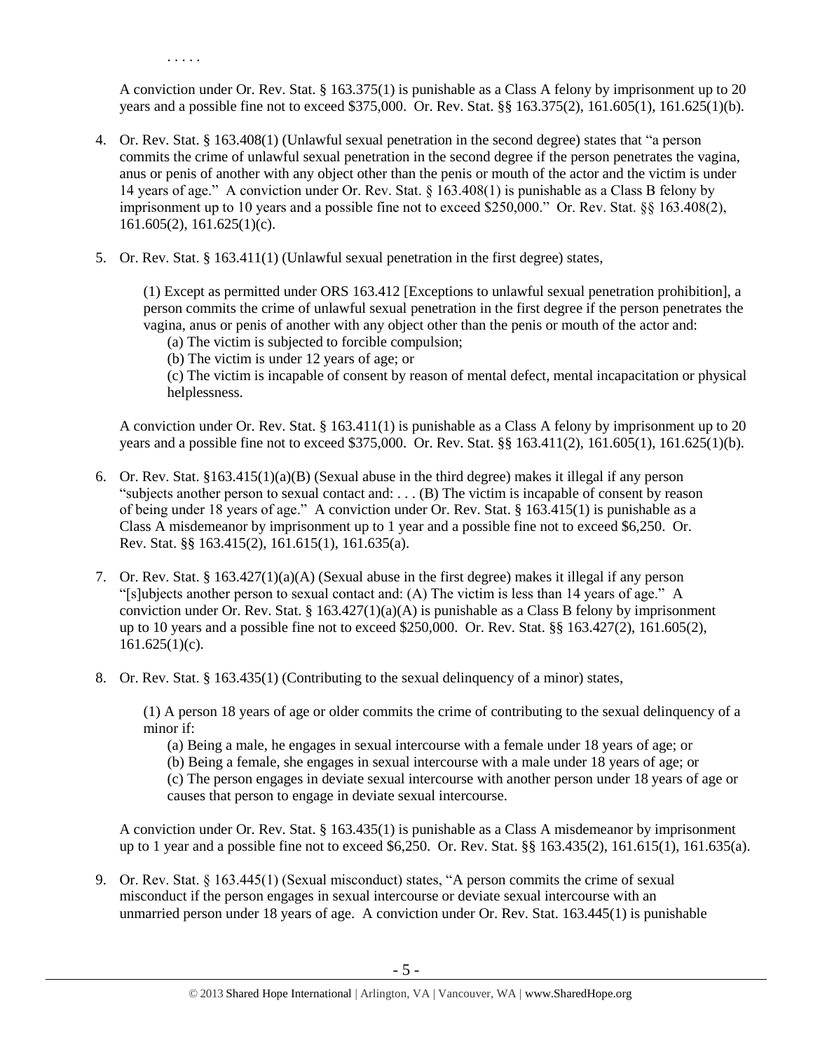. . . . .

A conviction under Or. Rev. Stat. § 163.375(1) is punishable as a Class A felony by imprisonment up to 20 years and a possible fine not to exceed $375,000. Or. Rev. Stat. §§ 163.375(2), 161.605(1), 161.625(1)(b).

4. Or. Rev. Stat. § 163.408(1) (Unlawful sexual penetration in the second degree) states that "a person commits the crime of unlawful sexual penetration in the second degree if the person penetrates the vagina, anus or penis of another with any object other than the penis or mouth of the actor and the victim is under 14 years of age." A conviction under Or. Rev. Stat. § 163.408(1) is punishable as a Class B felony by imprisonment up to 10 years and a possible fine not to exceed $250,000." Or. Rev. Stat. §§ 163.408(2), 161.605(2), 161.625(1)(c).

5. Or. Rev. Stat. § 163.411(1) (Unlawful sexual penetration in the first degree) states,

   (1) Except as permitted under ORS 163.412 [Exceptions to unlawful sexual penetration prohibition], a person commits the crime of unlawful sexual penetration in the first degree if the person penetrates the vagina, anus or penis of another with any object other than the penis or mouth of the actor and:
   
   (a) The victim is subjected to forcible compulsion;
   
   (b) The victim is under 12 years of age; or
   
   (c) The victim is incapable of consent by reason of mental defect, mental incapacitation or physical helplessness.

   A conviction under Or. Rev. Stat. § 163.411(1) is punishable as a Class A felony by imprisonment up to 20 years and a possible fine not to exceed $375,000. Or. Rev. Stat. §§ 163.411(2), 161.605(1), 161.625(1)(b).

6. Or. Rev. Stat. §163.415(1)(a)(B) (Sexual abuse in the third degree) makes it illegal if any person "subjects another person to sexual contact and: . . . (B) The victim is incapable of consent by reason of being under 18 years of age." A conviction under Or. Rev. Stat. § 163.415(1) is punishable as a Class A misdemeanor by imprisonment up to 1 year and a possible fine not to exceed $6,250. Or. Rev. Stat. §§ 163.415(2), 161.615(1), 161.635(a).

7. Or. Rev. Stat. § 163.427(1)(a)(A) (Sexual abuse in the first degree) makes it illegal if any person "[s]ubjects another person to sexual contact and: (A) The victim is less than 14 years of age." A conviction under Or. Rev. Stat. § 163.427(1)(a)(A) is punishable as a Class B felony by imprisonment up to 10 years and a possible fine not to exceed $250,000. Or. Rev. Stat. §§ 163.427(2), 161.605(2), 161.625(1)(c).

8. Or. Rev. Stat. § 163.435(1) (Contributing to the sexual delinquency of a minor) states,

   (1) A person 18 years of age or older commits the crime of contributing to the sexual delinquency of a minor if:
   
   (a) Being a male, he engages in sexual intercourse with a female under 18 years of age; or
   
   (b) Being a female, she engages in sexual intercourse with a male under 18 years of age; or
   
   (c) The person engages in deviate sexual intercourse with another person under 18 years of age or causes that person to engage in deviate sexual intercourse.

   A conviction under Or. Rev. Stat. § 163.435(1) is punishable as a Class A misdemeanor by imprisonment up to 1 year and a possible fine not to exceed $6,250. Or. Rev. Stat. §§ 163.435(2), 161.615(1), 161.635(a).

9. Or. Rev. Stat. § 163.445(1) (Sexual misconduct) states, "A person commits the crime of sexual misconduct if the person engages in sexual intercourse or deviate sexual intercourse with an unmarried person under 18 years of age. A conviction under Or. Rev. Stat. 163.445(1) is punishable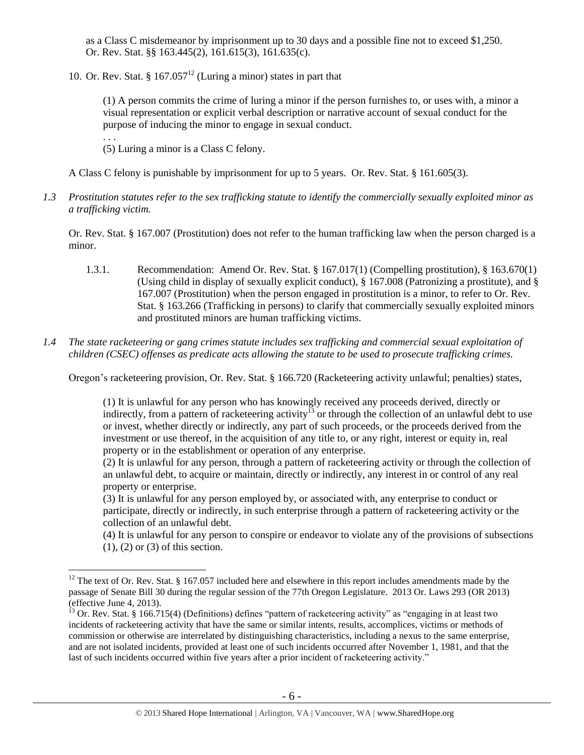as a Class C misdemeanor by imprisonment up to 30 days and a possible fine not to exceed $1,250. Or. Rev. Stat. §§ 163.445(2), 161.615(3), 161.635(c).

10. Or. Rev. Stat. § 167.057[12] (Luring a minor) states in part that

> (1) A person commits the crime of luring a minor if the person furnishes to, or uses with, a minor a visual representation or explicit verbal description or narrative account of sexual conduct for the purpose of inducing the minor to engage in sexual conduct.
> . . .
> (5) Luring a minor is a Class C felony.

A Class C felony is punishable by imprisonment for up to 5 years. Or. Rev. Stat. § 161.605(3).

*1.3 Prostitution statutes refer to the sex trafficking statute to identify the commercially sexually exploited minor as a trafficking victim.*

Or. Rev. Stat. § 167.007 (Prostitution) does not refer to the human trafficking law when the person charged is a minor.

1.3.1. Recommendation: Amend Or. Rev. Stat. § 167.017(1) (Compelling prostitution), § 163.670(1) (Using child in display of sexually explicit conduct), § 167.008 (Patronizing a prostitute), and § 167.007 (Prostitution) when the person engaged in prostitution is a minor, to refer to Or. Rev. Stat. § 163.266 (Trafficking in persons) to clarify that commercially sexually exploited minors and prostituted minors are human trafficking victims.

*1.4 The state racketeering or gang crimes statute includes sex trafficking and commercial sexual exploitation of children (CSEC) offenses as predicate acts allowing the statute to be used to prosecute trafficking crimes.*

Oregon's racketeering provision, Or. Rev. Stat. § 166.720 (Racketeering activity unlawful; penalties) states,

> (1) It is unlawful for any person who has knowingly received any proceeds derived, directly or indirectly, from a pattern of racketeering activity[13] or through the collection of an unlawful debt to use or invest, whether directly or indirectly, any part of such proceeds, or the proceeds derived from the investment or use thereof, in the acquisition of any title to, or any right, interest or equity in, real property or in the establishment or operation of any enterprise.
> (2) It is unlawful for any person, through a pattern of racketeering activity or through the collection of an unlawful debt, to acquire or maintain, directly or indirectly, any interest in or control of any real property or enterprise.
> (3) It is unlawful for any person employed by, or associated with, any enterprise to conduct or participate, directly or indirectly, in such enterprise through a pattern of racketeering activity or the collection of an unlawful debt.
> (4) It is unlawful for any person to conspire or endeavor to violate any of the provisions of subsections (1), (2) or (3) of this section.

---

[12] The text of Or. Rev. Stat. § 167.057 included here and elsewhere in this report includes amendments made by the passage of Senate Bill 30 during the regular session of the 77th Oregon Legislature. 2013 Or. Laws 293 (OR 2013) (effective June 4, 2013).

[13] Or. Rev. Stat. § 166.715(4) (Definitions) defines "pattern of racketeering activity" as "engaging in at least two incidents of racketeering activity that have the same or similar intents, results, accomplices, victims or methods of commission or otherwise are interrelated by distinguishing characteristics, including a nexus to the same enterprise, and are not isolated incidents, provided at least one of such incidents occurred after November 1, 1981, and that the last of such incidents occurred within five years after a prior incident of racketeering activity."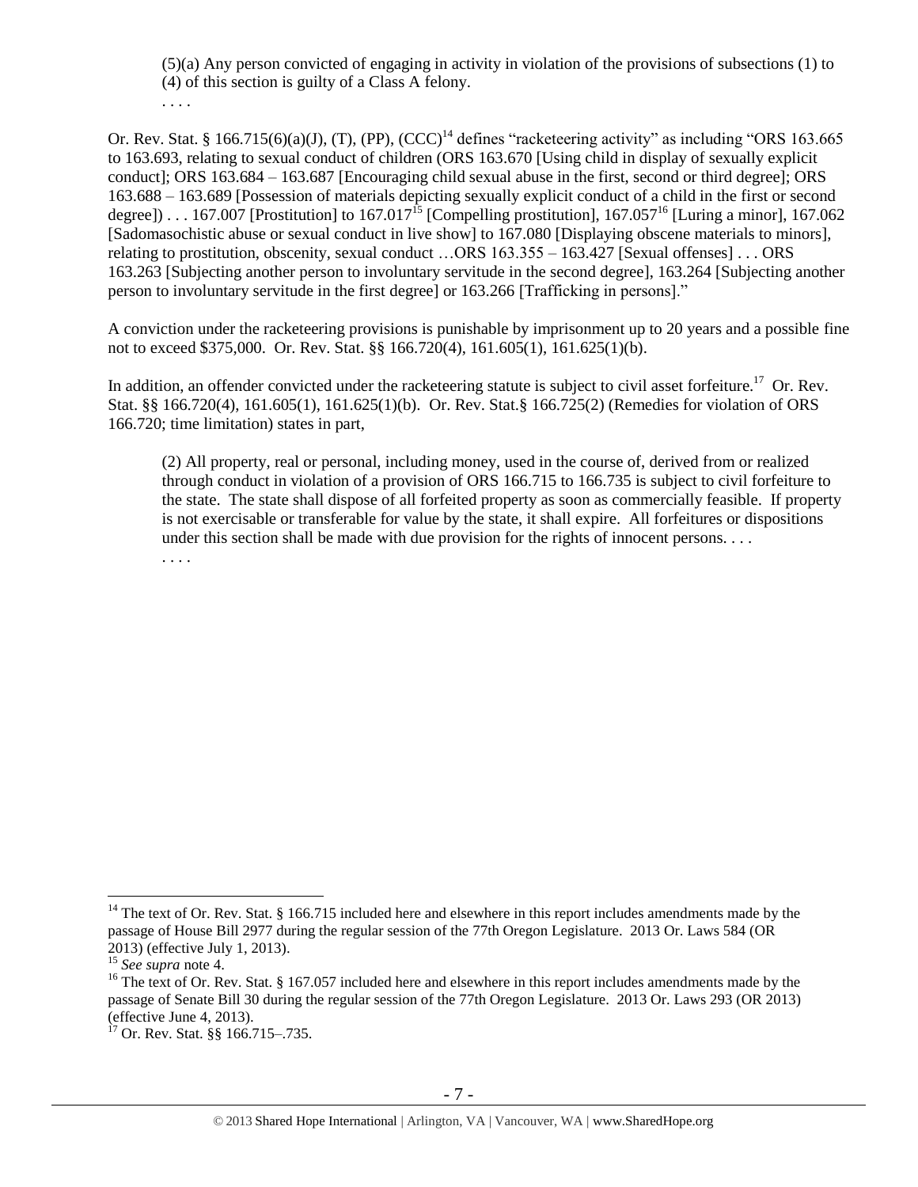> (5)(a) Any person convicted of engaging in activity in violation of the provisions of subsections (1) to (4) of this section is guilty of a Class A felony.
>
> . . . .

Or. Rev. Stat. § 166.715(6)(a)(J), (T), (PP), (CCC)[14] defines "racketeering activity" as including "ORS 163.665 to 163.693, relating to sexual conduct of children (ORS 163.670 [Using child in display of sexually explicit conduct]; ORS 163.684 – 163.687 [Encouraging child sexual abuse in the first, second or third degree]; ORS 163.688 – 163.689 [Possession of materials depicting sexually explicit conduct of a child in the first or second degree]) . . . 167.007 [Prostitution] to 167.017[15] [Compelling prostitution], 167.057[16] [Luring a minor], 167.062 [Sadomasochistic abuse or sexual conduct in live show] to 167.080 [Displaying obscene materials to minors], relating to prostitution, obscenity, sexual conduct …ORS 163.355 – 163.427 [Sexual offenses] . . . ORS 163.263 [Subjecting another person to involuntary servitude in the second degree], 163.264 [Subjecting another person to involuntary servitude in the first degree] or 163.266 [Trafficking in persons]."

A conviction under the racketeering provisions is punishable by imprisonment up to 20 years and a possible fine not to exceed $375,000. Or. Rev. Stat. §§ 166.720(4), 161.605(1), 161.625(1)(b).

In addition, an offender convicted under the racketeering statute is subject to civil asset forfeiture.[17] Or. Rev. Stat. §§ 166.720(4), 161.605(1), 161.625(1)(b). Or. Rev. Stat.§ 166.725(2) (Remedies for violation of ORS 166.720; time limitation) states in part,

> (2) All property, real or personal, including money, used in the course of, derived from or realized through conduct in violation of a provision of ORS 166.715 to 166.735 is subject to civil forfeiture to the state. The state shall dispose of all forfeited property as soon as commercially feasible. If property is not exercisable or transferable for value by the state, it shall expire. All forfeitures or dispositions under this section shall be made with due provision for the rights of innocent persons. . . .
>
> . . . .

---

[14] The text of Or. Rev. Stat. § 166.715 included here and elsewhere in this report includes amendments made by the passage of House Bill 2977 during the regular session of the 77th Oregon Legislature. 2013 Or. Laws 584 (OR 2013) (effective July 1, 2013).

[15] *See supra* note 4.

[16] The text of Or. Rev. Stat. § 167.057 included here and elsewhere in this report includes amendments made by the passage of Senate Bill 30 during the regular session of the 77th Oregon Legislature. 2013 Or. Laws 293 (OR 2013) (effective June 4, 2013).

[17] Or. Rev. Stat. §§ 166.715–.735.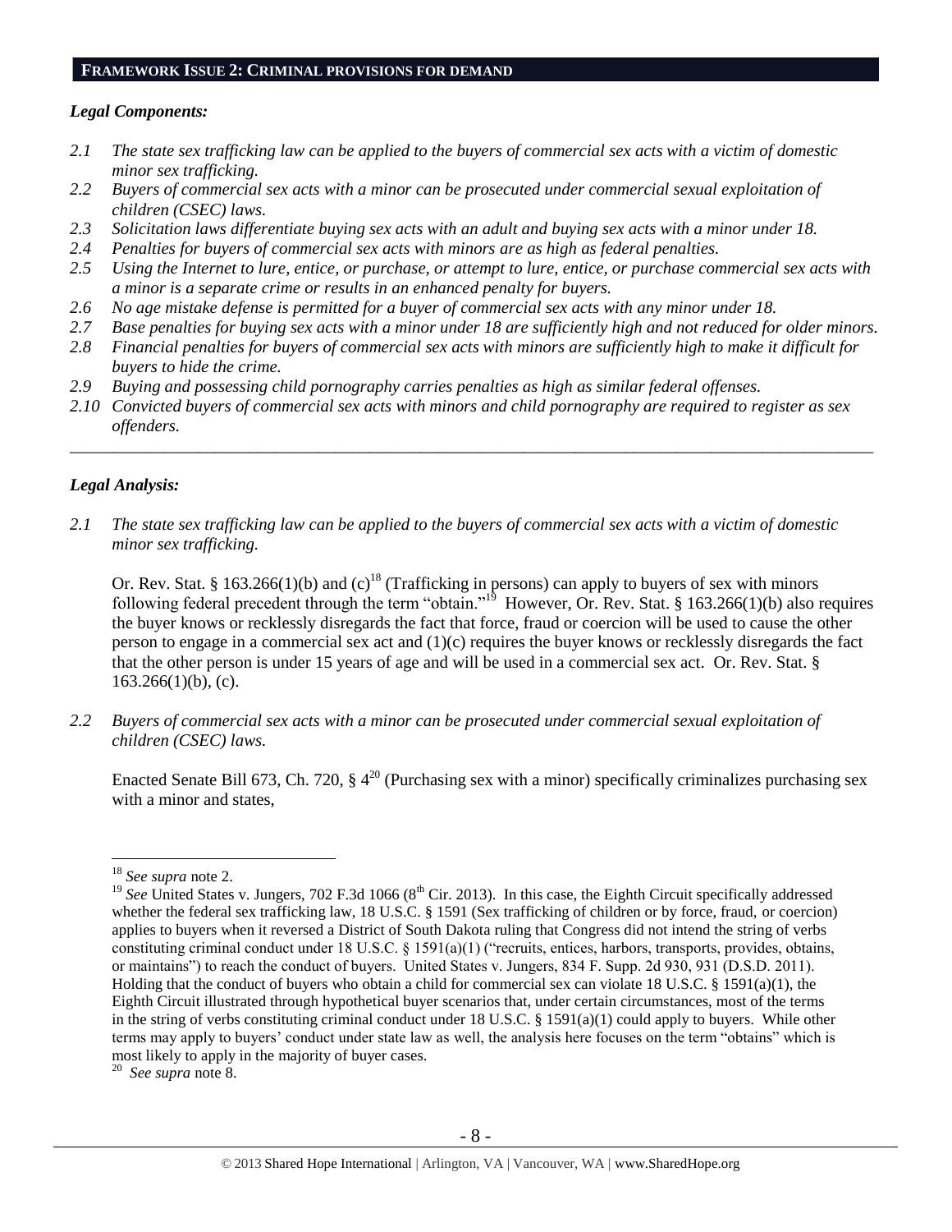## FRAMEWORK ISSUE 2: CRIMINAL PROVISIONS FOR DEMAND

### *Legal Components:*

*2.1 The state sex trafficking law can be applied to the buyers of commercial sex acts with a victim of domestic minor sex trafficking.*

*2.2 Buyers of commercial sex acts with a minor can be prosecuted under commercial sexual exploitation of children (CSEC) laws.*

*2.3 Solicitation laws differentiate buying sex acts with an adult and buying sex acts with a minor under 18.*

*2.4 Penalties for buyers of commercial sex acts with minors are as high as federal penalties.*

*2.5 Using the Internet to lure, entice, or purchase, or attempt to lure, entice, or purchase commercial sex acts with a minor is a separate crime or results in an enhanced penalty for buyers.*

*2.6 No age mistake defense is permitted for a buyer of commercial sex acts with any minor under 18.*

*2.7 Base penalties for buying sex acts with a minor under 18 are sufficiently high and not reduced for older minors.*

*2.8 Financial penalties for buyers of commercial sex acts with minors are sufficiently high to make it difficult for buyers to hide the crime.*

*2.9 Buying and possessing child pornography carries penalties as high as similar federal offenses.*

*2.10 Convicted buyers of commercial sex acts with minors and child pornography are required to register as sex offenders.*

---

### *Legal Analysis:*

*2.1 The state sex trafficking law can be applied to the buyers of commercial sex acts with a victim of domestic minor sex trafficking.*

Or. Rev. Stat. § 163.266(1)(b) and (c)[18] (Trafficking in persons) can apply to buyers of sex with minors following federal precedent through the term "obtain."[19] However, Or. Rev. Stat. § 163.266(1)(b) also requires the buyer knows or recklessly disregards the fact that force, fraud or coercion will be used to cause the other person to engage in a commercial sex act and (1)(c) requires the buyer knows or recklessly disregards the fact that the other person is under 15 years of age and will be used in a commercial sex act. Or. Rev. Stat. § 163.266(1)(b), (c).

*2.2 Buyers of commercial sex acts with a minor can be prosecuted under commercial sexual exploitation of children (CSEC) laws.*

Enacted Senate Bill 673, Ch. 720, § 4[20] (Purchasing sex with a minor) specifically criminalizes purchasing sex with a minor and states,

---

[18] *See supra* note 2.

[19] *See* United States v. Jungers, 702 F.3d 1066 (8th Cir. 2013). In this case, the Eighth Circuit specifically addressed whether the federal sex trafficking law, 18 U.S.C. § 1591 (Sex trafficking of children or by force, fraud, or coercion) applies to buyers when it reversed a District of South Dakota ruling that Congress did not intend the string of verbs constituting criminal conduct under 18 U.S.C. § 1591(a)(1) ("recruits, entices, harbors, transports, provides, obtains, or maintains") to reach the conduct of buyers. United States v. Jungers, 834 F. Supp. 2d 930, 931 (D.S.D. 2011). Holding that the conduct of buyers who obtain a child for commercial sex can violate 18 U.S.C. § 1591(a)(1), the Eighth Circuit illustrated through hypothetical buyer scenarios that, under certain circumstances, most of the terms in the string of verbs constituting criminal conduct under 18 U.S.C. § 1591(a)(1) could apply to buyers. While other terms may apply to buyers' conduct under state law as well, the analysis here focuses on the term "obtains" which is most likely to apply in the majority of buyer cases.

[20] *See supra* note 8.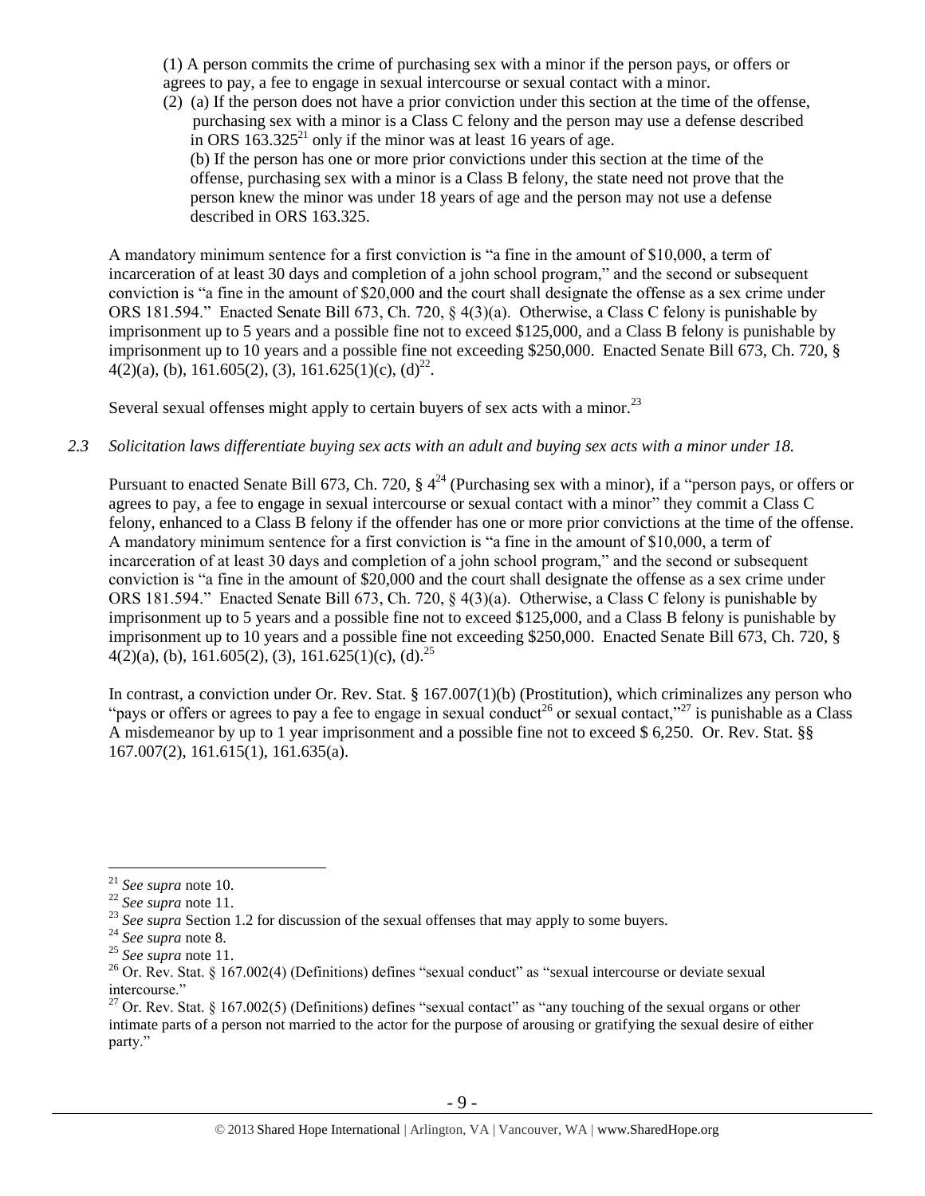(1) A person commits the crime of purchasing sex with a minor if the person pays, or offers or agrees to pay, a fee to engage in sexual intercourse or sexual contact with a minor.

(2) (a) If the person does not have a prior conviction under this section at the time of the offense, purchasing sex with a minor is a Class C felony and the person may use a defense described in ORS 163.325[21] only if the minor was at least 16 years of age.
(b) If the person has one or more prior convictions under this section at the time of the offense, purchasing sex with a minor is a Class B felony, the state need not prove that the person knew the minor was under 18 years of age and the person may not use a defense described in ORS 163.325.

A mandatory minimum sentence for a first conviction is "a fine in the amount of $10,000, a term of incarceration of at least 30 days and completion of a john school program," and the second or subsequent conviction is "a fine in the amount of $20,000 and the court shall designate the offense as a sex crime under ORS 181.594." Enacted Senate Bill 673, Ch. 720, § 4(3)(a). Otherwise, a Class C felony is punishable by imprisonment up to 5 years and a possible fine not to exceed $125,000, and a Class B felony is punishable by imprisonment up to 10 years and a possible fine not exceeding $250,000. Enacted Senate Bill 673, Ch. 720, § 4(2)(a), (b), 161.605(2), (3), 161.625(1)(c), (d)[22].

Several sexual offenses might apply to certain buyers of sex acts with a minor.[23]

*2.3 Solicitation laws differentiate buying sex acts with an adult and buying sex acts with a minor under 18.*

Pursuant to enacted Senate Bill 673, Ch. 720, § 4[24] (Purchasing sex with a minor), if a "person pays, or offers or agrees to pay, a fee to engage in sexual intercourse or sexual contact with a minor" they commit a Class C felony, enhanced to a Class B felony if the offender has one or more prior convictions at the time of the offense. A mandatory minimum sentence for a first conviction is "a fine in the amount of $10,000, a term of incarceration of at least 30 days and completion of a john school program," and the second or subsequent conviction is "a fine in the amount of $20,000 and the court shall designate the offense as a sex crime under ORS 181.594." Enacted Senate Bill 673, Ch. 720, § 4(3)(a). Otherwise, a Class C felony is punishable by imprisonment up to 5 years and a possible fine not to exceed $125,000, and a Class B felony is punishable by imprisonment up to 10 years and a possible fine not exceeding $250,000. Enacted Senate Bill 673, Ch. 720, § 4(2)(a), (b), 161.605(2), (3), 161.625(1)(c), (d).[25]

In contrast, a conviction under Or. Rev. Stat. § 167.007(1)(b) (Prostitution), which criminalizes any person who "pays or offers or agrees to pay a fee to engage in sexual conduct[26] or sexual contact,"[27] is punishable as a Class A misdemeanor by up to 1 year imprisonment and a possible fine not to exceed $ 6,250. Or. Rev. Stat. §§ 167.007(2), 161.615(1), 161.635(a).

---

[21] *See supra* note 10.
[22] *See supra* note 11.
[23] *See supra* Section 1.2 for discussion of the sexual offenses that may apply to some buyers.
[24] *See supra* note 8.
[25] *See supra* note 11.
[26] Or. Rev. Stat. § 167.002(4) (Definitions) defines "sexual conduct" as "sexual intercourse or deviate sexual intercourse."
[27] Or. Rev. Stat. § 167.002(5) (Definitions) defines "sexual contact" as "any touching of the sexual organs or other intimate parts of a person not married to the actor for the purpose of arousing or gratifying the sexual desire of either party."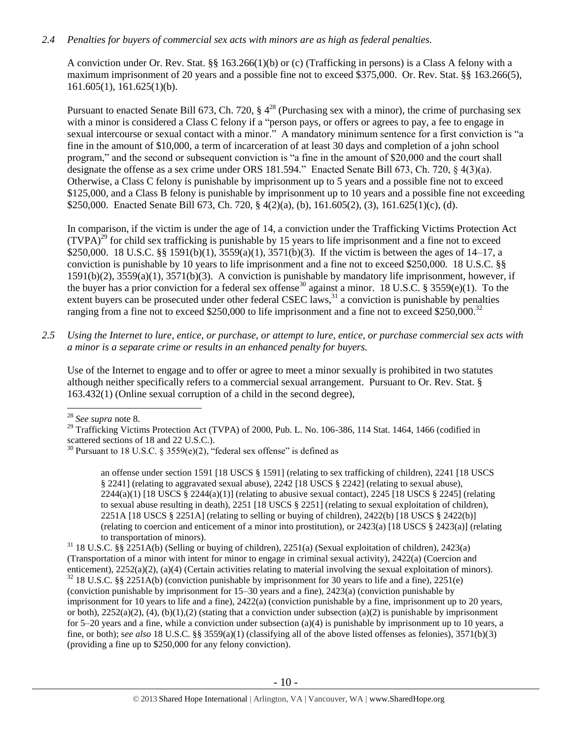*2.4 Penalties for buyers of commercial sex acts with minors are as high as federal penalties.*

A conviction under Or. Rev. Stat. §§ 163.266(1)(b) or (c) (Trafficking in persons) is a Class A felony with a maximum imprisonment of 20 years and a possible fine not to exceed $375,000. Or. Rev. Stat. §§ 163.266(5), 161.605(1), 161.625(1)(b).

Pursuant to enacted Senate Bill 673, Ch. 720, § 4[28] (Purchasing sex with a minor), the crime of purchasing sex with a minor is considered a Class C felony if a "person pays, or offers or agrees to pay, a fee to engage in sexual intercourse or sexual contact with a minor." A mandatory minimum sentence for a first conviction is "a fine in the amount of $10,000, a term of incarceration of at least 30 days and completion of a john school program," and the second or subsequent conviction is "a fine in the amount of $20,000 and the court shall designate the offense as a sex crime under ORS 181.594." Enacted Senate Bill 673, Ch. 720, § 4(3)(a). Otherwise, a Class C felony is punishable by imprisonment up to 5 years and a possible fine not to exceed $125,000, and a Class B felony is punishable by imprisonment up to 10 years and a possible fine not exceeding $250,000. Enacted Senate Bill 673, Ch. 720, § 4(2)(a), (b), 161.605(2), (3), 161.625(1)(c), (d).

In comparison, if the victim is under the age of 14, a conviction under the Trafficking Victims Protection Act (TVPA)[29] for child sex trafficking is punishable by 15 years to life imprisonment and a fine not to exceed $250,000. 18 U.S.C. §§ 1591(b)(1), 3559(a)(1), 3571(b)(3). If the victim is between the ages of 14–17, a conviction is punishable by 10 years to life imprisonment and a fine not to exceed $250,000. 18 U.S.C. §§ 1591(b)(2), 3559(a)(1), 3571(b)(3). A conviction is punishable by mandatory life imprisonment, however, if the buyer has a prior conviction for a federal sex offense[30] against a minor. 18 U.S.C. § 3559(e)(1). To the extent buyers can be prosecuted under other federal CSEC laws,[31] a conviction is punishable by penalties ranging from a fine not to exceed $250,000 to life imprisonment and a fine not to exceed $250,000.[32]

*2.5 Using the Internet to lure, entice, or purchase, or attempt to lure, entice, or purchase commercial sex acts with a minor is a separate crime or results in an enhanced penalty for buyers.*

Use of the Internet to engage and to offer or agree to meet a minor sexually is prohibited in two statutes although neither specifically refers to a commercial sexual arrangement. Pursuant to Or. Rev. Stat. § 163.432(1) (Online sexual corruption of a child in the second degree),

---

[28] *See supra* note 8.

[29] Trafficking Victims Protection Act (TVPA) of 2000, Pub. L. No. 106-386, 114 Stat. 1464, 1466 (codified in scattered sections of 18 and 22 U.S.C.).

[30] Pursuant to 18 U.S.C. § 3559(e)(2), "federal sex offense" is defined as

> an offense under section 1591 [18 USCS § 1591] (relating to sex trafficking of children), 2241 [18 USCS § 2241] (relating to aggravated sexual abuse), 2242 [18 USCS § 2242] (relating to sexual abuse), 2244(a)(1) [18 USCS § 2244(a)(1)] (relating to abusive sexual contact), 2245 [18 USCS § 2245] (relating to sexual abuse resulting in death), 2251 [18 USCS § 2251] (relating to sexual exploitation of children), 2251A [18 USCS § 2251A] (relating to selling or buying of children), 2422(b) [18 USCS § 2422(b)] (relating to coercion and enticement of a minor into prostitution), or 2423(a) [18 USCS § 2423(a)] (relating to transportation of minors).

[31] 18 U.S.C. §§ 2251A(b) (Selling or buying of children), 2251(a) (Sexual exploitation of children), 2423(a) (Transportation of a minor with intent for minor to engage in criminal sexual activity), 2422(a) (Coercion and enticement), 2252(a)(2), (a)(4) (Certain activities relating to material involving the sexual exploitation of minors).

[32] 18 U.S.C. §§ 2251A(b) (conviction punishable by imprisonment for 30 years to life and a fine), 2251(e) (conviction punishable by imprisonment for 15–30 years and a fine), 2423(a) (conviction punishable by imprisonment for 10 years to life and a fine), 2422(a) (conviction punishable by a fine, imprisonment up to 20 years, or both), 2252(a)(2), (4), (b)(1),(2) (stating that a conviction under subsection (a)(2) is punishable by imprisonment for 5–20 years and a fine, while a conviction under subsection (a)(4) is punishable by imprisonment up to 10 years, a fine, or both); *see also* 18 U.S.C. §§ 3559(a)(1) (classifying all of the above listed offenses as felonies), 3571(b)(3) (providing a fine up to $250,000 for any felony conviction).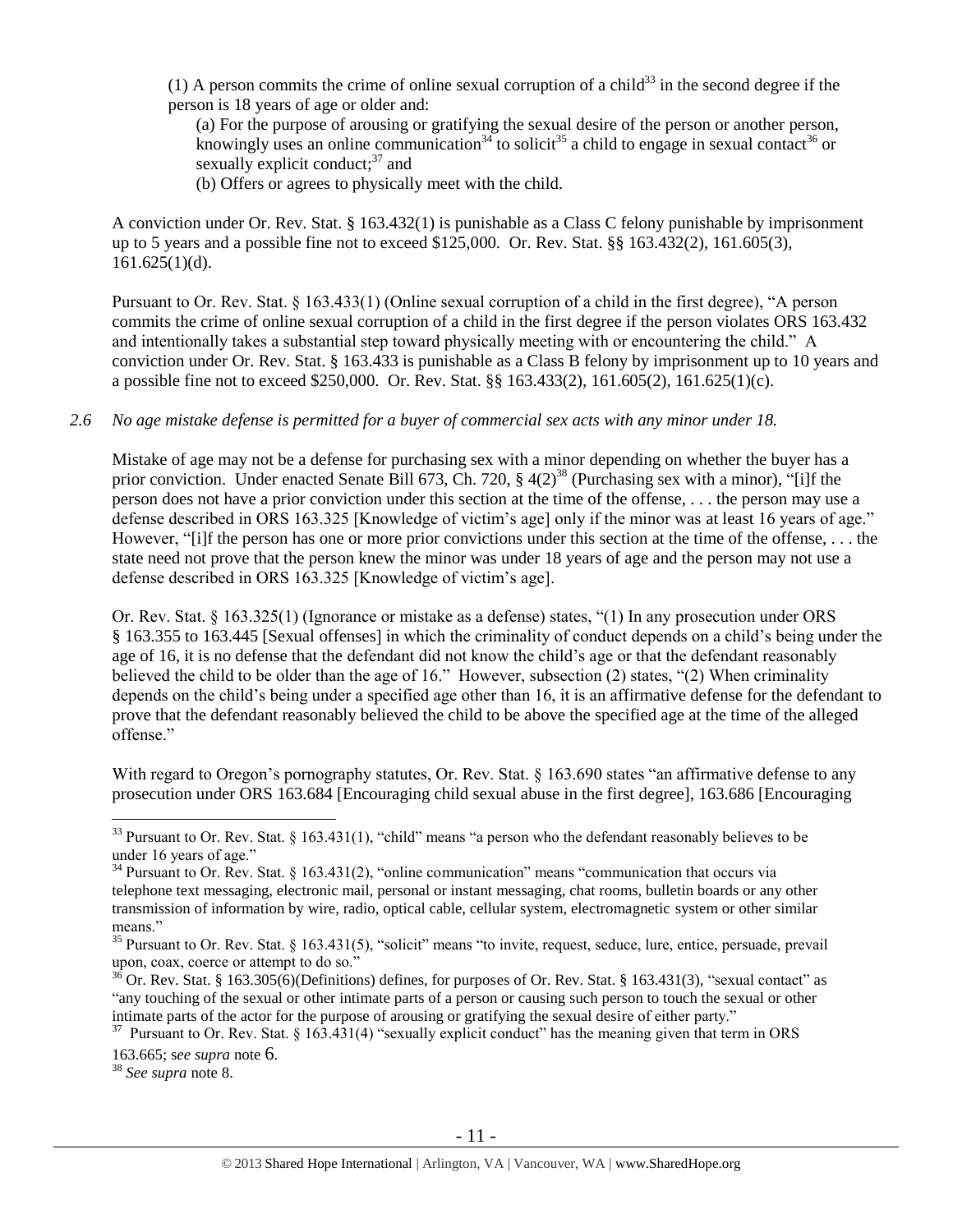(1) A person commits the crime of online sexual corruption of a child[33] in the second degree if the person is 18 years of age or older and:

(a) For the purpose of arousing or gratifying the sexual desire of the person or another person, knowingly uses an online communication[34] to solicit[35] a child to engage in sexual contact[36] or sexually explicit conduct;[37] and

(b) Offers or agrees to physically meet with the child.

A conviction under Or. Rev. Stat. § 163.432(1) is punishable as a Class C felony punishable by imprisonment up to 5 years and a possible fine not to exceed $125,000. Or. Rev. Stat. §§ 163.432(2), 161.605(3), 161.625(1)(d).

Pursuant to Or. Rev. Stat. § 163.433(1) (Online sexual corruption of a child in the first degree), "A person commits the crime of online sexual corruption of a child in the first degree if the person violates ORS 163.432 and intentionally takes a substantial step toward physically meeting with or encountering the child." A conviction under Or. Rev. Stat. § 163.433 is punishable as a Class B felony by imprisonment up to 10 years and a possible fine not to exceed $250,000. Or. Rev. Stat. §§ 163.433(2), 161.605(2), 161.625(1)(c).

*2.6 No age mistake defense is permitted for a buyer of commercial sex acts with any minor under 18.*

Mistake of age may not be a defense for purchasing sex with a minor depending on whether the buyer has a prior conviction. Under enacted Senate Bill 673, Ch. 720, § 4(2)[38] (Purchasing sex with a minor), "[i]f the person does not have a prior conviction under this section at the time of the offense, . . . the person may use a defense described in ORS 163.325 [Knowledge of victim's age] only if the minor was at least 16 years of age." However, "[i]f the person has one or more prior convictions under this section at the time of the offense, . . . the state need not prove that the person knew the minor was under 18 years of age and the person may not use a defense described in ORS 163.325 [Knowledge of victim's age].

Or. Rev. Stat. § 163.325(1) (Ignorance or mistake as a defense) states, "(1) In any prosecution under ORS § 163.355 to 163.445 [Sexual offenses] in which the criminality of conduct depends on a child's being under the age of 16, it is no defense that the defendant did not know the child's age or that the defendant reasonably believed the child to be older than the age of 16." However, subsection (2) states, "(2) When criminality depends on the child's being under a specified age other than 16, it is an affirmative defense for the defendant to prove that the defendant reasonably believed the child to be above the specified age at the time of the alleged offense."

With regard to Oregon's pornography statutes, Or. Rev. Stat. § 163.690 states "an affirmative defense to any prosecution under ORS 163.684 [Encouraging child sexual abuse in the first degree], 163.686 [Encouraging

---

[33] Pursuant to Or. Rev. Stat. § 163.431(1), "child" means "a person who the defendant reasonably believes to be under 16 years of age."

[34] Pursuant to Or. Rev. Stat. § 163.431(2), "online communication" means "communication that occurs via telephone text messaging, electronic mail, personal or instant messaging, chat rooms, bulletin boards or any other transmission of information by wire, radio, optical cable, cellular system, electromagnetic system or other similar means."

[35] Pursuant to Or. Rev. Stat. § 163.431(5), "solicit" means "to invite, request, seduce, lure, entice, persuade, prevail upon, coax, coerce or attempt to do so."

[36] Or. Rev. Stat. § 163.305(6)(Definitions) defines, for purposes of Or. Rev. Stat. § 163.431(3), "sexual contact" as "any touching of the sexual or other intimate parts of a person or causing such person to touch the sexual or other intimate parts of the actor for the purpose of arousing or gratifying the sexual desire of either party."

[37] Pursuant to Or. Rev. Stat. § 163.431(4) "sexually explicit conduct" has the meaning given that term in ORS 163.665; s*ee supra* note 6.

[38] *See supra* note 8.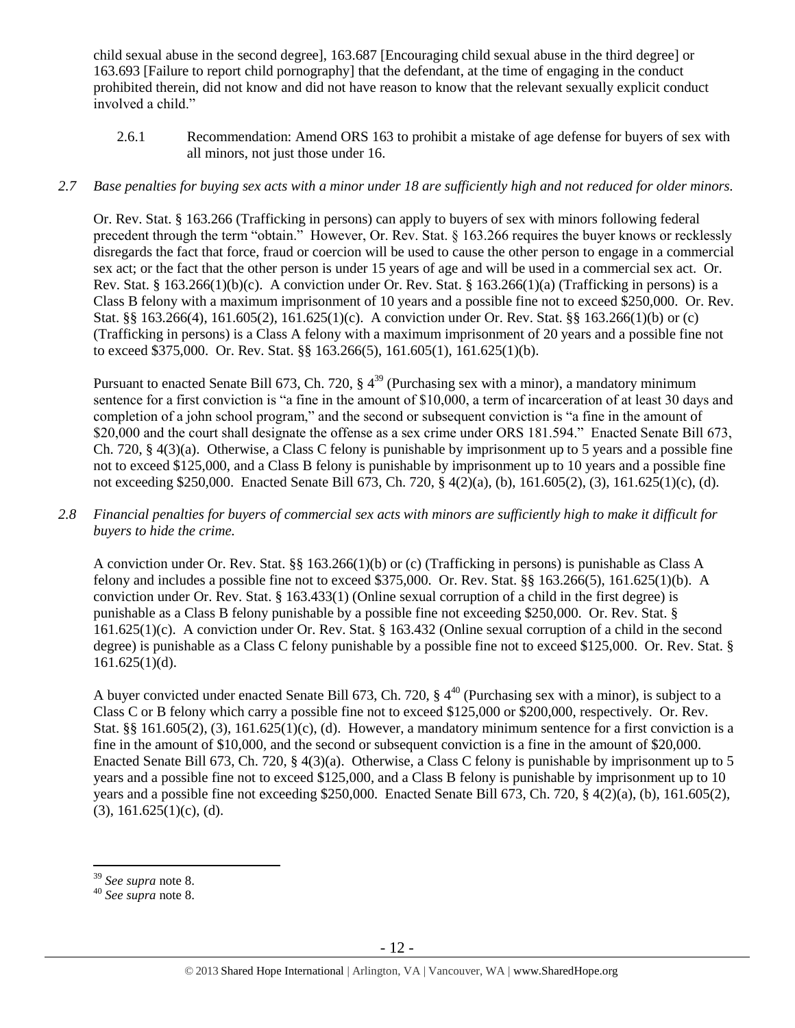child sexual abuse in the second degree], 163.687 [Encouraging child sexual abuse in the third degree] or 163.693 [Failure to report child pornography] that the defendant, at the time of engaging in the conduct prohibited therein, did not know and did not have reason to know that the relevant sexually explicit conduct involved a child."

2.6.1 Recommendation: Amend ORS 163 to prohibit a mistake of age defense for buyers of sex with all minors, not just those under 16.

*2.7 Base penalties for buying sex acts with a minor under 18 are sufficiently high and not reduced for older minors.*

Or. Rev. Stat. § 163.266 (Trafficking in persons) can apply to buyers of sex with minors following federal precedent through the term "obtain." However, Or. Rev. Stat. § 163.266 requires the buyer knows or recklessly disregards the fact that force, fraud or coercion will be used to cause the other person to engage in a commercial sex act; or the fact that the other person is under 15 years of age and will be used in a commercial sex act. Or. Rev. Stat. § 163.266(1)(b)(c). A conviction under Or. Rev. Stat. § 163.266(1)(a) (Trafficking in persons) is a Class B felony with a maximum imprisonment of 10 years and a possible fine not to exceed $250,000. Or. Rev. Stat. §§ 163.266(4), 161.605(2), 161.625(1)(c). A conviction under Or. Rev. Stat. §§ 163.266(1)(b) or (c) (Trafficking in persons) is a Class A felony with a maximum imprisonment of 20 years and a possible fine not to exceed $375,000. Or. Rev. Stat. §§ 163.266(5), 161.605(1), 161.625(1)(b).

Pursuant to enacted Senate Bill 673, Ch. 720, § 4[39] (Purchasing sex with a minor), a mandatory minimum sentence for a first conviction is "a fine in the amount of $10,000, a term of incarceration of at least 30 days and completion of a john school program," and the second or subsequent conviction is "a fine in the amount of $20,000 and the court shall designate the offense as a sex crime under ORS 181.594." Enacted Senate Bill 673, Ch. 720, § 4(3)(a). Otherwise, a Class C felony is punishable by imprisonment up to 5 years and a possible fine not to exceed $125,000, and a Class B felony is punishable by imprisonment up to 10 years and a possible fine not exceeding $250,000. Enacted Senate Bill 673, Ch. 720, § 4(2)(a), (b), 161.605(2), (3), 161.625(1)(c), (d).

*2.8 Financial penalties for buyers of commercial sex acts with minors are sufficiently high to make it difficult for buyers to hide the crime.*

A conviction under Or. Rev. Stat. §§ 163.266(1)(b) or (c) (Trafficking in persons) is punishable as Class A felony and includes a possible fine not to exceed $375,000. Or. Rev. Stat. §§ 163.266(5), 161.625(1)(b). A conviction under Or. Rev. Stat. § 163.433(1) (Online sexual corruption of a child in the first degree) is punishable as a Class B felony punishable by a possible fine not exceeding $250,000. Or. Rev. Stat. § 161.625(1)(c). A conviction under Or. Rev. Stat. § 163.432 (Online sexual corruption of a child in the second degree) is punishable as a Class C felony punishable by a possible fine not to exceed $125,000. Or. Rev. Stat. § 161.625(1)(d).

A buyer convicted under enacted Senate Bill 673, Ch. 720, § 4[40] (Purchasing sex with a minor), is subject to a Class C or B felony which carry a possible fine not to exceed $125,000 or $200,000, respectively. Or. Rev. Stat. §§ 161.605(2), (3), 161.625(1)(c), (d). However, a mandatory minimum sentence for a first conviction is a fine in the amount of $10,000, and the second or subsequent conviction is a fine in the amount of $20,000. Enacted Senate Bill 673, Ch. 720, § 4(3)(a). Otherwise, a Class C felony is punishable by imprisonment up to 5 years and a possible fine not to exceed $125,000, and a Class B felony is punishable by imprisonment up to 10 years and a possible fine not exceeding $250,000. Enacted Senate Bill 673, Ch. 720, § 4(2)(a), (b), 161.605(2), (3), 161.625(1)(c), (d).

---

[39] *See supra* note 8.

[40] *See supra* note 8.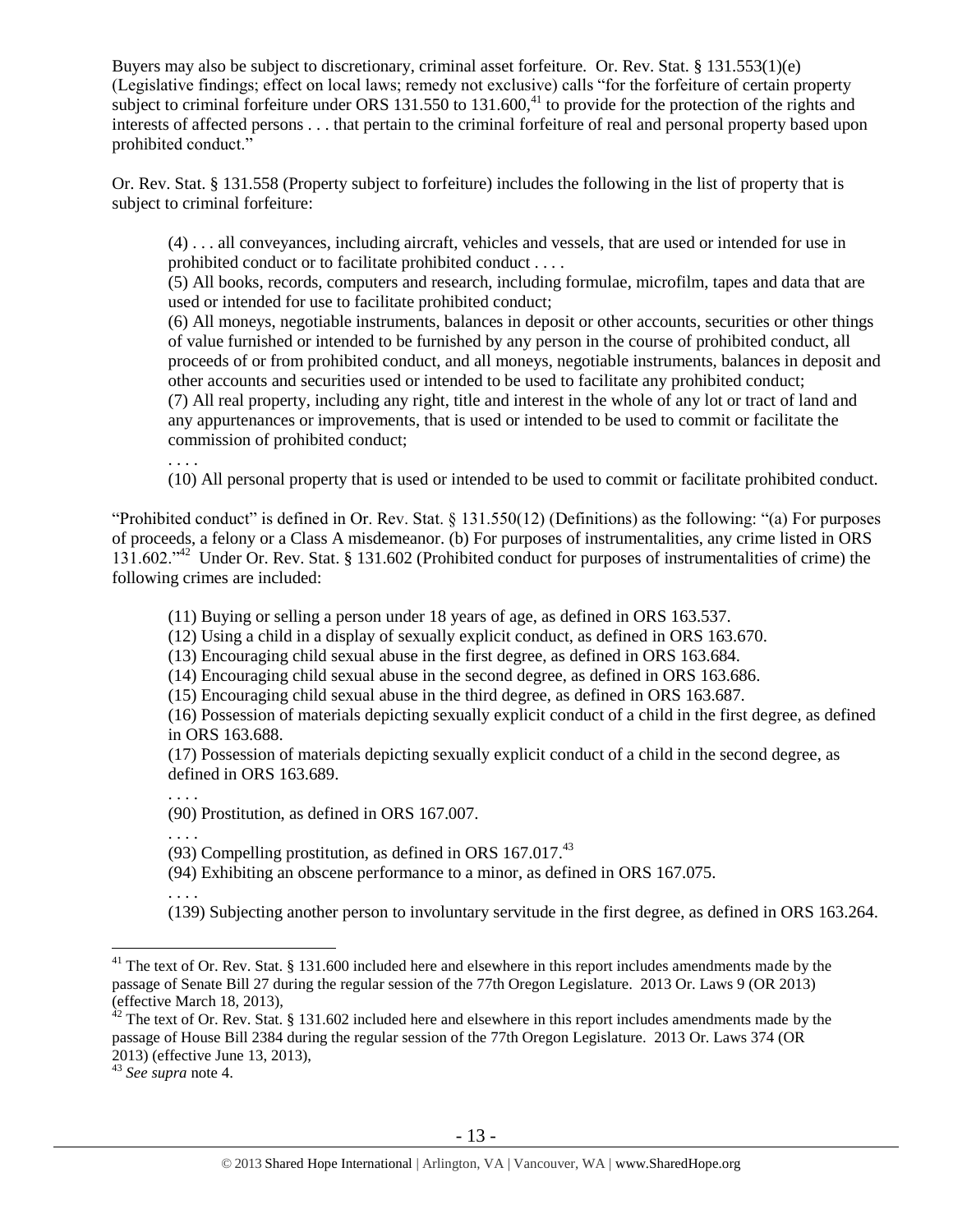Buyers may also be subject to discretionary, criminal asset forfeiture. Or. Rev. Stat. § 131.553(1)(e) (Legislative findings; effect on local laws; remedy not exclusive) calls "for the forfeiture of certain property subject to criminal forfeiture under ORS 131.550 to 131.600,[41] to provide for the protection of the rights and interests of affected persons . . . that pertain to the criminal forfeiture of real and personal property based upon prohibited conduct."

Or. Rev. Stat. § 131.558 (Property subject to forfeiture) includes the following in the list of property that is subject to criminal forfeiture:

> (4) . . . all conveyances, including aircraft, vehicles and vessels, that are used or intended for use in prohibited conduct or to facilitate prohibited conduct . . . .
>
> (5) All books, records, computers and research, including formulae, microfilm, tapes and data that are used or intended for use to facilitate prohibited conduct;
>
> (6) All moneys, negotiable instruments, balances in deposit or other accounts, securities or other things of value furnished or intended to be furnished by any person in the course of prohibited conduct, all proceeds of or from prohibited conduct, and all moneys, negotiable instruments, balances in deposit and other accounts and securities used or intended to be used to facilitate any prohibited conduct;
>
> (7) All real property, including any right, title and interest in the whole of any lot or tract of land and any appurtenances or improvements, that is used or intended to be used to commit or facilitate the commission of prohibited conduct;
>
> . . . .
>
> (10) All personal property that is used or intended to be used to commit or facilitate prohibited conduct.

"Prohibited conduct" is defined in Or. Rev. Stat. § 131.550(12) (Definitions) as the following: "(a) For purposes of proceeds, a felony or a Class A misdemeanor. (b) For purposes of instrumentalities, any crime listed in ORS 131.602."[42] Under Or. Rev. Stat. § 131.602 (Prohibited conduct for purposes of instrumentalities of crime) the following crimes are included:

> (11) Buying or selling a person under 18 years of age, as defined in ORS 163.537.
>
> (12) Using a child in a display of sexually explicit conduct, as defined in ORS 163.670.
>
> (13) Encouraging child sexual abuse in the first degree, as defined in ORS 163.684.
>
> (14) Encouraging child sexual abuse in the second degree, as defined in ORS 163.686.
>
> (15) Encouraging child sexual abuse in the third degree, as defined in ORS 163.687.
>
> (16) Possession of materials depicting sexually explicit conduct of a child in the first degree, as defined in ORS 163.688.
>
> (17) Possession of materials depicting sexually explicit conduct of a child in the second degree, as defined in ORS 163.689.
>
> . . . .
>
> (90) Prostitution, as defined in ORS 167.007.
>
> . . . .
>
> (93) Compelling prostitution, as defined in ORS 167.017.[43]
>
> (94) Exhibiting an obscene performance to a minor, as defined in ORS 167.075.
>
> . . . .
>
> (139) Subjecting another person to involuntary servitude in the first degree, as defined in ORS 163.264.

---

[41] The text of Or. Rev. Stat. § 131.600 included here and elsewhere in this report includes amendments made by the passage of Senate Bill 27 during the regular session of the 77th Oregon Legislature. 2013 Or. Laws 9 (OR 2013) (effective March 18, 2013),

[42] The text of Or. Rev. Stat. § 131.602 included here and elsewhere in this report includes amendments made by the passage of House Bill 2384 during the regular session of the 77th Oregon Legislature. 2013 Or. Laws 374 (OR 2013) (effective June 13, 2013),

[43] *See supra* note 4.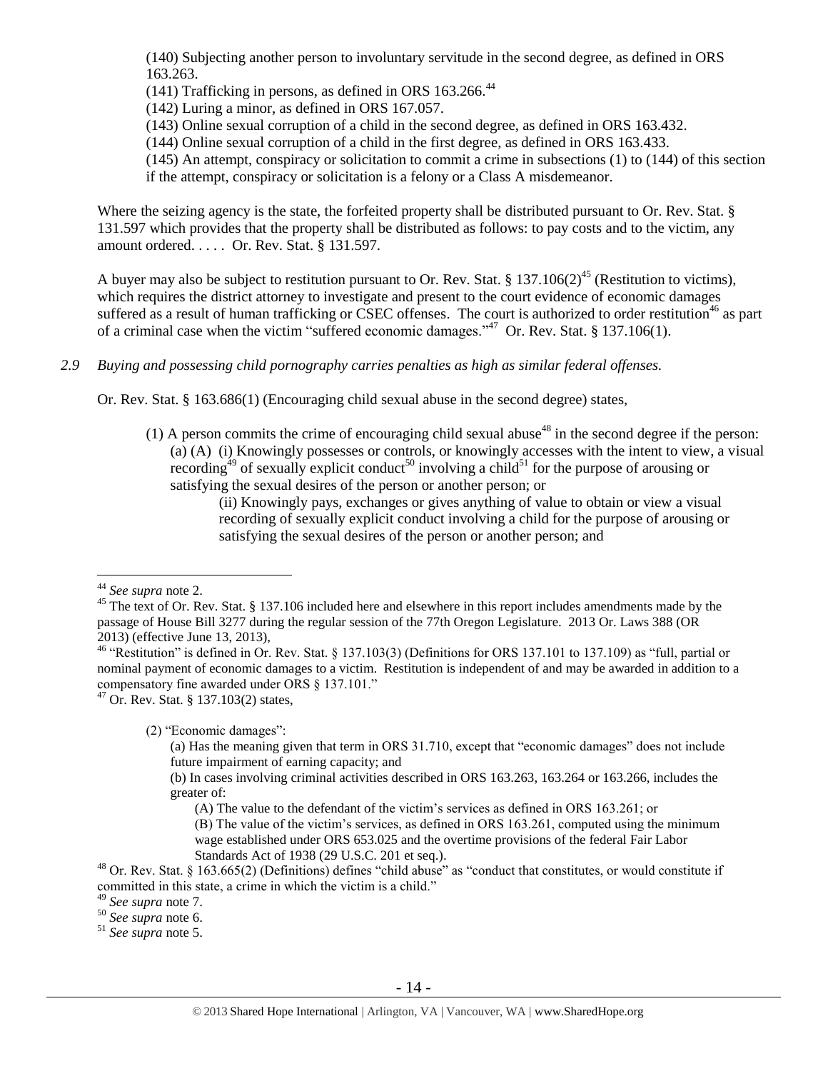(140) Subjecting another person to involuntary servitude in the second degree, as defined in ORS 163.263.

(141) Trafficking in persons, as defined in ORS 163.266.[44]

(142) Luring a minor, as defined in ORS 167.057.

(143) Online sexual corruption of a child in the second degree, as defined in ORS 163.432.

(144) Online sexual corruption of a child in the first degree, as defined in ORS 163.433.

(145) An attempt, conspiracy or solicitation to commit a crime in subsections (1) to (144) of this section if the attempt, conspiracy or solicitation is a felony or a Class A misdemeanor.

Where the seizing agency is the state, the forfeited property shall be distributed pursuant to Or. Rev. Stat. § 131.597 which provides that the property shall be distributed as follows: to pay costs and to the victim, any amount ordered. . . . . Or. Rev. Stat. § 131.597.

A buyer may also be subject to restitution pursuant to Or. Rev. Stat. § 137.106(2)[45] (Restitution to victims), which requires the district attorney to investigate and present to the court evidence of economic damages suffered as a result of human trafficking or CSEC offenses. The court is authorized to order restitution[46] as part of a criminal case when the victim "suffered economic damages."[47] Or. Rev. Stat. § 137.106(1).

*2.9 Buying and possessing child pornography carries penalties as high as similar federal offenses.*

Or. Rev. Stat. § 163.686(1) (Encouraging child sexual abuse in the second degree) states,

> (1) A person commits the crime of encouraging child sexual abuse[48] in the second degree if the person:
> (a) (A) (i) Knowingly possesses or controls, or knowingly accesses with the intent to view, a visual recording[49] of sexually explicit conduct[50] involving a child[51] for the purpose of arousing or satisfying the sexual desires of the person or another person; or
> (ii) Knowingly pays, exchanges or gives anything of value to obtain or view a visual recording of sexually explicit conduct involving a child for the purpose of arousing or satisfying the sexual desires of the person or another person; and

---

[44] *See supra* note 2.

[45] The text of Or. Rev. Stat. § 137.106 included here and elsewhere in this report includes amendments made by the passage of House Bill 3277 during the regular session of the 77th Oregon Legislature. 2013 Or. Laws 388 (OR 2013) (effective June 13, 2013),

[46] "Restitution" is defined in Or. Rev. Stat. § 137.103(3) (Definitions for ORS 137.101 to 137.109) as "full, partial or nominal payment of economic damages to a victim. Restitution is independent of and may be awarded in addition to a compensatory fine awarded under ORS § 137.101."

[47] Or. Rev. Stat. § 137.103(2) states,

> (2) "Economic damages":
> (a) Has the meaning given that term in ORS 31.710, except that "economic damages" does not include future impairment of earning capacity; and
> (b) In cases involving criminal activities described in ORS 163.263, 163.264 or 163.266, includes the greater of:
> (A) The value to the defendant of the victim's services as defined in ORS 163.261; or
> (B) The value of the victim's services, as defined in ORS 163.261, computed using the minimum wage established under ORS 653.025 and the overtime provisions of the federal Fair Labor Standards Act of 1938 (29 U.S.C. 201 et seq.).

[48] Or. Rev. Stat. § 163.665(2) (Definitions) defines "child abuse" as "conduct that constitutes, or would constitute if committed in this state, a crime in which the victim is a child."

[49] *See supra* note 7.

[50] *See supra* note 6.

[51] *See supra* note 5.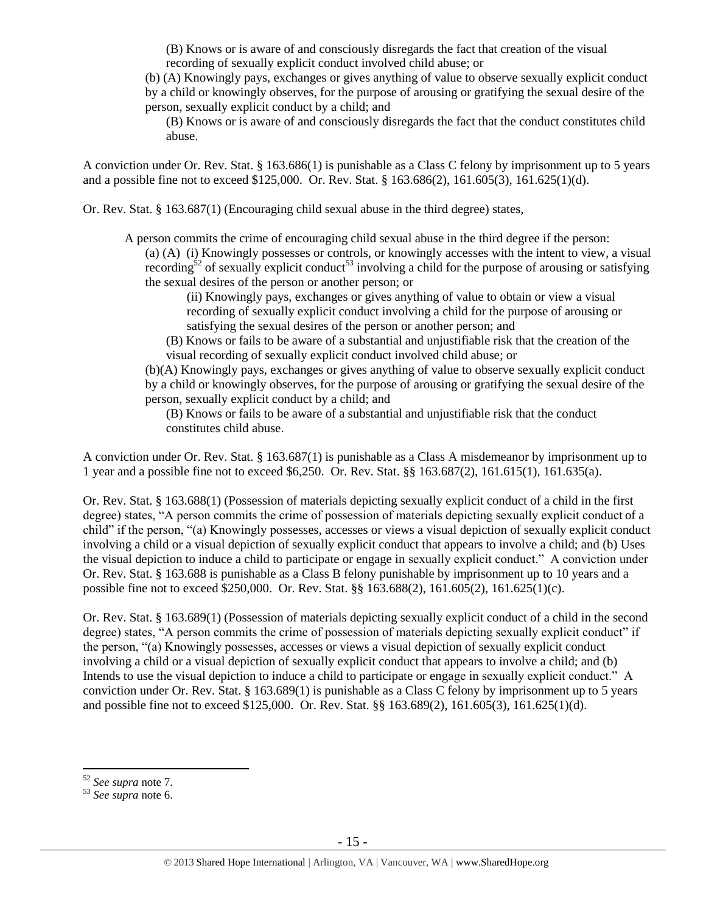(B) Knows or is aware of and consciously disregards the fact that creation of the visual recording of sexually explicit conduct involved child abuse; or

(b) (A) Knowingly pays, exchanges or gives anything of value to observe sexually explicit conduct by a child or knowingly observes, for the purpose of arousing or gratifying the sexual desire of the person, sexually explicit conduct by a child; and

(B) Knows or is aware of and consciously disregards the fact that the conduct constitutes child abuse.

A conviction under Or. Rev. Stat. § 163.686(1) is punishable as a Class C felony by imprisonment up to 5 years and a possible fine not to exceed $125,000. Or. Rev. Stat. § 163.686(2), 161.605(3), 161.625(1)(d).

Or. Rev. Stat. § 163.687(1) (Encouraging child sexual abuse in the third degree) states,

> A person commits the crime of encouraging child sexual abuse in the third degree if the person:
>
> (a) (A) (i) Knowingly possesses or controls, or knowingly accesses with the intent to view, a visual recording[52] of sexually explicit conduct[53] involving a child for the purpose of arousing or satisfying the sexual desires of the person or another person; or
>
> (ii) Knowingly pays, exchanges or gives anything of value to obtain or view a visual recording of sexually explicit conduct involving a child for the purpose of arousing or satisfying the sexual desires of the person or another person; and
>
> (B) Knows or fails to be aware of a substantial and unjustifiable risk that the creation of the visual recording of sexually explicit conduct involved child abuse; or
>
> (b)(A) Knowingly pays, exchanges or gives anything of value to observe sexually explicit conduct by a child or knowingly observes, for the purpose of arousing or gratifying the sexual desire of the person, sexually explicit conduct by a child; and
>
> (B) Knows or fails to be aware of a substantial and unjustifiable risk that the conduct constitutes child abuse.

A conviction under Or. Rev. Stat. § 163.687(1) is punishable as a Class A misdemeanor by imprisonment up to 1 year and a possible fine not to exceed $6,250. Or. Rev. Stat. §§ 163.687(2), 161.615(1), 161.635(a).

Or. Rev. Stat. § 163.688(1) (Possession of materials depicting sexually explicit conduct of a child in the first degree) states, "A person commits the crime of possession of materials depicting sexually explicit conduct of a child" if the person, "(a) Knowingly possesses, accesses or views a visual depiction of sexually explicit conduct involving a child or a visual depiction of sexually explicit conduct that appears to involve a child; and (b) Uses the visual depiction to induce a child to participate or engage in sexually explicit conduct." A conviction under Or. Rev. Stat. § 163.688 is punishable as a Class B felony punishable by imprisonment up to 10 years and a possible fine not to exceed $250,000. Or. Rev. Stat. §§ 163.688(2), 161.605(2), 161.625(1)(c).

Or. Rev. Stat. § 163.689(1) (Possession of materials depicting sexually explicit conduct of a child in the second degree) states, "A person commits the crime of possession of materials depicting sexually explicit conduct" if the person, "(a) Knowingly possesses, accesses or views a visual depiction of sexually explicit conduct involving a child or a visual depiction of sexually explicit conduct that appears to involve a child; and (b) Intends to use the visual depiction to induce a child to participate or engage in sexually explicit conduct." A conviction under Or. Rev. Stat. § 163.689(1) is punishable as a Class C felony by imprisonment up to 5 years and possible fine not to exceed $125,000. Or. Rev. Stat. §§ 163.689(2), 161.605(3), 161.625(1)(d).

---

[52] *See supra* note 7.

[53] *See supra* note 6.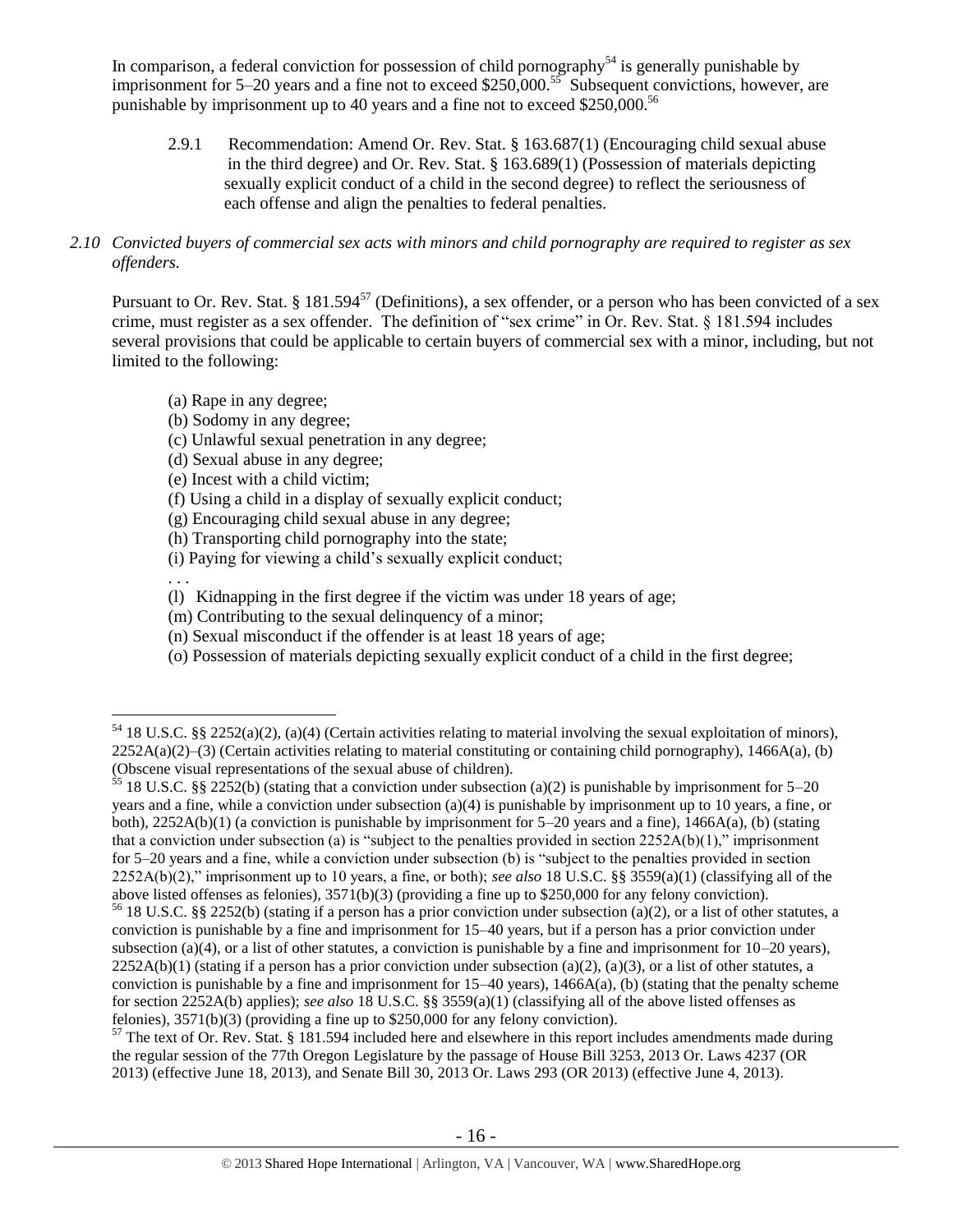In comparison, a federal conviction for possession of child pornography[54] is generally punishable by imprisonment for 5–20 years and a fine not to exceed $250,000.[55] Subsequent convictions, however, are punishable by imprisonment up to 40 years and a fine not to exceed $250,000.[56]

2.9.1 Recommendation: Amend Or. Rev. Stat. § 163.687(1) (Encouraging child sexual abuse in the third degree) and Or. Rev. Stat. § 163.689(1) (Possession of materials depicting sexually explicit conduct of a child in the second degree) to reflect the seriousness of each offense and align the penalties to federal penalties.

*2.10 Convicted buyers of commercial sex acts with minors and child pornography are required to register as sex offenders.*

Pursuant to Or. Rev. Stat. § 181.594[57] (Definitions), a sex offender, or a person who has been convicted of a sex crime, must register as a sex offender. The definition of "sex crime" in Or. Rev. Stat. § 181.594 includes several provisions that could be applicable to certain buyers of commercial sex with a minor, including, but not limited to the following:

(a) Rape in any degree;
(b) Sodomy in any degree;
(c) Unlawful sexual penetration in any degree;
(d) Sexual abuse in any degree;
(e) Incest with a child victim;
(f) Using a child in a display of sexually explicit conduct;
(g) Encouraging child sexual abuse in any degree;
(h) Transporting child pornography into the state;
(i) Paying for viewing a child's sexually explicit conduct;
. . .
(l) Kidnapping in the first degree if the victim was under 18 years of age;
(m) Contributing to the sexual delinquency of a minor;
(n) Sexual misconduct if the offender is at least 18 years of age;
(o) Possession of materials depicting sexually explicit conduct of a child in the first degree;

---

[54] 18 U.S.C. §§ 2252(a)(2), (a)(4) (Certain activities relating to material involving the sexual exploitation of minors), 2252A(a)(2)–(3) (Certain activities relating to material constituting or containing child pornography), 1466A(a), (b) (Obscene visual representations of the sexual abuse of children).

[55] 18 U.S.C. §§ 2252(b) (stating that a conviction under subsection (a)(2) is punishable by imprisonment for 5–20 years and a fine, while a conviction under subsection (a)(4) is punishable by imprisonment up to 10 years, a fine, or both), 2252A(b)(1) (a conviction is punishable by imprisonment for 5–20 years and a fine), 1466A(a), (b) (stating that a conviction under subsection (a) is "subject to the penalties provided in section 2252A(b)(1)," imprisonment for 5–20 years and a fine, while a conviction under subsection (b) is "subject to the penalties provided in section 2252A(b)(2)," imprisonment up to 10 years, a fine, or both); *see also* 18 U.S.C. §§ 3559(a)(1) (classifying all of the above listed offenses as felonies), 3571(b)(3) (providing a fine up to $250,000 for any felony conviction).

[56] 18 U.S.C. §§ 2252(b) (stating if a person has a prior conviction under subsection (a)(2), or a list of other statutes, a conviction is punishable by a fine and imprisonment for 15–40 years, but if a person has a prior conviction under subsection (a)(4), or a list of other statutes, a conviction is punishable by a fine and imprisonment for 10–20 years), 2252A(b)(1) (stating if a person has a prior conviction under subsection (a)(2), (a)(3), or a list of other statutes, a conviction is punishable by a fine and imprisonment for 15–40 years), 1466A(a), (b) (stating that the penalty scheme for section 2252A(b) applies); *see also* 18 U.S.C. §§ 3559(a)(1) (classifying all of the above listed offenses as felonies), 3571(b)(3) (providing a fine up to $250,000 for any felony conviction).

[57] The text of Or. Rev. Stat. § 181.594 included here and elsewhere in this report includes amendments made during the regular session of the 77th Oregon Legislature by the passage of House Bill 3253, 2013 Or. Laws 4237 (OR 2013) (effective June 18, 2013), and Senate Bill 30, 2013 Or. Laws 293 (OR 2013) (effective June 4, 2013).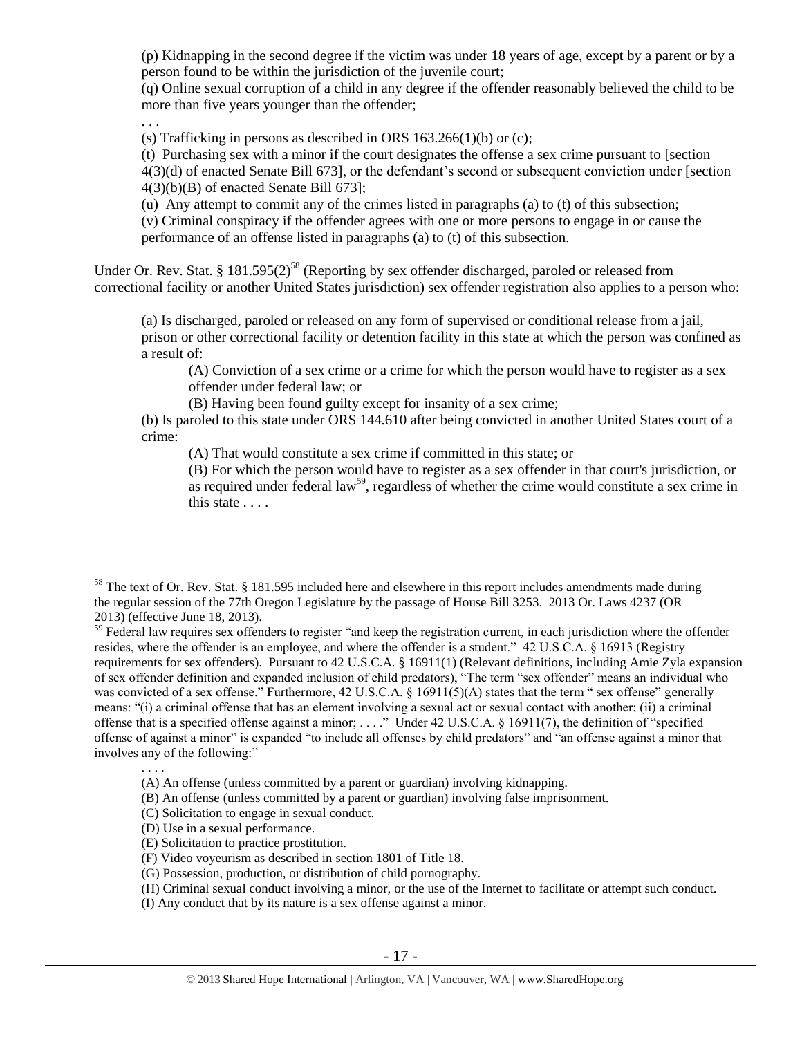(p) Kidnapping in the second degree if the victim was under 18 years of age, except by a parent or by a person found to be within the jurisdiction of the juvenile court;

(q) Online sexual corruption of a child in any degree if the offender reasonably believed the child to be more than five years younger than the offender;

. . .

(s) Trafficking in persons as described in ORS 163.266(1)(b) or (c);

(t) Purchasing sex with a minor if the court designates the offense a sex crime pursuant to [section 4(3)(d) of enacted Senate Bill 673], or the defendant's second or subsequent conviction under [section 4(3)(b)(B) of enacted Senate Bill 673];

(u) Any attempt to commit any of the crimes listed in paragraphs (a) to (t) of this subsection;

(v) Criminal conspiracy if the offender agrees with one or more persons to engage in or cause the performance of an offense listed in paragraphs (a) to (t) of this subsection.

Under Or. Rev. Stat. § 181.595(2)[58] (Reporting by sex offender discharged, paroled or released from correctional facility or another United States jurisdiction) sex offender registration also applies to a person who:

> (a) Is discharged, paroled or released on any form of supervised or conditional release from a jail, prison or other correctional facility or detention facility in this state at which the person was confined as a result of:
>
> > (A) Conviction of a sex crime or a crime for which the person would have to register as a sex offender under federal law; or
> >
> > (B) Having been found guilty except for insanity of a sex crime;
>
> (b) Is paroled to this state under ORS 144.610 after being convicted in another United States court of a crime:
>
> > (A) That would constitute a sex crime if committed in this state; or
> >
> > (B) For which the person would have to register as a sex offender in that court's jurisdiction, or as required under federal law[59], regardless of whether the crime would constitute a sex crime in this state . . . .

---

[58] The text of Or. Rev. Stat. § 181.595 included here and elsewhere in this report includes amendments made during the regular session of the 77th Oregon Legislature by the passage of House Bill 3253. 2013 Or. Laws 4237 (OR 2013) (effective June 18, 2013).

[59] Federal law requires sex offenders to register "and keep the registration current, in each jurisdiction where the offender resides, where the offender is an employee, and where the offender is a student." 42 U.S.C.A. § 16913 (Registry requirements for sex offenders). Pursuant to 42 U.S.C.A. § 16911(1) (Relevant definitions, including Amie Zyla expansion of sex offender definition and expanded inclusion of child predators), "The term "sex offender" means an individual who was convicted of a sex offense." Furthermore, 42 U.S.C.A. § 16911(5)(A) states that the term " sex offense" generally means: "(i) a criminal offense that has an element involving a sexual act or sexual contact with another; (ii) a criminal offense that is a specified offense against a minor; . . . ." Under 42 U.S.C.A. § 16911(7), the definition of "specified offense of against a minor" is expanded "to include all offenses by child predators" and "an offense against a minor that involves any of the following:"

> . . . .
>
> (A) An offense (unless committed by a parent or guardian) involving kidnapping.
>
> (B) An offense (unless committed by a parent or guardian) involving false imprisonment.
>
> (C) Solicitation to engage in sexual conduct.
>
> (D) Use in a sexual performance.
>
> (E) Solicitation to practice prostitution.
>
> (F) Video voyeurism as described in section 1801 of Title 18.
>
> (G) Possession, production, or distribution of child pornography.
>
> (H) Criminal sexual conduct involving a minor, or the use of the Internet to facilitate or attempt such conduct.
>
> (I) Any conduct that by its nature is a sex offense against a minor.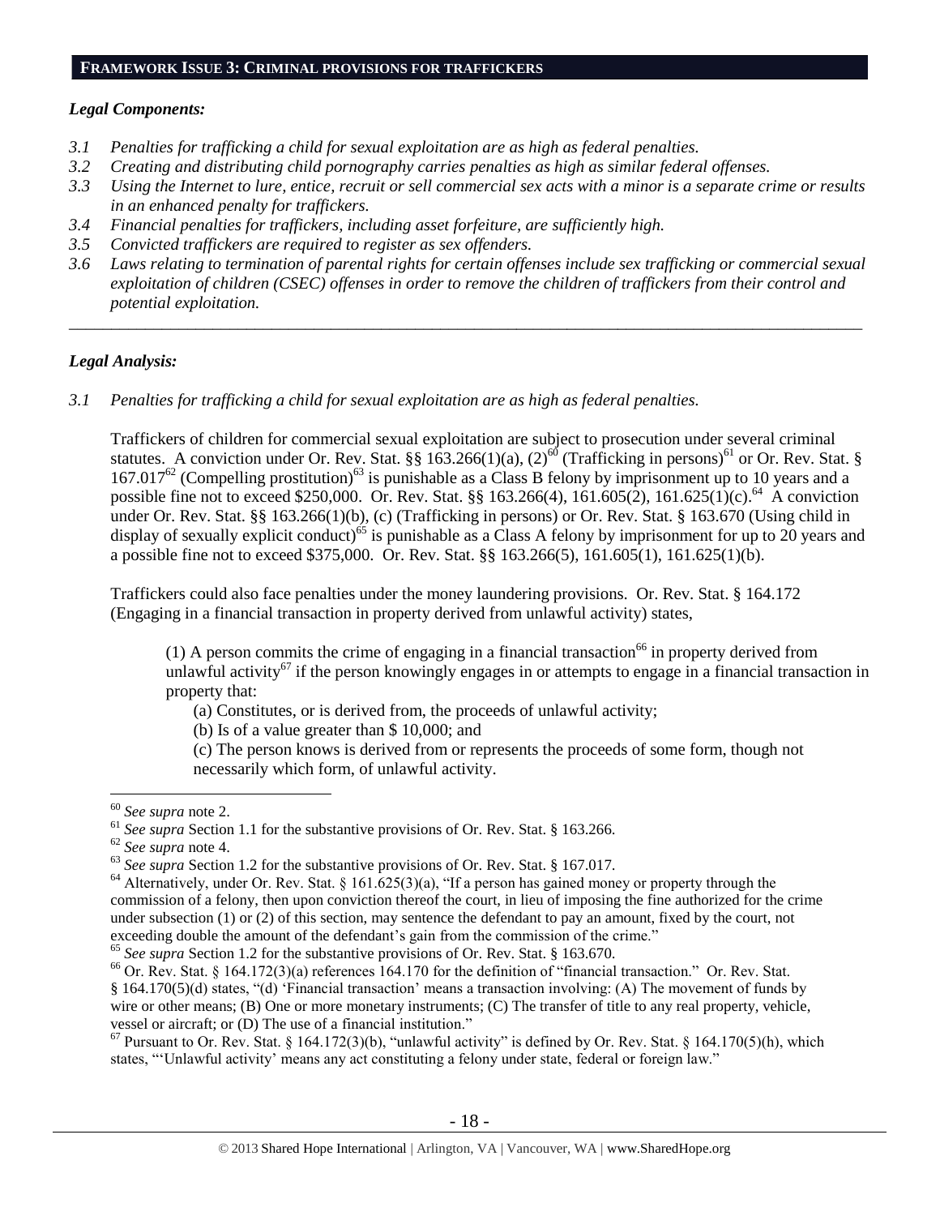## FRAMEWORK ISSUE 3: CRIMINAL PROVISIONS FOR TRAFFICKERS

### *Legal Components:*

*3.1 Penalties for trafficking a child for sexual exploitation are as high as federal penalties.*
*3.2 Creating and distributing child pornography carries penalties as high as similar federal offenses.*
*3.3 Using the Internet to lure, entice, recruit or sell commercial sex acts with a minor is a separate crime or results in an enhanced penalty for traffickers.*
*3.4 Financial penalties for traffickers, including asset forfeiture, are sufficiently high.*
*3.5 Convicted traffickers are required to register as sex offenders.*
*3.6 Laws relating to termination of parental rights for certain offenses include sex trafficking or commercial sexual exploitation of children (CSEC) offenses in order to remove the children of traffickers from their control and potential exploitation.*

---

### *Legal Analysis:*

*3.1 Penalties for trafficking a child for sexual exploitation are as high as federal penalties.*

Traffickers of children for commercial sexual exploitation are subject to prosecution under several criminal statutes. A conviction under Or. Rev. Stat. §§ 163.266(1)(a), (2)[60] (Trafficking in persons)[61] or Or. Rev. Stat. § 167.017[62] (Compelling prostitution)[63] is punishable as a Class B felony by imprisonment up to 10 years and a possible fine not to exceed $250,000. Or. Rev. Stat. §§ 163.266(4), 161.605(2), 161.625(1)(c).[64] A conviction under Or. Rev. Stat. §§ 163.266(1)(b), (c) (Trafficking in persons) or Or. Rev. Stat. § 163.670 (Using child in display of sexually explicit conduct)[65] is punishable as a Class A felony by imprisonment for up to 20 years and a possible fine not to exceed $375,000. Or. Rev. Stat. §§ 163.266(5), 161.605(1), 161.625(1)(b).

Traffickers could also face penalties under the money laundering provisions. Or. Rev. Stat. § 164.172 (Engaging in a financial transaction in property derived from unlawful activity) states,

> (1) A person commits the crime of engaging in a financial transaction[66] in property derived from unlawful activity[67] if the person knowingly engages in or attempts to engage in a financial transaction in property that:
>
> (a) Constitutes, or is derived from, the proceeds of unlawful activity;
>
> (b) Is of a value greater than $ 10,000; and
>
> (c) The person knows is derived from or represents the proceeds of some form, though not necessarily which form, of unlawful activity.

---

[60] *See supra* note 2.

[61] *See supra* Section 1.1 for the substantive provisions of Or. Rev. Stat. § 163.266.

[62] *See supra* note 4.

[63] *See supra* Section 1.2 for the substantive provisions of Or. Rev. Stat. § 167.017.

[64] Alternatively, under Or. Rev. Stat. § 161.625(3)(a), "If a person has gained money or property through the commission of a felony, then upon conviction thereof the court, in lieu of imposing the fine authorized for the crime under subsection (1) or (2) of this section, may sentence the defendant to pay an amount, fixed by the court, not exceeding double the amount of the defendant's gain from the commission of the crime."

[65] *See supra* Section 1.2 for the substantive provisions of Or. Rev. Stat. § 163.670.

[66] Or. Rev. Stat. § 164.172(3)(a) references 164.170 for the definition of "financial transaction." Or. Rev. Stat. § 164.170(5)(d) states, "(d) 'Financial transaction' means a transaction involving: (A) The movement of funds by wire or other means; (B) One or more monetary instruments; (C) The transfer of title to any real property, vehicle, vessel or aircraft; or (D) The use of a financial institution."

[67] Pursuant to Or. Rev. Stat. § 164.172(3)(b), "unlawful activity" is defined by Or. Rev. Stat. § 164.170(5)(h), which states, "'Unlawful activity' means any act constituting a felony under state, federal or foreign law."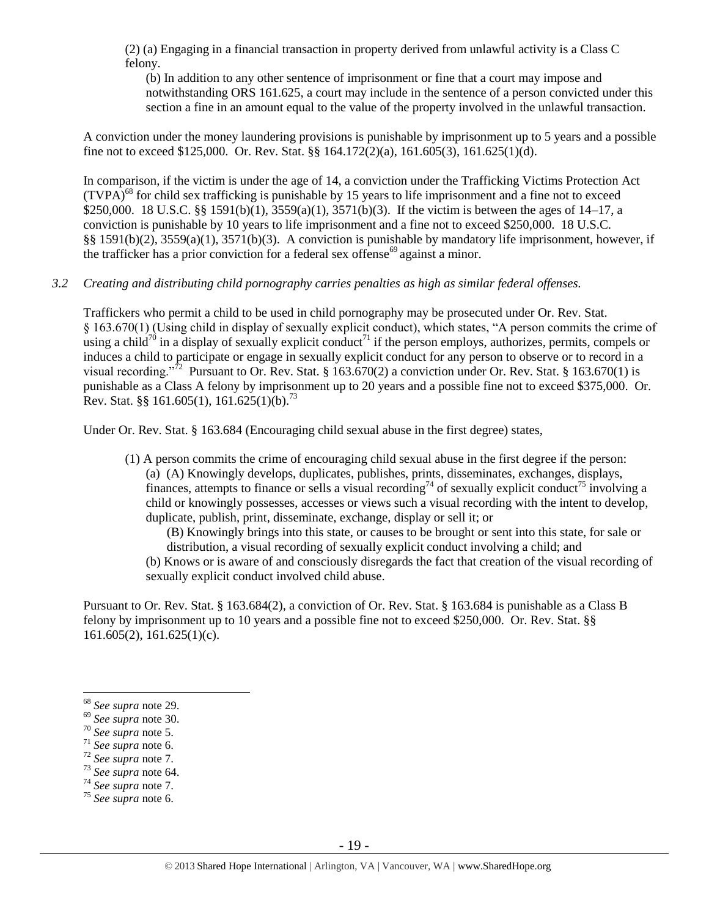(2) (a) Engaging in a financial transaction in property derived from unlawful activity is a Class C felony.

(b) In addition to any other sentence of imprisonment or fine that a court may impose and notwithstanding ORS 161.625, a court may include in the sentence of a person convicted under this section a fine in an amount equal to the value of the property involved in the unlawful transaction.

A conviction under the money laundering provisions is punishable by imprisonment up to 5 years and a possible fine not to exceed $125,000. Or. Rev. Stat. §§ 164.172(2)(a), 161.605(3), 161.625(1)(d).

In comparison, if the victim is under the age of 14, a conviction under the Trafficking Victims Protection Act (TVPA)[68] for child sex trafficking is punishable by 15 years to life imprisonment and a fine not to exceed $250,000. 18 U.S.C. §§ 1591(b)(1), 3559(a)(1), 3571(b)(3). If the victim is between the ages of 14–17, a conviction is punishable by 10 years to life imprisonment and a fine not to exceed $250,000. 18 U.S.C. §§ 1591(b)(2), 3559(a)(1), 3571(b)(3). A conviction is punishable by mandatory life imprisonment, however, if the trafficker has a prior conviction for a federal sex offense[69] against a minor.

*3.2 Creating and distributing child pornography carries penalties as high as similar federal offenses.*

Traffickers who permit a child to be used in child pornography may be prosecuted under Or. Rev. Stat. § 163.670(1) (Using child in display of sexually explicit conduct), which states, "A person commits the crime of using a child[70] in a display of sexually explicit conduct[71] if the person employs, authorizes, permits, compels or induces a child to participate or engage in sexually explicit conduct for any person to observe or to record in a visual recording."[72] Pursuant to Or. Rev. Stat. § 163.670(2) a conviction under Or. Rev. Stat. § 163.670(1) is punishable as a Class A felony by imprisonment up to 20 years and a possible fine not to exceed $375,000. Or. Rev. Stat. §§ 161.605(1), 161.625(1)(b).[73]

Under Or. Rev. Stat. § 163.684 (Encouraging child sexual abuse in the first degree) states,

(1) A person commits the crime of encouraging child sexual abuse in the first degree if the person:

(a) (A) Knowingly develops, duplicates, publishes, prints, disseminates, exchanges, displays, finances, attempts to finance or sells a visual recording[74] of sexually explicit conduct[75] involving a child or knowingly possesses, accesses or views such a visual recording with the intent to develop, duplicate, publish, print, disseminate, exchange, display or sell it; or

(B) Knowingly brings into this state, or causes to be brought or sent into this state, for sale or distribution, a visual recording of sexually explicit conduct involving a child; and

(b) Knows or is aware of and consciously disregards the fact that creation of the visual recording of sexually explicit conduct involved child abuse.

Pursuant to Or. Rev. Stat. § 163.684(2), a conviction of Or. Rev. Stat. § 163.684 is punishable as a Class B felony by imprisonment up to 10 years and a possible fine not to exceed $250,000. Or. Rev. Stat. §§ 161.605(2), 161.625(1)(c).

---

[68] *See supra* note 29.

[69] *See supra* note 30.

[70] *See supra* note 5.

[71] *See supra* note 6.

[72] *See supra* note 7.

[73] *See supra* note 64.

[74] *See supra* note 7.

[75] *See supra* note 6.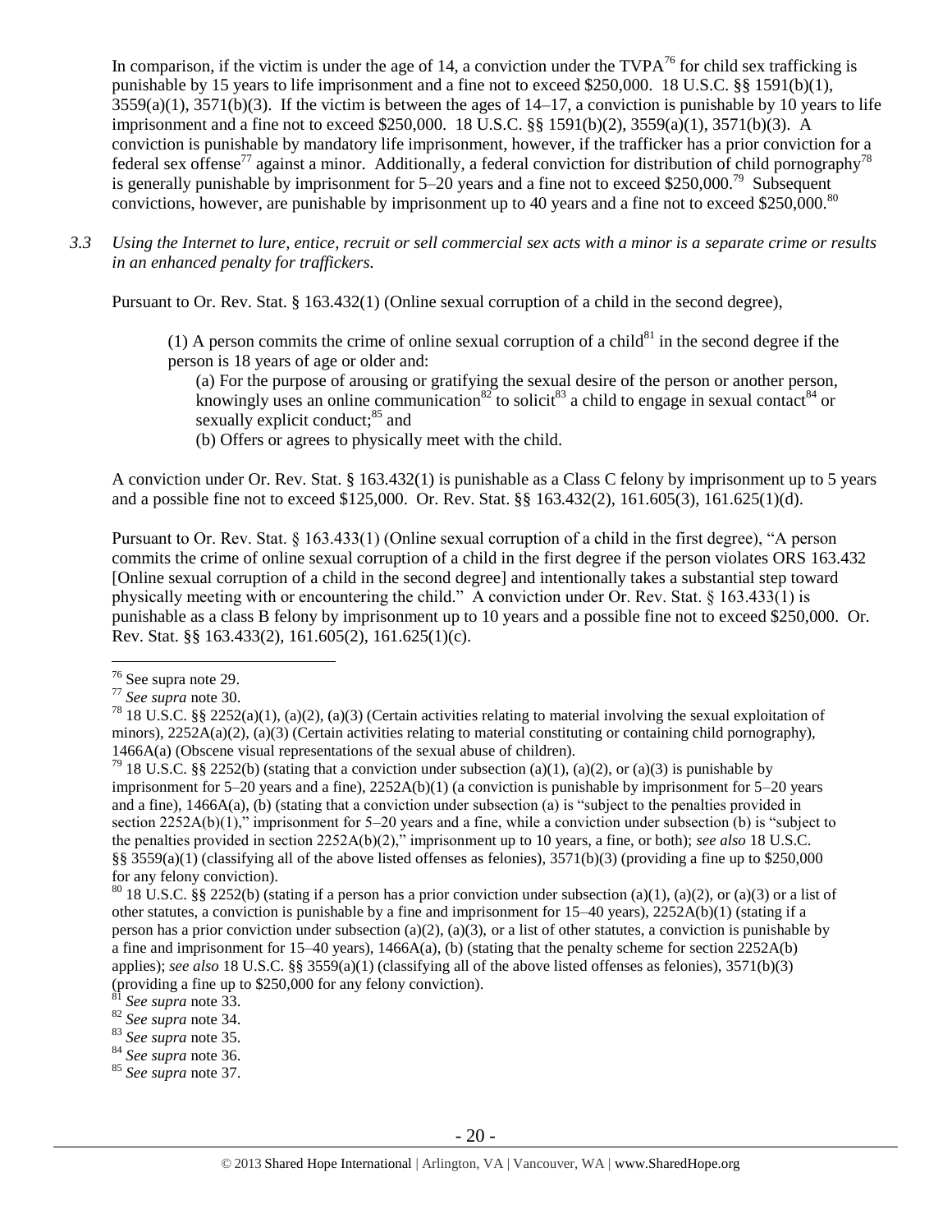In comparison, if the victim is under the age of 14, a conviction under the TVPA[76] for child sex trafficking is punishable by 15 years to life imprisonment and a fine not to exceed $250,000. 18 U.S.C. §§ 1591(b)(1), 3559(a)(1), 3571(b)(3). If the victim is between the ages of 14–17, a conviction is punishable by 10 years to life imprisonment and a fine not to exceed $250,000. 18 U.S.C. §§ 1591(b)(2), 3559(a)(1), 3571(b)(3). A conviction is punishable by mandatory life imprisonment, however, if the trafficker has a prior conviction for a federal sex offense[77] against a minor. Additionally, a federal conviction for distribution of child pornography[78] is generally punishable by imprisonment for 5–20 years and a fine not to exceed $250,000.[79] Subsequent convictions, however, are punishable by imprisonment up to 40 years and a fine not to exceed $250,000.[80]

*3.3 Using the Internet to lure, entice, recruit or sell commercial sex acts with a minor is a separate crime or results in an enhanced penalty for traffickers.*

Pursuant to Or. Rev. Stat. § 163.432(1) (Online sexual corruption of a child in the second degree),

> (1) A person commits the crime of online sexual corruption of a child[81] in the second degree if the person is 18 years of age or older and:
>
> (a) For the purpose of arousing or gratifying the sexual desire of the person or another person, knowingly uses an online communication[82] to solicit[83] a child to engage in sexual contact[84] or sexually explicit conduct;[85] and
>
> (b) Offers or agrees to physically meet with the child.

A conviction under Or. Rev. Stat. § 163.432(1) is punishable as a Class C felony by imprisonment up to 5 years and a possible fine not to exceed $125,000. Or. Rev. Stat. §§ 163.432(2), 161.605(3), 161.625(1)(d).

Pursuant to Or. Rev. Stat. § 163.433(1) (Online sexual corruption of a child in the first degree), "A person commits the crime of online sexual corruption of a child in the first degree if the person violates ORS 163.432 [Online sexual corruption of a child in the second degree] and intentionally takes a substantial step toward physically meeting with or encountering the child." A conviction under Or. Rev. Stat. § 163.433(1) is punishable as a class B felony by imprisonment up to 10 years and a possible fine not to exceed $250,000. Or. Rev. Stat. §§ 163.433(2), 161.605(2), 161.625(1)(c).

---

[76] See supra note 29.

[77] *See supra* note 30.

[78] 18 U.S.C. §§ 2252(a)(1), (a)(2), (a)(3) (Certain activities relating to material involving the sexual exploitation of minors), 2252A(a)(2), (a)(3) (Certain activities relating to material constituting or containing child pornography), 1466A(a) (Obscene visual representations of the sexual abuse of children).

[79] 18 U.S.C. §§ 2252(b) (stating that a conviction under subsection (a)(1), (a)(2), or (a)(3) is punishable by imprisonment for 5–20 years and a fine), 2252A(b)(1) (a conviction is punishable by imprisonment for 5–20 years and a fine), 1466A(a), (b) (stating that a conviction under subsection (a) is "subject to the penalties provided in section 2252A(b)(1)," imprisonment for 5–20 years and a fine, while a conviction under subsection (b) is "subject to the penalties provided in section 2252A(b)(2)," imprisonment up to 10 years, a fine, or both); *see also* 18 U.S.C. §§ 3559(a)(1) (classifying all of the above listed offenses as felonies), 3571(b)(3) (providing a fine up to $250,000 for any felony conviction).

[80] 18 U.S.C. §§ 2252(b) (stating if a person has a prior conviction under subsection (a)(1), (a)(2), or (a)(3) or a list of other statutes, a conviction is punishable by a fine and imprisonment for 15–40 years), 2252A(b)(1) (stating if a person has a prior conviction under subsection (a)(2), (a)(3), or a list of other statutes, a conviction is punishable by a fine and imprisonment for 15–40 years), 1466A(a), (b) (stating that the penalty scheme for section 2252A(b) applies); *see also* 18 U.S.C. §§ 3559(a)(1) (classifying all of the above listed offenses as felonies), 3571(b)(3) (providing a fine up to $250,000 for any felony conviction).

[81] *See supra* note 33.

[82] *See supra* note 34.

[83] *See supra* note 35.

[84] *See supra* note 36.

[85] *See supra* note 37.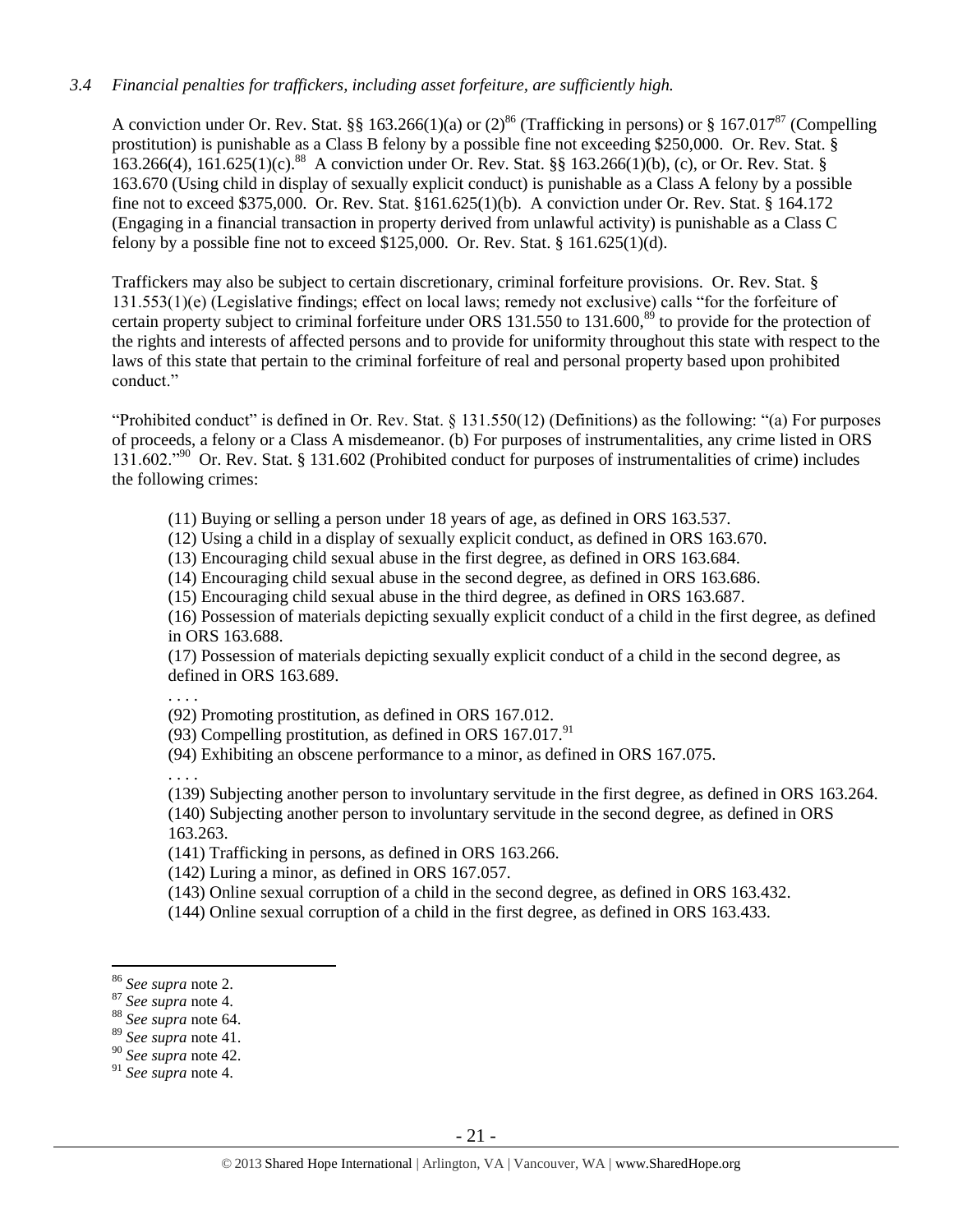*3.4 Financial penalties for traffickers, including asset forfeiture, are sufficiently high.*

A conviction under Or. Rev. Stat. §§ 163.266(1)(a) or (2)[86] (Trafficking in persons) or § 167.017[87] (Compelling prostitution) is punishable as a Class B felony by a possible fine not exceeding $250,000. Or. Rev. Stat. § 163.266(4), 161.625(1)(c).[88] A conviction under Or. Rev. Stat. §§ 163.266(1)(b), (c), or Or. Rev. Stat. § 163.670 (Using child in display of sexually explicit conduct) is punishable as a Class A felony by a possible fine not to exceed $375,000. Or. Rev. Stat. §161.625(1)(b). A conviction under Or. Rev. Stat. § 164.172 (Engaging in a financial transaction in property derived from unlawful activity) is punishable as a Class C felony by a possible fine not to exceed $125,000. Or. Rev. Stat. § 161.625(1)(d).

Traffickers may also be subject to certain discretionary, criminal forfeiture provisions. Or. Rev. Stat. § 131.553(1)(e) (Legislative findings; effect on local laws; remedy not exclusive) calls "for the forfeiture of certain property subject to criminal forfeiture under ORS 131.550 to 131.600,[89] to provide for the protection of the rights and interests of affected persons and to provide for uniformity throughout this state with respect to the laws of this state that pertain to the criminal forfeiture of real and personal property based upon prohibited conduct."

"Prohibited conduct" is defined in Or. Rev. Stat. § 131.550(12) (Definitions) as the following: "(a) For purposes of proceeds, a felony or a Class A misdemeanor. (b) For purposes of instrumentalities, any crime listed in ORS 131.602."[90] Or. Rev. Stat. § 131.602 (Prohibited conduct for purposes of instrumentalities of crime) includes the following crimes:

> (11) Buying or selling a person under 18 years of age, as defined in ORS 163.537.
> (12) Using a child in a display of sexually explicit conduct, as defined in ORS 163.670.
> (13) Encouraging child sexual abuse in the first degree, as defined in ORS 163.684.
> (14) Encouraging child sexual abuse in the second degree, as defined in ORS 163.686.
> (15) Encouraging child sexual abuse in the third degree, as defined in ORS 163.687.
> (16) Possession of materials depicting sexually explicit conduct of a child in the first degree, as defined in ORS 163.688.
> (17) Possession of materials depicting sexually explicit conduct of a child in the second degree, as defined in ORS 163.689.
> . . . .
> (92) Promoting prostitution, as defined in ORS 167.012.
> (93) Compelling prostitution, as defined in ORS 167.017.[91]
> (94) Exhibiting an obscene performance to a minor, as defined in ORS 167.075.
> . . . .
> (139) Subjecting another person to involuntary servitude in the first degree, as defined in ORS 163.264.
> (140) Subjecting another person to involuntary servitude in the second degree, as defined in ORS 163.263.
> (141) Trafficking in persons, as defined in ORS 163.266.
> (142) Luring a minor, as defined in ORS 167.057.
> (143) Online sexual corruption of a child in the second degree, as defined in ORS 163.432.
> (144) Online sexual corruption of a child in the first degree, as defined in ORS 163.433.

---

[86] *See supra* note 2.
[87] *See supra* note 4.
[88] *See supra* note 64.
[89] *See supra* note 41.
[90] *See supra* note 42.
[91] *See supra* note 4.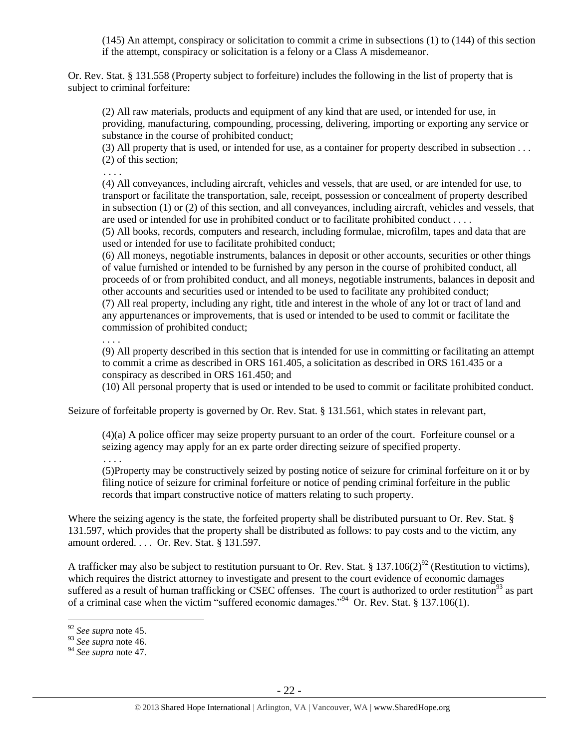(145) An attempt, conspiracy or solicitation to commit a crime in subsections (1) to (144) of this section if the attempt, conspiracy or solicitation is a felony or a Class A misdemeanor.

Or. Rev. Stat. § 131.558 (Property subject to forfeiture) includes the following in the list of property that is subject to criminal forfeiture:

> (2) All raw materials, products and equipment of any kind that are used, or intended for use, in providing, manufacturing, compounding, processing, delivering, importing or exporting any service or substance in the course of prohibited conduct;
>
> (3) All property that is used, or intended for use, as a container for property described in subsection . . . (2) of this section;
>
> . . . .
>
> (4) All conveyances, including aircraft, vehicles and vessels, that are used, or are intended for use, to transport or facilitate the transportation, sale, receipt, possession or concealment of property described in subsection (1) or (2) of this section, and all conveyances, including aircraft, vehicles and vessels, that are used or intended for use in prohibited conduct or to facilitate prohibited conduct . . . .
>
> (5) All books, records, computers and research, including formulae, microfilm, tapes and data that are used or intended for use to facilitate prohibited conduct;
>
> (6) All moneys, negotiable instruments, balances in deposit or other accounts, securities or other things of value furnished or intended to be furnished by any person in the course of prohibited conduct, all proceeds of or from prohibited conduct, and all moneys, negotiable instruments, balances in deposit and other accounts and securities used or intended to be used to facilitate any prohibited conduct;
>
> (7) All real property, including any right, title and interest in the whole of any lot or tract of land and any appurtenances or improvements, that is used or intended to be used to commit or facilitate the commission of prohibited conduct;
>
> . . . .
>
> (9) All property described in this section that is intended for use in committing or facilitating an attempt to commit a crime as described in ORS 161.405, a solicitation as described in ORS 161.435 or a conspiracy as described in ORS 161.450; and
>
> (10) All personal property that is used or intended to be used to commit or facilitate prohibited conduct.

Seizure of forfeitable property is governed by Or. Rev. Stat. § 131.561, which states in relevant part,

> (4)(a) A police officer may seize property pursuant to an order of the court. Forfeiture counsel or a seizing agency may apply for an ex parte order directing seizure of specified property.
>
> . . . .
>
> (5)Property may be constructively seized by posting notice of seizure for criminal forfeiture on it or by filing notice of seizure for criminal forfeiture or notice of pending criminal forfeiture in the public records that impart constructive notice of matters relating to such property.

Where the seizing agency is the state, the forfeited property shall be distributed pursuant to Or. Rev. Stat. § 131.597, which provides that the property shall be distributed as follows: to pay costs and to the victim, any amount ordered. . . . Or. Rev. Stat. § 131.597.

A trafficker may also be subject to restitution pursuant to Or. Rev. Stat. § 137.106(2)[92] (Restitution to victims), which requires the district attorney to investigate and present to the court evidence of economic damages suffered as a result of human trafficking or CSEC offenses. The court is authorized to order restitution[93] as part of a criminal case when the victim "suffered economic damages."[94] Or. Rev. Stat. § 137.106(1).

[92] *See supra* note 45.

[93] *See supra* note 46.

[94] *See supra* note 47.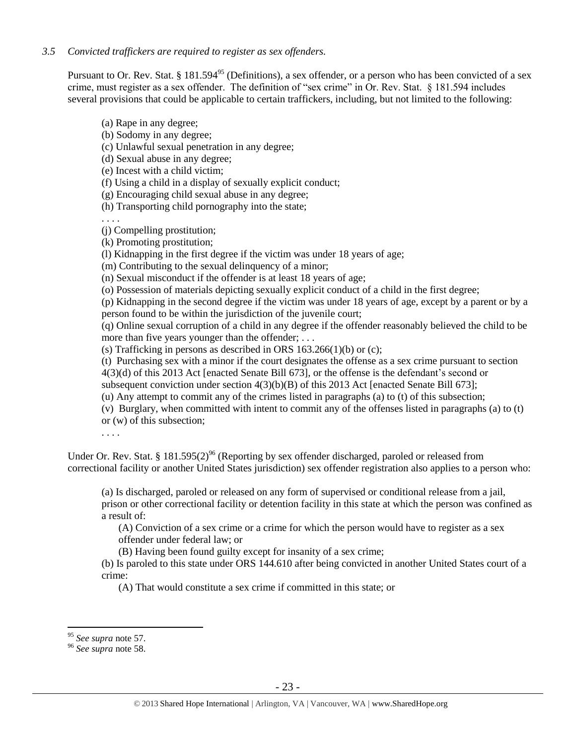*3.5 Convicted traffickers are required to register as sex offenders.*

Pursuant to Or. Rev. Stat. § 181.594[95] (Definitions), a sex offender, or a person who has been convicted of a sex crime, must register as a sex offender. The definition of "sex crime" in Or. Rev. Stat. § 181.594 includes several provisions that could be applicable to certain traffickers, including, but not limited to the following:

> (a) Rape in any degree;
> (b) Sodomy in any degree;
> (c) Unlawful sexual penetration in any degree;
> (d) Sexual abuse in any degree;
> (e) Incest with a child victim;
> (f) Using a child in a display of sexually explicit conduct;
> (g) Encouraging child sexual abuse in any degree;
> (h) Transporting child pornography into the state;
> . . . .
> (j) Compelling prostitution;
> (k) Promoting prostitution;
> (l) Kidnapping in the first degree if the victim was under 18 years of age;
> (m) Contributing to the sexual delinquency of a minor;
> (n) Sexual misconduct if the offender is at least 18 years of age;
> (o) Possession of materials depicting sexually explicit conduct of a child in the first degree;
> (p) Kidnapping in the second degree if the victim was under 18 years of age, except by a parent or by a person found to be within the jurisdiction of the juvenile court;
> (q) Online sexual corruption of a child in any degree if the offender reasonably believed the child to be more than five years younger than the offender; . . .
> (s) Trafficking in persons as described in ORS 163.266(1)(b) or (c);
> (t) Purchasing sex with a minor if the court designates the offense as a sex crime pursuant to section 4(3)(d) of this 2013 Act [enacted Senate Bill 673], or the offense is the defendant's second or subsequent conviction under section 4(3)(b)(B) of this 2013 Act [enacted Senate Bill 673];
> (u) Any attempt to commit any of the crimes listed in paragraphs (a) to (t) of this subsection;
> (v) Burglary, when committed with intent to commit any of the offenses listed in paragraphs (a) to (t) or (w) of this subsection;
> . . . .

Under Or. Rev. Stat. § 181.595(2)[96] (Reporting by sex offender discharged, paroled or released from correctional facility or another United States jurisdiction) sex offender registration also applies to a person who:

> (a) Is discharged, paroled or released on any form of supervised or conditional release from a jail, prison or other correctional facility or detention facility in this state at which the person was confined as a result of:
>
> > (A) Conviction of a sex crime or a crime for which the person would have to register as a sex offender under federal law; or
> > (B) Having been found guilty except for insanity of a sex crime;
>
> (b) Is paroled to this state under ORS 144.610 after being convicted in another United States court of a crime:
>
> > (A) That would constitute a sex crime if committed in this state; or

---

[95] *See supra* note 57.

[96] *See supra* note 58.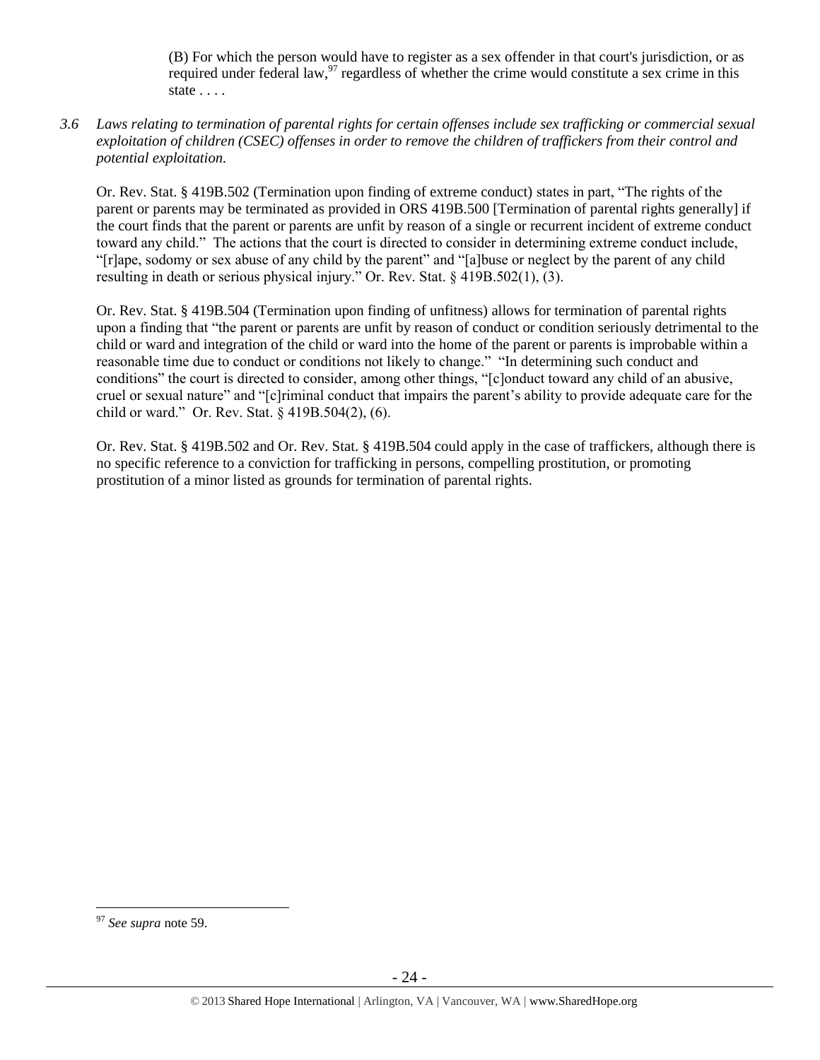(B) For which the person would have to register as a sex offender in that court's jurisdiction, or as required under federal law,[97] regardless of whether the crime would constitute a sex crime in this state . . . .

*3.6 Laws relating to termination of parental rights for certain offenses include sex trafficking or commercial sexual exploitation of children (CSEC) offenses in order to remove the children of traffickers from their control and potential exploitation.*

Or. Rev. Stat. § 419B.502 (Termination upon finding of extreme conduct) states in part, "The rights of the parent or parents may be terminated as provided in ORS 419B.500 [Termination of parental rights generally] if the court finds that the parent or parents are unfit by reason of a single or recurrent incident of extreme conduct toward any child." The actions that the court is directed to consider in determining extreme conduct include, "[r]ape, sodomy or sex abuse of any child by the parent" and "[a]buse or neglect by the parent of any child resulting in death or serious physical injury." Or. Rev. Stat. § 419B.502(1), (3).

Or. Rev. Stat. § 419B.504 (Termination upon finding of unfitness) allows for termination of parental rights upon a finding that "the parent or parents are unfit by reason of conduct or condition seriously detrimental to the child or ward and integration of the child or ward into the home of the parent or parents is improbable within a reasonable time due to conduct or conditions not likely to change." "In determining such conduct and conditions" the court is directed to consider, among other things, "[c]onduct toward any child of an abusive, cruel or sexual nature" and "[c]riminal conduct that impairs the parent's ability to provide adequate care for the child or ward." Or. Rev. Stat. § 419B.504(2), (6).

Or. Rev. Stat. § 419B.502 and Or. Rev. Stat. § 419B.504 could apply in the case of traffickers, although there is no specific reference to a conviction for trafficking in persons, compelling prostitution, or promoting prostitution of a minor listed as grounds for termination of parental rights.

---

[97] *See supra* note 59.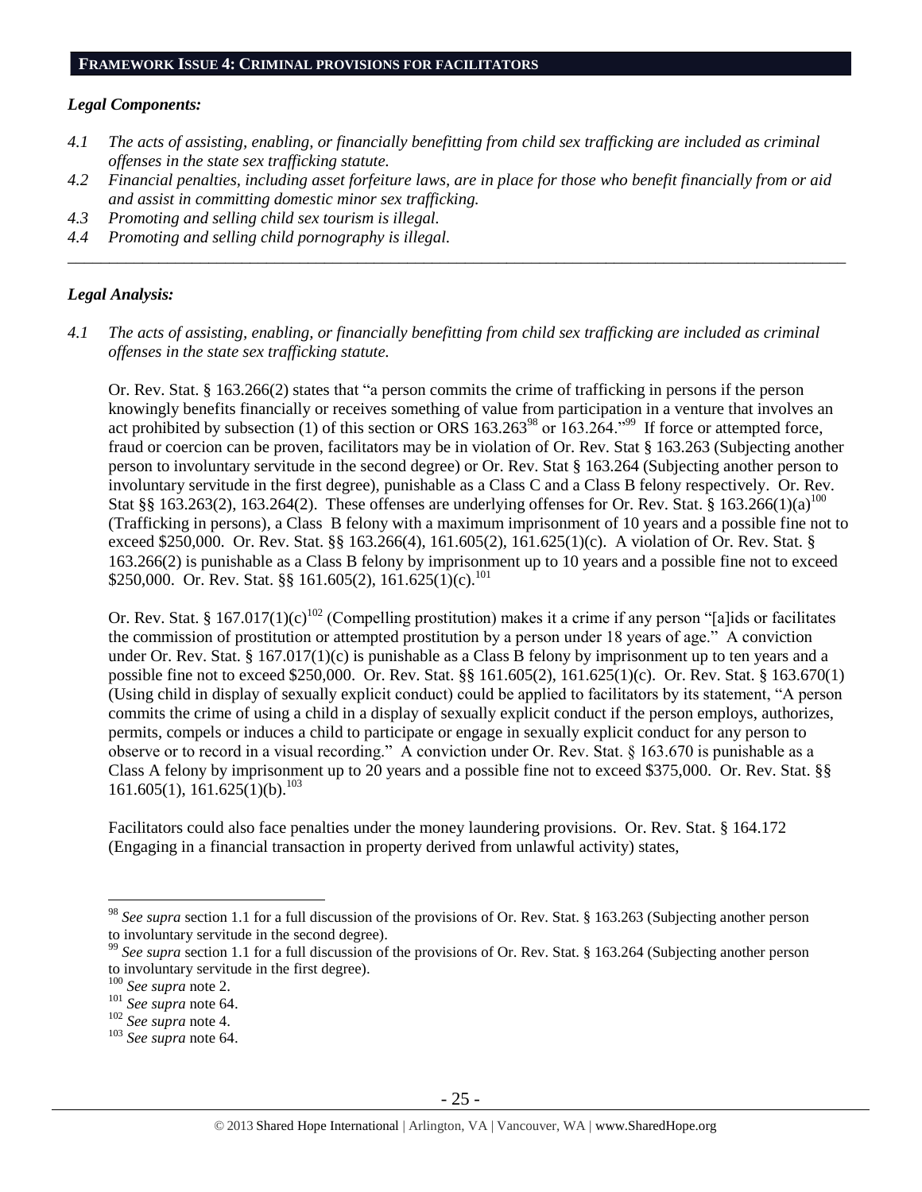## FRAMEWORK ISSUE 4: CRIMINAL PROVISIONS FOR FACILITATORS

### *Legal Components:*

*4.1 The acts of assisting, enabling, or financially benefitting from child sex trafficking are included as criminal offenses in the state sex trafficking statute.*

*4.2 Financial penalties, including asset forfeiture laws, are in place for those who benefit financially from or aid and assist in committing domestic minor sex trafficking.*

*4.3 Promoting and selling child sex tourism is illegal.*

*4.4 Promoting and selling child pornography is illegal.*

---

### *Legal Analysis:*

*4.1 The acts of assisting, enabling, or financially benefitting from child sex trafficking are included as criminal offenses in the state sex trafficking statute.*

Or. Rev. Stat. § 163.266(2) states that "a person commits the crime of trafficking in persons if the person knowingly benefits financially or receives something of value from participation in a venture that involves an act prohibited by subsection (1) of this section or ORS 163.263[98] or 163.264."[99] If force or attempted force, fraud or coercion can be proven, facilitators may be in violation of Or. Rev. Stat § 163.263 (Subjecting another person to involuntary servitude in the second degree) or Or. Rev. Stat § 163.264 (Subjecting another person to involuntary servitude in the first degree), punishable as a Class C and a Class B felony respectively. Or. Rev. Stat §§ 163.263(2), 163.264(2). These offenses are underlying offenses for Or. Rev. Stat. § 163.266(1)(a)[100] (Trafficking in persons), a Class B felony with a maximum imprisonment of 10 years and a possible fine not to exceed $250,000. Or. Rev. Stat. §§ 163.266(4), 161.605(2), 161.625(1)(c). A violation of Or. Rev. Stat. § 163.266(2) is punishable as a Class B felony by imprisonment up to 10 years and a possible fine not to exceed $250,000. Or. Rev. Stat. §§ 161.605(2), 161.625(1)(c).[101]

Or. Rev. Stat. § 167.017(1)(c)[102] (Compelling prostitution) makes it a crime if any person "[a]ids or facilitates the commission of prostitution or attempted prostitution by a person under 18 years of age." A conviction under Or. Rev. Stat. § 167.017(1)(c) is punishable as a Class B felony by imprisonment up to ten years and a possible fine not to exceed $250,000. Or. Rev. Stat. §§ 161.605(2), 161.625(1)(c). Or. Rev. Stat. § 163.670(1) (Using child in display of sexually explicit conduct) could be applied to facilitators by its statement, "A person commits the crime of using a child in a display of sexually explicit conduct if the person employs, authorizes, permits, compels or induces a child to participate or engage in sexually explicit conduct for any person to observe or to record in a visual recording." A conviction under Or. Rev. Stat. § 163.670 is punishable as a Class A felony by imprisonment up to 20 years and a possible fine not to exceed $375,000. Or. Rev. Stat. §§ 161.605(1), 161.625(1)(b).[103]

Facilitators could also face penalties under the money laundering provisions. Or. Rev. Stat. § 164.172 (Engaging in a financial transaction in property derived from unlawful activity) states,

---

[98] *See supra* section 1.1 for a full discussion of the provisions of Or. Rev. Stat. § 163.263 (Subjecting another person to involuntary servitude in the second degree).

[99] *See supra* section 1.1 for a full discussion of the provisions of Or. Rev. Stat. § 163.264 (Subjecting another person to involuntary servitude in the first degree).

[100] *See supra* note 2.

[101] *See supra* note 64.

[102] *See supra* note 4.

[103] *See supra* note 64.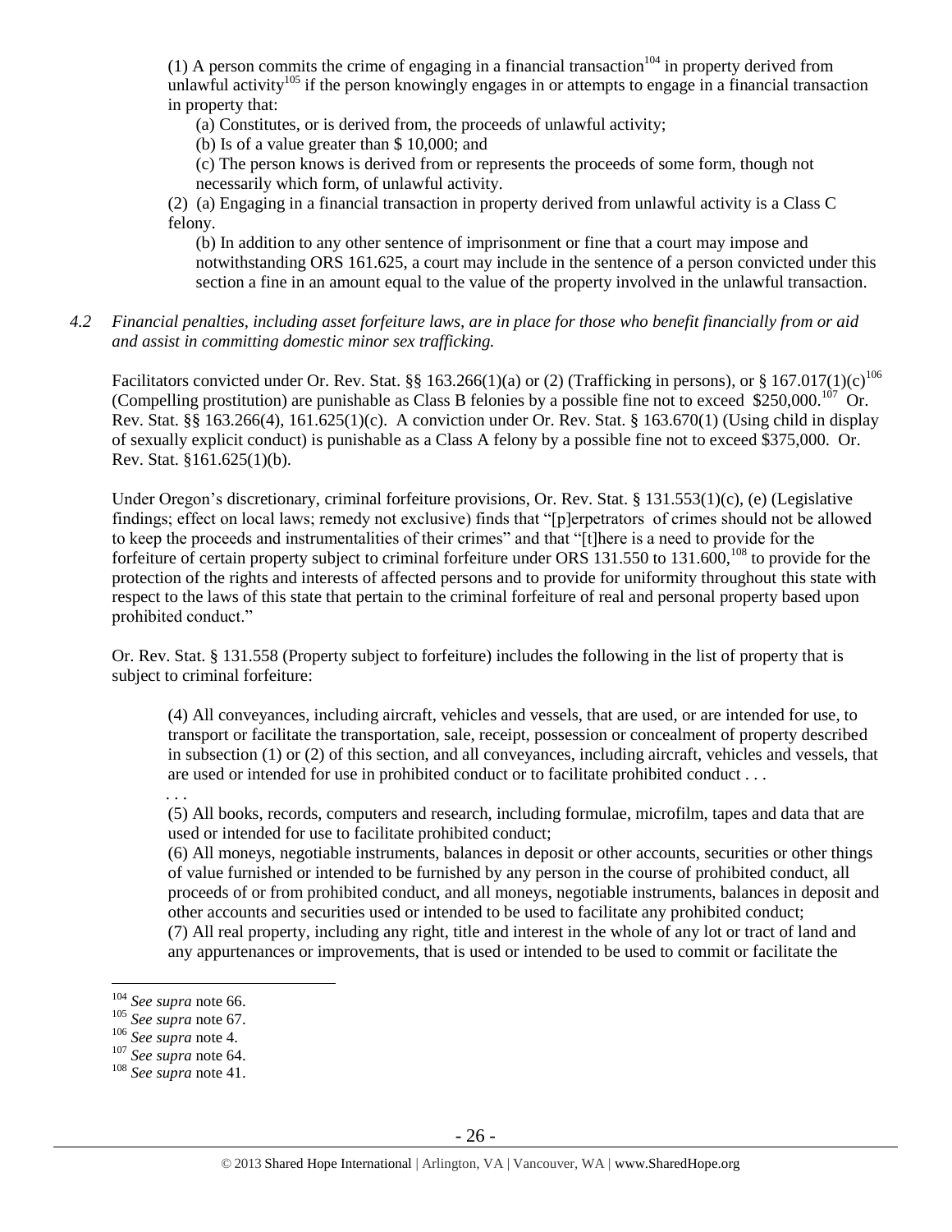(1) A person commits the crime of engaging in a financial transaction[104] in property derived from unlawful activity[105] if the person knowingly engages in or attempts to engage in a financial transaction in property that:

(a) Constitutes, or is derived from, the proceeds of unlawful activity;

(b) Is of a value greater than $ 10,000; and

(c) The person knows is derived from or represents the proceeds of some form, though not necessarily which form, of unlawful activity.

(2) (a) Engaging in a financial transaction in property derived from unlawful activity is a Class C felony.

(b) In addition to any other sentence of imprisonment or fine that a court may impose and notwithstanding ORS 161.625, a court may include in the sentence of a person convicted under this section a fine in an amount equal to the value of the property involved in the unlawful transaction.

*4.2 Financial penalties, including asset forfeiture laws, are in place for those who benefit financially from or aid and assist in committing domestic minor sex trafficking.*

Facilitators convicted under Or. Rev. Stat. §§ 163.266(1)(a) or (2) (Trafficking in persons), or § 167.017(1)(c)[106] (Compelling prostitution) are punishable as Class B felonies by a possible fine not to exceed $250,000.[107] Or. Rev. Stat. §§ 163.266(4), 161.625(1)(c). A conviction under Or. Rev. Stat. § 163.670(1) (Using child in display of sexually explicit conduct) is punishable as a Class A felony by a possible fine not to exceed $375,000. Or. Rev. Stat. §161.625(1)(b).

Under Oregon's discretionary, criminal forfeiture provisions, Or. Rev. Stat. § 131.553(1)(c), (e) (Legislative findings; effect on local laws; remedy not exclusive) finds that "[p]erpetrators of crimes should not be allowed to keep the proceeds and instrumentalities of their crimes" and that "[t]here is a need to provide for the forfeiture of certain property subject to criminal forfeiture under ORS 131.550 to 131.600,[108] to provide for the protection of the rights and interests of affected persons and to provide for uniformity throughout this state with respect to the laws of this state that pertain to the criminal forfeiture of real and personal property based upon prohibited conduct."

Or. Rev. Stat. § 131.558 (Property subject to forfeiture) includes the following in the list of property that is subject to criminal forfeiture:

(4) All conveyances, including aircraft, vehicles and vessels, that are used, or are intended for use, to transport or facilitate the transportation, sale, receipt, possession or concealment of property described in subsection (1) or (2) of this section, and all conveyances, including aircraft, vehicles and vessels, that are used or intended for use in prohibited conduct or to facilitate prohibited conduct . . .

. . .

(5) All books, records, computers and research, including formulae, microfilm, tapes and data that are used or intended for use to facilitate prohibited conduct;

(6) All moneys, negotiable instruments, balances in deposit or other accounts, securities or other things of value furnished or intended to be furnished by any person in the course of prohibited conduct, all proceeds of or from prohibited conduct, and all moneys, negotiable instruments, balances in deposit and other accounts and securities used or intended to be used to facilitate any prohibited conduct;

(7) All real property, including any right, title and interest in the whole of any lot or tract of land and any appurtenances or improvements, that is used or intended to be used to commit or facilitate the

---

[104] *See supra* note 66.

[105] *See supra* note 67.

[106] *See supra* note 4.

[107] *See supra* note 64.

[108] *See supra* note 41.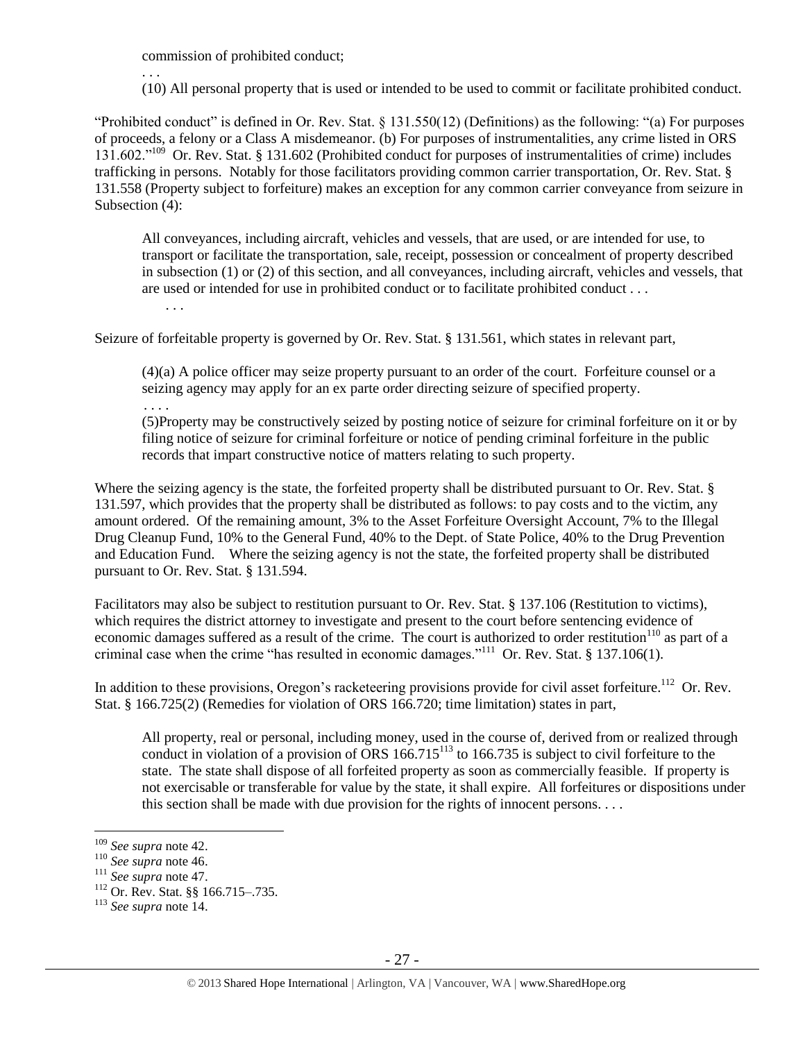commission of prohibited conduct;

. . .

(10) All personal property that is used or intended to be used to commit or facilitate prohibited conduct.

"Prohibited conduct" is defined in Or. Rev. Stat. § 131.550(12) (Definitions) as the following: "(a) For purposes of proceeds, a felony or a Class A misdemeanor. (b) For purposes of instrumentalities, any crime listed in ORS 131.602."[109] Or. Rev. Stat. § 131.602 (Prohibited conduct for purposes of instrumentalities of crime) includes trafficking in persons. Notably for those facilitators providing common carrier transportation, Or. Rev. Stat. § 131.558 (Property subject to forfeiture) makes an exception for any common carrier conveyance from seizure in Subsection (4):

> All conveyances, including aircraft, vehicles and vessels, that are used, or are intended for use, to transport or facilitate the transportation, sale, receipt, possession or concealment of property described in subsection (1) or (2) of this section, and all conveyances, including aircraft, vehicles and vessels, that are used or intended for use in prohibited conduct or to facilitate prohibited conduct . . .
>
> . . .

Seizure of forfeitable property is governed by Or. Rev. Stat. § 131.561, which states in relevant part,

> (4)(a) A police officer may seize property pursuant to an order of the court. Forfeiture counsel or a seizing agency may apply for an ex parte order directing seizure of specified property.
>
> . . . .
>
> (5)Property may be constructively seized by posting notice of seizure for criminal forfeiture on it or by filing notice of seizure for criminal forfeiture or notice of pending criminal forfeiture in the public records that impart constructive notice of matters relating to such property.

Where the seizing agency is the state, the forfeited property shall be distributed pursuant to Or. Rev. Stat. § 131.597, which provides that the property shall be distributed as follows: to pay costs and to the victim, any amount ordered. Of the remaining amount, 3% to the Asset Forfeiture Oversight Account, 7% to the Illegal Drug Cleanup Fund, 10% to the General Fund, 40% to the Dept. of State Police, 40% to the Drug Prevention and Education Fund. Where the seizing agency is not the state, the forfeited property shall be distributed pursuant to Or. Rev. Stat. § 131.594.

Facilitators may also be subject to restitution pursuant to Or. Rev. Stat. § 137.106 (Restitution to victims), which requires the district attorney to investigate and present to the court before sentencing evidence of economic damages suffered as a result of the crime. The court is authorized to order restitution[110] as part of a criminal case when the crime "has resulted in economic damages."[111] Or. Rev. Stat. § 137.106(1).

In addition to these provisions, Oregon's racketeering provisions provide for civil asset forfeiture.[112] Or. Rev. Stat. § 166.725(2) (Remedies for violation of ORS 166.720; time limitation) states in part,

> All property, real or personal, including money, used in the course of, derived from or realized through conduct in violation of a provision of ORS 166.715[113] to 166.735 is subject to civil forfeiture to the state. The state shall dispose of all forfeited property as soon as commercially feasible. If property is not exercisable or transferable for value by the state, it shall expire. All forfeitures or dispositions under this section shall be made with due provision for the rights of innocent persons. . . .

---

[109] *See supra* note 42.

[110] *See supra* note 46.

[111] *See supra* note 47.

[112] Or. Rev. Stat. §§ 166.715–.735.

[113] *See supra* note 14.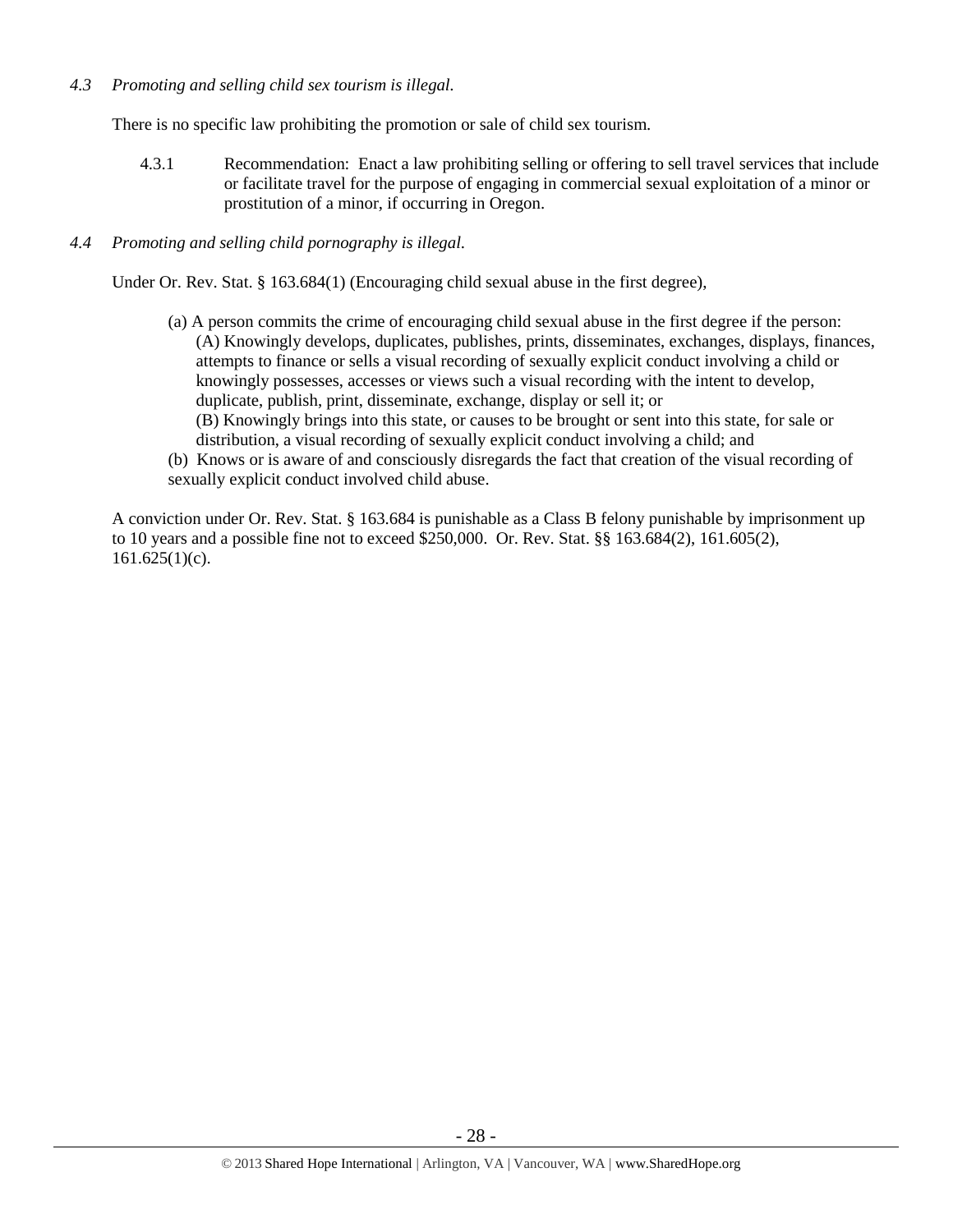*4.3 Promoting and selling child sex tourism is illegal.*

There is no specific law prohibiting the promotion or sale of child sex tourism.

4.3.1 Recommendation: Enact a law prohibiting selling or offering to sell travel services that include or facilitate travel for the purpose of engaging in commercial sexual exploitation of a minor or prostitution of a minor, if occurring in Oregon.

*4.4 Promoting and selling child pornography is illegal.*

Under Or. Rev. Stat. § 163.684(1) (Encouraging child sexual abuse in the first degree),

> (a) A person commits the crime of encouraging child sexual abuse in the first degree if the person:
>
> (A) Knowingly develops, duplicates, publishes, prints, disseminates, exchanges, displays, finances, attempts to finance or sells a visual recording of sexually explicit conduct involving a child or knowingly possesses, accesses or views such a visual recording with the intent to develop, duplicate, publish, print, disseminate, exchange, display or sell it; or
>
> (B) Knowingly brings into this state, or causes to be brought or sent into this state, for sale or distribution, a visual recording of sexually explicit conduct involving a child; and
>
> (b) Knows or is aware of and consciously disregards the fact that creation of the visual recording of sexually explicit conduct involved child abuse.

A conviction under Or. Rev. Stat. § 163.684 is punishable as a Class B felony punishable by imprisonment up to 10 years and a possible fine not to exceed $250,000. Or. Rev. Stat. §§ 163.684(2), 161.605(2), 161.625(1)(c).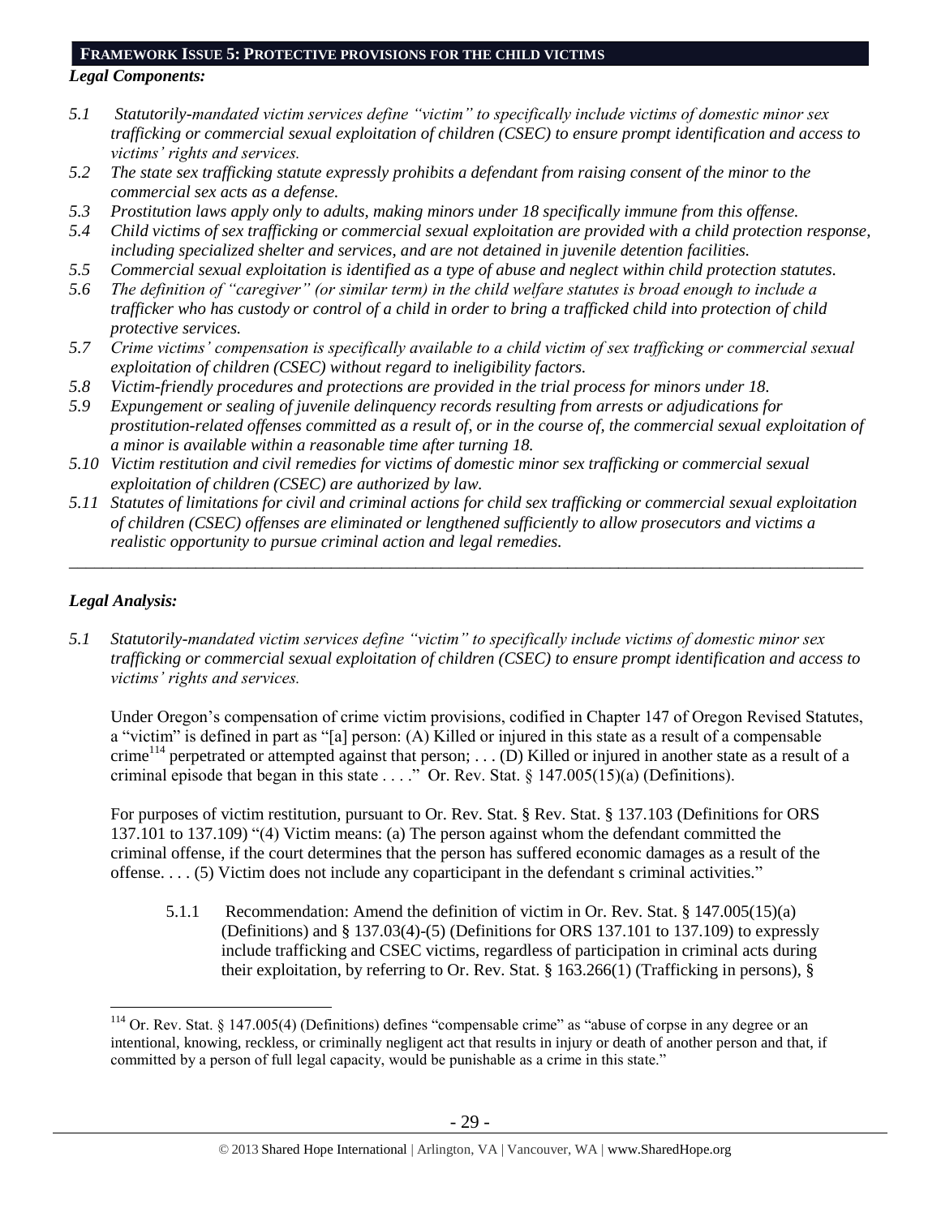## FRAMEWORK ISSUE 5: PROTECTIVE PROVISIONS FOR THE CHILD VICTIMS

### *Legal Components:*

*5.1 Statutorily-mandated victim services define "victim" to specifically include victims of domestic minor sex trafficking or commercial sexual exploitation of children (CSEC) to ensure prompt identification and access to victims' rights and services.*

*5.2 The state sex trafficking statute expressly prohibits a defendant from raising consent of the minor to the commercial sex acts as a defense.*

*5.3 Prostitution laws apply only to adults, making minors under 18 specifically immune from this offense.*

*5.4 Child victims of sex trafficking or commercial sexual exploitation are provided with a child protection response, including specialized shelter and services, and are not detained in juvenile detention facilities.*

*5.5 Commercial sexual exploitation is identified as a type of abuse and neglect within child protection statutes.*

*5.6 The definition of "caregiver" (or similar term) in the child welfare statutes is broad enough to include a trafficker who has custody or control of a child in order to bring a trafficked child into protection of child protective services.*

*5.7 Crime victims' compensation is specifically available to a child victim of sex trafficking or commercial sexual exploitation of children (CSEC) without regard to ineligibility factors.*

*5.8 Victim-friendly procedures and protections are provided in the trial process for minors under 18.*

*5.9 Expungement or sealing of juvenile delinquency records resulting from arrests or adjudications for prostitution-related offenses committed as a result of, or in the course of, the commercial sexual exploitation of a minor is available within a reasonable time after turning 18.*

*5.10 Victim restitution and civil remedies for victims of domestic minor sex trafficking or commercial sexual exploitation of children (CSEC) are authorized by law.*

*5.11 Statutes of limitations for civil and criminal actions for child sex trafficking or commercial sexual exploitation of children (CSEC) offenses are eliminated or lengthened sufficiently to allow prosecutors and victims a realistic opportunity to pursue criminal action and legal remedies.*

---

### *Legal Analysis:*

*5.1 Statutorily-mandated victim services define "victim" to specifically include victims of domestic minor sex trafficking or commercial sexual exploitation of children (CSEC) to ensure prompt identification and access to victims' rights and services.*

Under Oregon's compensation of crime victim provisions, codified in Chapter 147 of Oregon Revised Statutes, a "victim" is defined in part as "[a] person: (A) Killed or injured in this state as a result of a compensable crime[114] perpetrated or attempted against that person; . . . (D) Killed or injured in another state as a result of a criminal episode that began in this state . . . ." Or. Rev. Stat. § 147.005(15)(a) (Definitions).

For purposes of victim restitution, pursuant to Or. Rev. Stat. § Rev. Stat. § 137.103 (Definitions for ORS 137.101 to 137.109) "(4) Victim means: (a) The person against whom the defendant committed the criminal offense, if the court determines that the person has suffered economic damages as a result of the offense. . . . (5) Victim does not include any coparticipant in the defendant s criminal activities."

> 5.1.1 Recommendation: Amend the definition of victim in Or. Rev. Stat. § 147.005(15)(a) (Definitions) and § 137.03(4)-(5) (Definitions for ORS 137.101 to 137.109) to expressly include trafficking and CSEC victims, regardless of participation in criminal acts during their exploitation, by referring to Or. Rev. Stat. § 163.266(1) (Trafficking in persons), §

---

[114] Or. Rev. Stat. § 147.005(4) (Definitions) defines "compensable crime" as "abuse of corpse in any degree or an intentional, knowing, reckless, or criminally negligent act that results in injury or death of another person and that, if committed by a person of full legal capacity, would be punishable as a crime in this state."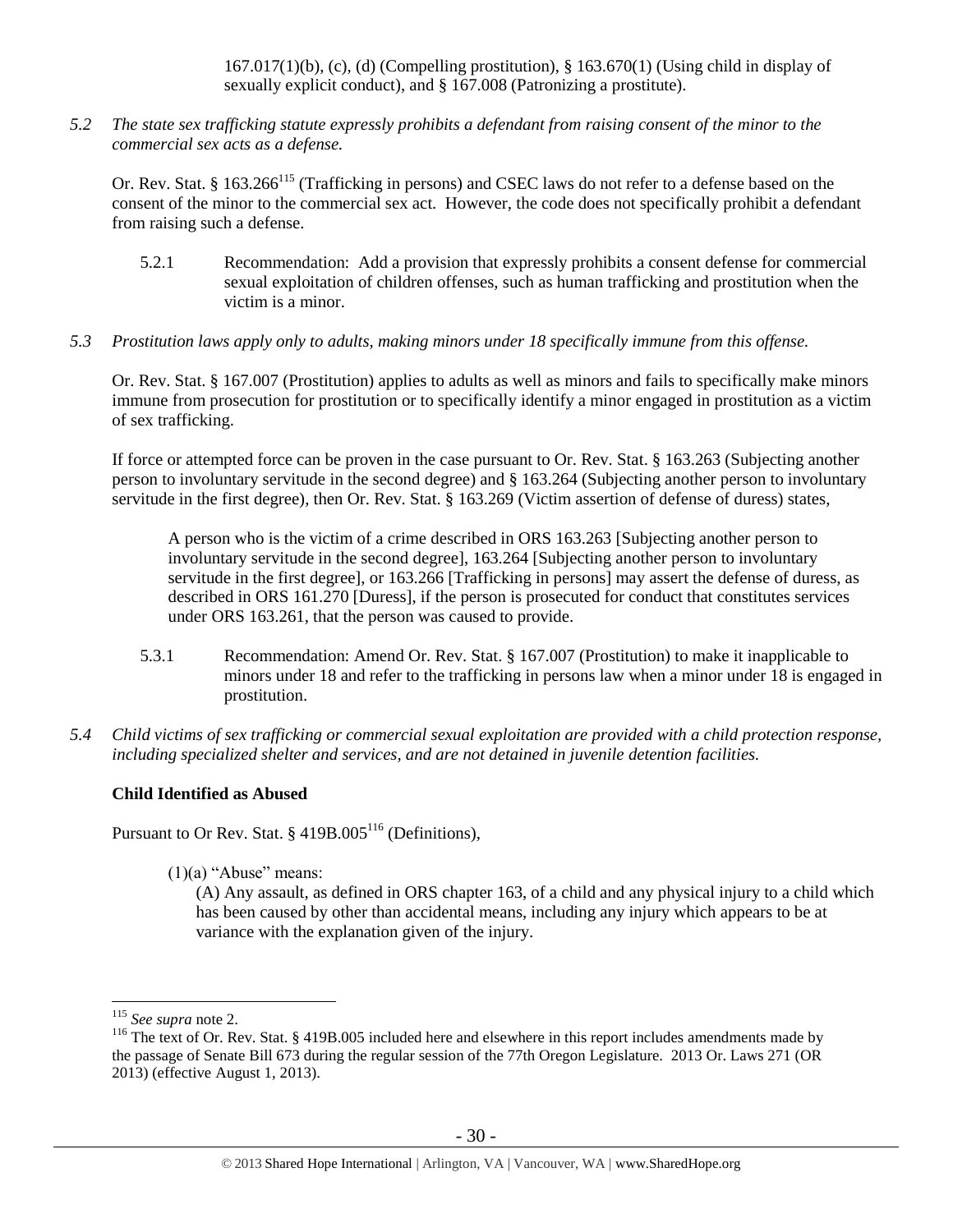167.017(1)(b), (c), (d) (Compelling prostitution), § 163.670(1) (Using child in display of sexually explicit conduct), and § 167.008 (Patronizing a prostitute).

*5.2 The state sex trafficking statute expressly prohibits a defendant from raising consent of the minor to the commercial sex acts as a defense.*

Or. Rev. Stat. § 163.266[115] (Trafficking in persons) and CSEC laws do not refer to a defense based on the consent of the minor to the commercial sex act. However, the code does not specifically prohibit a defendant from raising such a defense.

5.2.1 Recommendation: Add a provision that expressly prohibits a consent defense for commercial sexual exploitation of children offenses, such as human trafficking and prostitution when the victim is a minor.

*5.3 Prostitution laws apply only to adults, making minors under 18 specifically immune from this offense.*

Or. Rev. Stat. § 167.007 (Prostitution) applies to adults as well as minors and fails to specifically make minors immune from prosecution for prostitution or to specifically identify a minor engaged in prostitution as a victim of sex trafficking.

If force or attempted force can be proven in the case pursuant to Or. Rev. Stat. § 163.263 (Subjecting another person to involuntary servitude in the second degree) and § 163.264 (Subjecting another person to involuntary servitude in the first degree), then Or. Rev. Stat. § 163.269 (Victim assertion of defense of duress) states,

> A person who is the victim of a crime described in ORS 163.263 [Subjecting another person to involuntary servitude in the second degree], 163.264 [Subjecting another person to involuntary servitude in the first degree], or 163.266 [Trafficking in persons] may assert the defense of duress, as described in ORS 161.270 [Duress], if the person is prosecuted for conduct that constitutes services under ORS 163.261, that the person was caused to provide.

5.3.1 Recommendation: Amend Or. Rev. Stat. § 167.007 (Prostitution) to make it inapplicable to minors under 18 and refer to the trafficking in persons law when a minor under 18 is engaged in prostitution.

*5.4 Child victims of sex trafficking or commercial sexual exploitation are provided with a child protection response, including specialized shelter and services, and are not detained in juvenile detention facilities.*

**Child Identified as Abused**

Pursuant to Or Rev. Stat. § 419B.005[116] (Definitions),

> (1)(a) "Abuse" means:
>
> (A) Any assault, as defined in ORS chapter 163, of a child and any physical injury to a child which has been caused by other than accidental means, including any injury which appears to be at variance with the explanation given of the injury.

---

[115] *See supra* note 2.

[116] The text of Or. Rev. Stat. § 419B.005 included here and elsewhere in this report includes amendments made by the passage of Senate Bill 673 during the regular session of the 77th Oregon Legislature. 2013 Or. Laws 271 (OR 2013) (effective August 1, 2013).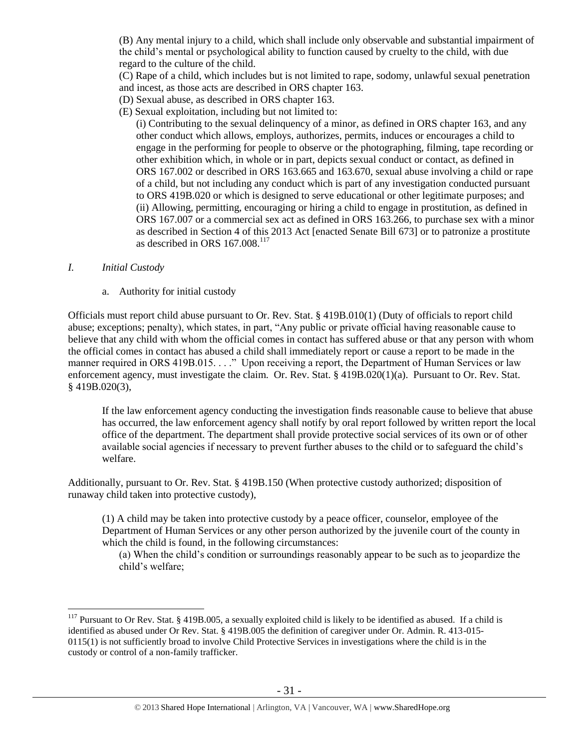(B) Any mental injury to a child, which shall include only observable and substantial impairment of the child's mental or psychological ability to function caused by cruelty to the child, with due regard to the culture of the child.

(C) Rape of a child, which includes but is not limited to rape, sodomy, unlawful sexual penetration and incest, as those acts are described in ORS chapter 163.

(D) Sexual abuse, as described in ORS chapter 163.

(E) Sexual exploitation, including but not limited to:

(i) Contributing to the sexual delinquency of a minor, as defined in ORS chapter 163, and any other conduct which allows, employs, authorizes, permits, induces or encourages a child to engage in the performing for people to observe or the photographing, filming, tape recording or other exhibition which, in whole or in part, depicts sexual conduct or contact, as defined in ORS 167.002 or described in ORS 163.665 and 163.670, sexual abuse involving a child or rape of a child, but not including any conduct which is part of any investigation conducted pursuant to ORS 419B.020 or which is designed to serve educational or other legitimate purposes; and

(ii) Allowing, permitting, encouraging or hiring a child to engage in prostitution, as defined in ORS 167.007 or a commercial sex act as defined in ORS 163.266, to purchase sex with a minor as described in Section 4 of this 2013 Act [enacted Senate Bill 673] or to patronize a prostitute as described in ORS 167.008.[117]

*I. Initial Custody*

a. Authority for initial custody

Officials must report child abuse pursuant to Or. Rev. Stat. § 419B.010(1) (Duty of officials to report child abuse; exceptions; penalty), which states, in part, "Any public or private official having reasonable cause to believe that any child with whom the official comes in contact has suffered abuse or that any person with whom the official comes in contact has abused a child shall immediately report or cause a report to be made in the manner required in ORS 419B.015. . . ." Upon receiving a report, the Department of Human Services or law enforcement agency, must investigate the claim. Or. Rev. Stat. § 419B.020(1)(a). Pursuant to Or. Rev. Stat. § 419B.020(3),

> If the law enforcement agency conducting the investigation finds reasonable cause to believe that abuse has occurred, the law enforcement agency shall notify by oral report followed by written report the local office of the department. The department shall provide protective social services of its own or of other available social agencies if necessary to prevent further abuses to the child or to safeguard the child's welfare.

Additionally, pursuant to Or. Rev. Stat. § 419B.150 (When protective custody authorized; disposition of runaway child taken into protective custody),

> (1) A child may be taken into protective custody by a peace officer, counselor, employee of the Department of Human Services or any other person authorized by the juvenile court of the county in which the child is found, in the following circumstances:
>
> (a) When the child's condition or surroundings reasonably appear to be such as to jeopardize the child's welfare;

---

[117] Pursuant to Or Rev. Stat. § 419B.005, a sexually exploited child is likely to be identified as abused. If a child is identified as abused under Or Rev. Stat. § 419B.005 the definition of caregiver under Or. Admin. R. 413-015-0115(1) is not sufficiently broad to involve Child Protective Services in investigations where the child is in the custody or control of a non-family trafficker.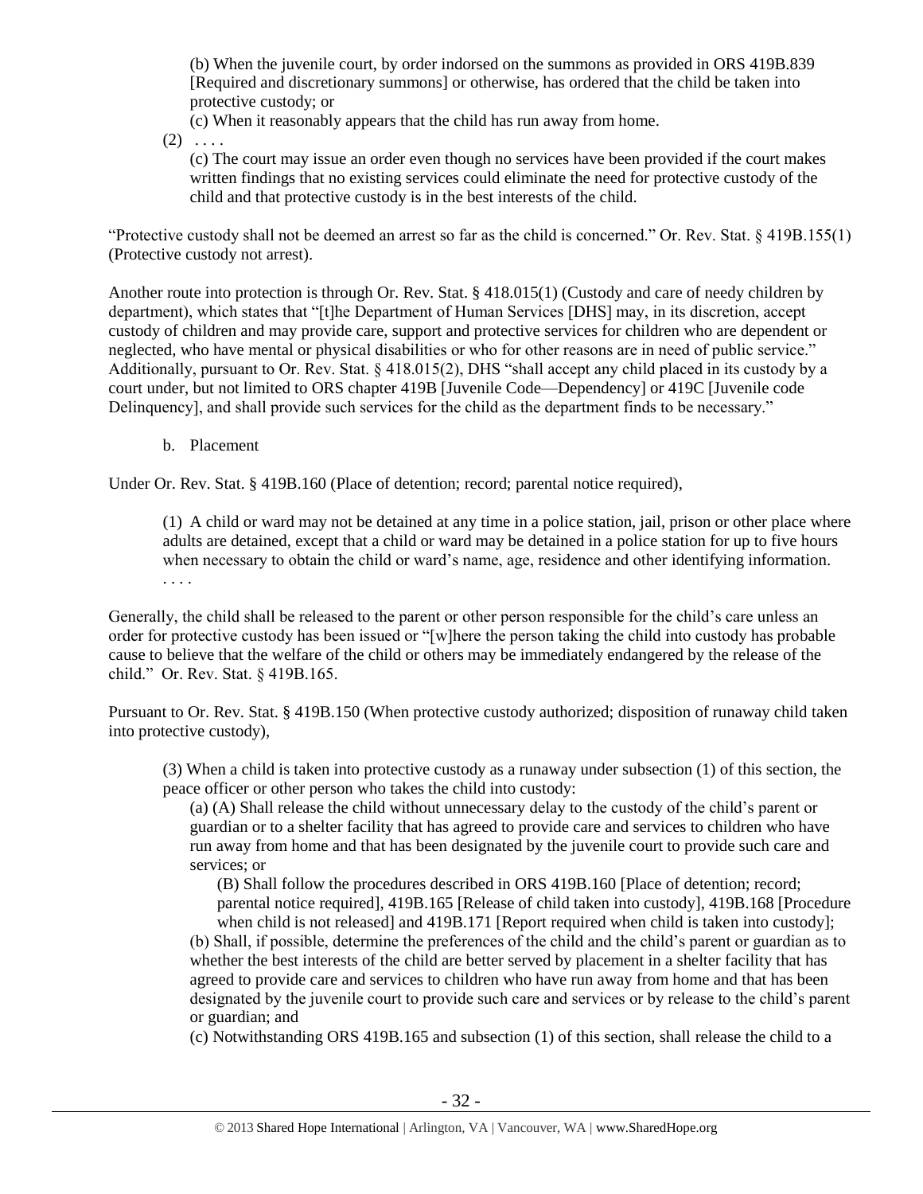(b) When the juvenile court, by order indorsed on the summons as provided in ORS 419B.839 [Required and discretionary summons] or otherwise, has ordered that the child be taken into protective custody; or

(c) When it reasonably appears that the child has run away from home.

(2) . . . .

(c) The court may issue an order even though no services have been provided if the court makes written findings that no existing services could eliminate the need for protective custody of the child and that protective custody is in the best interests of the child.

"Protective custody shall not be deemed an arrest so far as the child is concerned." Or. Rev. Stat. § 419B.155(1) (Protective custody not arrest).

Another route into protection is through Or. Rev. Stat. § 418.015(1) (Custody and care of needy children by department), which states that "[t]he Department of Human Services [DHS] may, in its discretion, accept custody of children and may provide care, support and protective services for children who are dependent or neglected, who have mental or physical disabilities or who for other reasons are in need of public service." Additionally, pursuant to Or. Rev. Stat. § 418.015(2), DHS "shall accept any child placed in its custody by a court under, but not limited to ORS chapter 419B [Juvenile Code—Dependency] or 419C [Juvenile code Delinquency], and shall provide such services for the child as the department finds to be necessary."

b. Placement

Under Or. Rev. Stat. § 419B.160 (Place of detention; record; parental notice required),

(1) A child or ward may not be detained at any time in a police station, jail, prison or other place where adults are detained, except that a child or ward may be detained in a police station for up to five hours when necessary to obtain the child or ward's name, age, residence and other identifying information. . . . .

Generally, the child shall be released to the parent or other person responsible for the child's care unless an order for protective custody has been issued or "[w]here the person taking the child into custody has probable cause to believe that the welfare of the child or others may be immediately endangered by the release of the child." Or. Rev. Stat. § 419B.165.

Pursuant to Or. Rev. Stat. § 419B.150 (When protective custody authorized; disposition of runaway child taken into protective custody),

(3) When a child is taken into protective custody as a runaway under subsection (1) of this section, the peace officer or other person who takes the child into custody:

(a) (A) Shall release the child without unnecessary delay to the custody of the child's parent or guardian or to a shelter facility that has agreed to provide care and services to children who have run away from home and that has been designated by the juvenile court to provide such care and services; or

(B) Shall follow the procedures described in ORS 419B.160 [Place of detention; record; parental notice required], 419B.165 [Release of child taken into custody], 419B.168 [Procedure when child is not released] and 419B.171 [Report required when child is taken into custody];

(b) Shall, if possible, determine the preferences of the child and the child's parent or guardian as to whether the best interests of the child are better served by placement in a shelter facility that has agreed to provide care and services to children who have run away from home and that has been designated by the juvenile court to provide such care and services or by release to the child's parent or guardian; and

(c) Notwithstanding ORS 419B.165 and subsection (1) of this section, shall release the child to a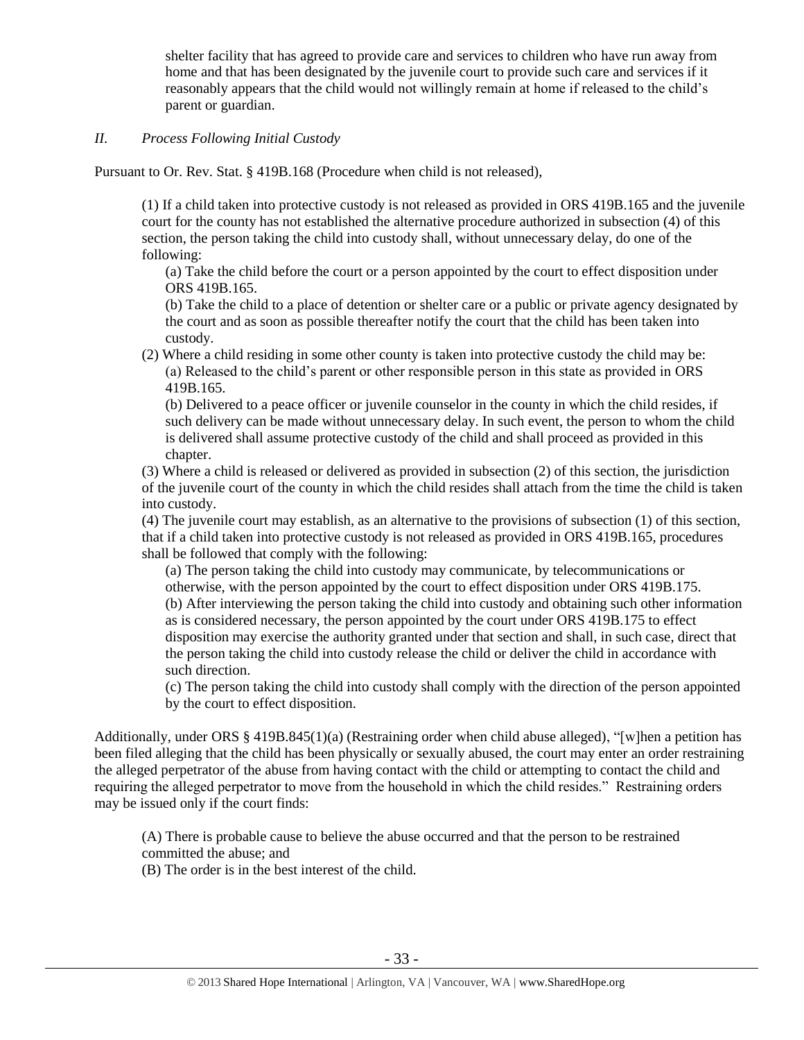shelter facility that has agreed to provide care and services to children who have run away from home and that has been designated by the juvenile court to provide such care and services if it reasonably appears that the child would not willingly remain at home if released to the child's parent or guardian.

*II. Process Following Initial Custody*

Pursuant to Or. Rev. Stat. § 419B.168 (Procedure when child is not released),

> (1) If a child taken into protective custody is not released as provided in ORS 419B.165 and the juvenile court for the county has not established the alternative procedure authorized in subsection (4) of this section, the person taking the child into custody shall, without unnecessary delay, do one of the following:
>
> (a) Take the child before the court or a person appointed by the court to effect disposition under ORS 419B.165.
>
> (b) Take the child to a place of detention or shelter care or a public or private agency designated by the court and as soon as possible thereafter notify the court that the child has been taken into custody.
>
> (2) Where a child residing in some other county is taken into protective custody the child may be:
>
> (a) Released to the child's parent or other responsible person in this state as provided in ORS 419B.165.
>
> (b) Delivered to a peace officer or juvenile counselor in the county in which the child resides, if such delivery can be made without unnecessary delay. In such event, the person to whom the child is delivered shall assume protective custody of the child and shall proceed as provided in this chapter.
>
> (3) Where a child is released or delivered as provided in subsection (2) of this section, the jurisdiction of the juvenile court of the county in which the child resides shall attach from the time the child is taken into custody.
>
> (4) The juvenile court may establish, as an alternative to the provisions of subsection (1) of this section, that if a child taken into protective custody is not released as provided in ORS 419B.165, procedures shall be followed that comply with the following:
>
> (a) The person taking the child into custody may communicate, by telecommunications or otherwise, with the person appointed by the court to effect disposition under ORS 419B.175.
>
> (b) After interviewing the person taking the child into custody and obtaining such other information as is considered necessary, the person appointed by the court under ORS 419B.175 to effect disposition may exercise the authority granted under that section and shall, in such case, direct that the person taking the child into custody release the child or deliver the child in accordance with such direction.
>
> (c) The person taking the child into custody shall comply with the direction of the person appointed by the court to effect disposition.

Additionally, under ORS § 419B.845(1)(a) (Restraining order when child abuse alleged), "[w]hen a petition has been filed alleging that the child has been physically or sexually abused, the court may enter an order restraining the alleged perpetrator of the abuse from having contact with the child or attempting to contact the child and requiring the alleged perpetrator to move from the household in which the child resides." Restraining orders may be issued only if the court finds:

> (A) There is probable cause to believe the abuse occurred and that the person to be restrained committed the abuse; and
>
> (B) The order is in the best interest of the child.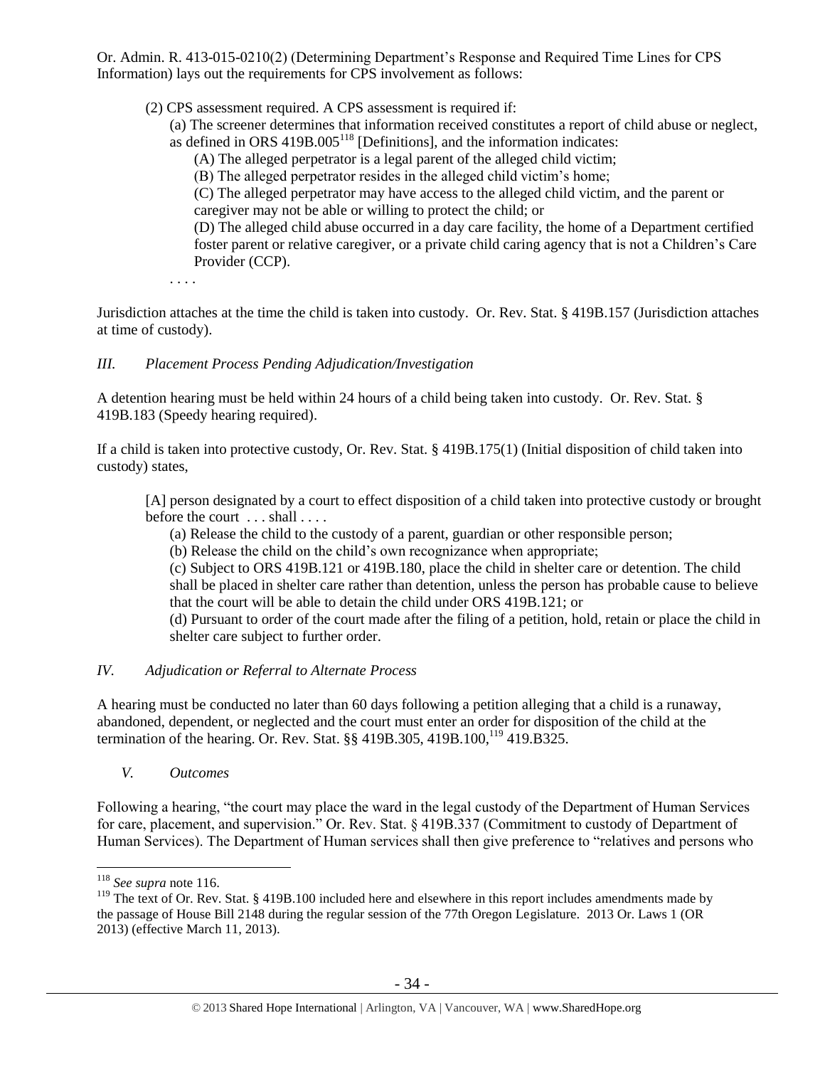Or. Admin. R. 413-015-0210(2) (Determining Department's Response and Required Time Lines for CPS Information) lays out the requirements for CPS involvement as follows:

> (2) CPS assessment required. A CPS assessment is required if:
>
> (a) The screener determines that information received constitutes a report of child abuse or neglect, as defined in ORS 419B.005[118] [Definitions], and the information indicates:
>
> (A) The alleged perpetrator is a legal parent of the alleged child victim;
>
> (B) The alleged perpetrator resides in the alleged child victim's home;
>
> (C) The alleged perpetrator may have access to the alleged child victim, and the parent or caregiver may not be able or willing to protect the child; or
>
> (D) The alleged child abuse occurred in a day care facility, the home of a Department certified foster parent or relative caregiver, or a private child caring agency that is not a Children's Care Provider (CCP).
>
> . . . .

Jurisdiction attaches at the time the child is taken into custody. Or. Rev. Stat. § 419B.157 (Jurisdiction attaches at time of custody).

### *III. Placement Process Pending Adjudication/Investigation*

A detention hearing must be held within 24 hours of a child being taken into custody. Or. Rev. Stat. § 419B.183 (Speedy hearing required).

If a child is taken into protective custody, Or. Rev. Stat. § 419B.175(1) (Initial disposition of child taken into custody) states,

> [A] person designated by a court to effect disposition of a child taken into protective custody or brought before the court . . . shall . . . .
>
> (a) Release the child to the custody of a parent, guardian or other responsible person;
>
> (b) Release the child on the child's own recognizance when appropriate;
>
> (c) Subject to ORS 419B.121 or 419B.180, place the child in shelter care or detention. The child shall be placed in shelter care rather than detention, unless the person has probable cause to believe that the court will be able to detain the child under ORS 419B.121; or
>
> (d) Pursuant to order of the court made after the filing of a petition, hold, retain or place the child in shelter care subject to further order.

### *IV. Adjudication or Referral to Alternate Process*

A hearing must be conducted no later than 60 days following a petition alleging that a child is a runaway, abandoned, dependent, or neglected and the court must enter an order for disposition of the child at the termination of the hearing. Or. Rev. Stat. §§ 419B.305, 419B.100,[119] 419.B325.

### *V. Outcomes*

Following a hearing, "the court may place the ward in the legal custody of the Department of Human Services for care, placement, and supervision." Or. Rev. Stat. § 419B.337 (Commitment to custody of Department of Human Services). The Department of Human services shall then give preference to "relatives and persons who

---

[118] *See supra* note 116.

[119] The text of Or. Rev. Stat. § 419B.100 included here and elsewhere in this report includes amendments made by the passage of House Bill 2148 during the regular session of the 77th Oregon Legislature. 2013 Or. Laws 1 (OR 2013) (effective March 11, 2013).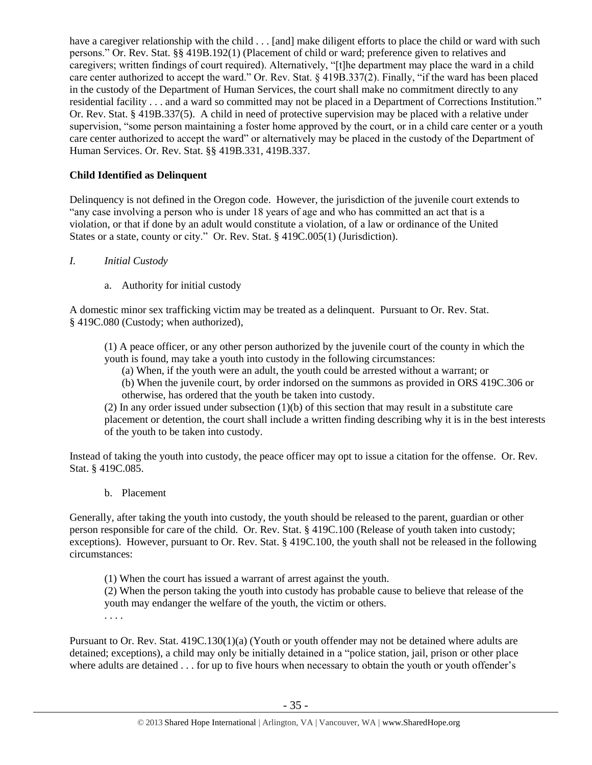have a caregiver relationship with the child . . . [and] make diligent efforts to place the child or ward with such persons." Or. Rev. Stat. §§ 419B.192(1) (Placement of child or ward; preference given to relatives and caregivers; written findings of court required). Alternatively, "[t]he department may place the ward in a child care center authorized to accept the ward." Or. Rev. Stat. § 419B.337(2). Finally, "if the ward has been placed in the custody of the Department of Human Services, the court shall make no commitment directly to any residential facility . . . and a ward so committed may not be placed in a Department of Corrections Institution." Or. Rev. Stat. § 419B.337(5). A child in need of protective supervision may be placed with a relative under supervision, "some person maintaining a foster home approved by the court, or in a child care center or a youth care center authorized to accept the ward" or alternatively may be placed in the custody of the Department of Human Services. Or. Rev. Stat. §§ 419B.331, 419B.337.

**Child Identified as Delinquent**

Delinquency is not defined in the Oregon code. However, the jurisdiction of the juvenile court extends to "any case involving a person who is under 18 years of age and who has committed an act that is a violation, or that if done by an adult would constitute a violation, of a law or ordinance of the United States or a state, county or city." Or. Rev. Stat. § 419C.005(1) (Jurisdiction).

*I. Initial Custody*

a. Authority for initial custody

A domestic minor sex trafficking victim may be treated as a delinquent. Pursuant to Or. Rev. Stat. § 419C.080 (Custody; when authorized),

> (1) A peace officer, or any other person authorized by the juvenile court of the county in which the youth is found, may take a youth into custody in the following circumstances:
> (a) When, if the youth were an adult, the youth could be arrested without a warrant; or
> (b) When the juvenile court, by order indorsed on the summons as provided in ORS 419C.306 or otherwise, has ordered that the youth be taken into custody.
> (2) In any order issued under subsection (1)(b) of this section that may result in a substitute care placement or detention, the court shall include a written finding describing why it is in the best interests of the youth to be taken into custody.

Instead of taking the youth into custody, the peace officer may opt to issue a citation for the offense. Or. Rev. Stat. § 419C.085.

b. Placement

Generally, after taking the youth into custody, the youth should be released to the parent, guardian or other person responsible for care of the child. Or. Rev. Stat. § 419C.100 (Release of youth taken into custody; exceptions). However, pursuant to Or. Rev. Stat. § 419C.100, the youth shall not be released in the following circumstances:

> (1) When the court has issued a warrant of arrest against the youth.
> (2) When the person taking the youth into custody has probable cause to believe that release of the youth may endanger the welfare of the youth, the victim or others.
> . . . .

Pursuant to Or. Rev. Stat. 419C.130(1)(a) (Youth or youth offender may not be detained where adults are detained; exceptions), a child may only be initially detained in a "police station, jail, prison or other place where adults are detained . . . for up to five hours when necessary to obtain the youth or youth offender's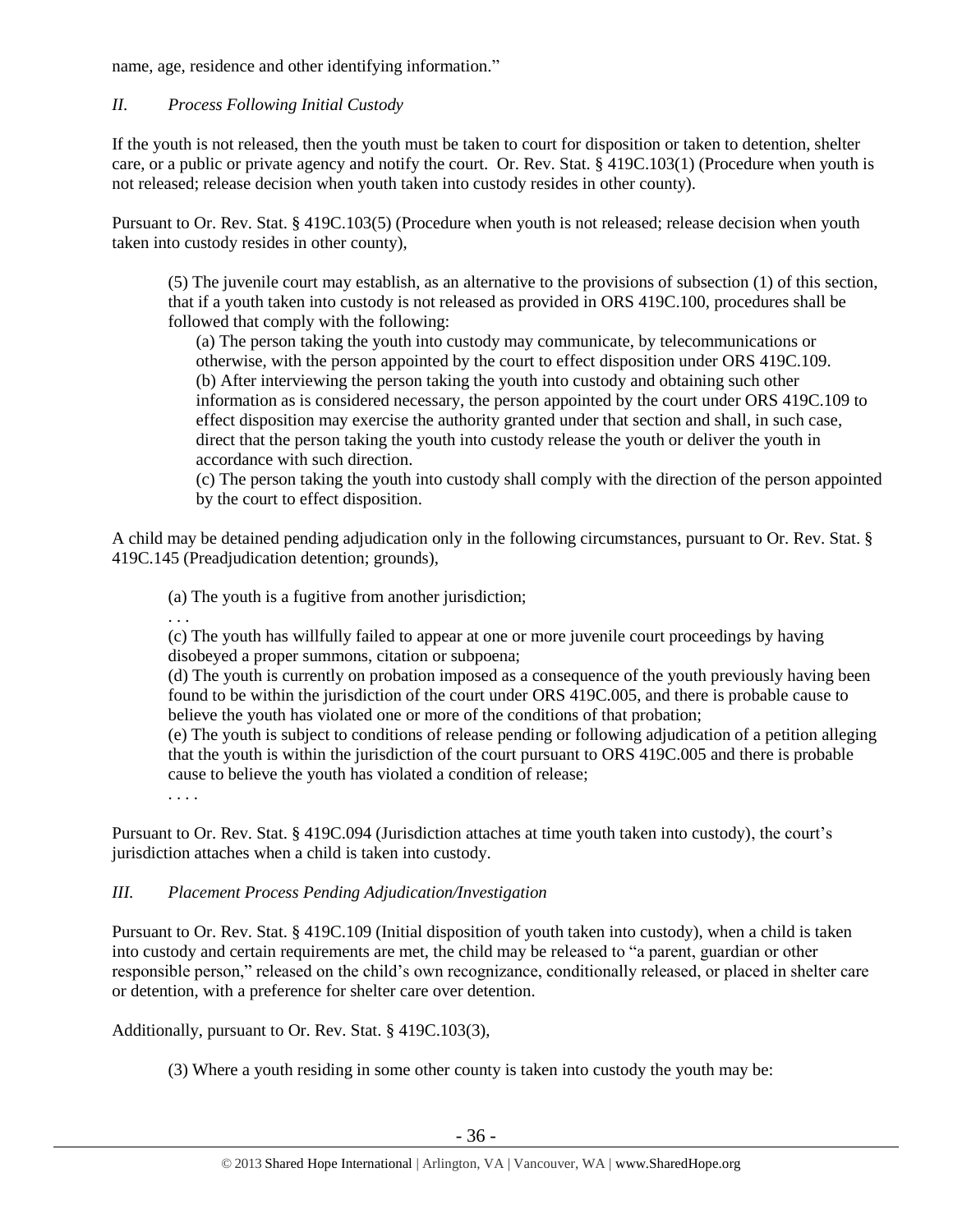name, age, residence and other identifying information."

## *II. Process Following Initial Custody*

If the youth is not released, then the youth must be taken to court for disposition or taken to detention, shelter care, or a public or private agency and notify the court. Or. Rev. Stat. § 419C.103(1) (Procedure when youth is not released; release decision when youth taken into custody resides in other county).

Pursuant to Or. Rev. Stat. § 419C.103(5) (Procedure when youth is not released; release decision when youth taken into custody resides in other county),

> (5) The juvenile court may establish, as an alternative to the provisions of subsection (1) of this section, that if a youth taken into custody is not released as provided in ORS 419C.100, procedures shall be followed that comply with the following:
>
> (a) The person taking the youth into custody may communicate, by telecommunications or otherwise, with the person appointed by the court to effect disposition under ORS 419C.109.
>
> (b) After interviewing the person taking the youth into custody and obtaining such other information as is considered necessary, the person appointed by the court under ORS 419C.109 to effect disposition may exercise the authority granted under that section and shall, in such case, direct that the person taking the youth into custody release the youth or deliver the youth in accordance with such direction.
>
> (c) The person taking the youth into custody shall comply with the direction of the person appointed by the court to effect disposition.

A child may be detained pending adjudication only in the following circumstances, pursuant to Or. Rev. Stat. § 419C.145 (Preadjudication detention; grounds),

> (a) The youth is a fugitive from another jurisdiction;
>
> . . .
>
> (c) The youth has willfully failed to appear at one or more juvenile court proceedings by having disobeyed a proper summons, citation or subpoena;
>
> (d) The youth is currently on probation imposed as a consequence of the youth previously having been found to be within the jurisdiction of the court under ORS 419C.005, and there is probable cause to believe the youth has violated one or more of the conditions of that probation;
>
> (e) The youth is subject to conditions of release pending or following adjudication of a petition alleging that the youth is within the jurisdiction of the court pursuant to ORS 419C.005 and there is probable cause to believe the youth has violated a condition of release;
>
> . . . .

Pursuant to Or. Rev. Stat. § 419C.094 (Jurisdiction attaches at time youth taken into custody), the court's jurisdiction attaches when a child is taken into custody.

## *III. Placement Process Pending Adjudication/Investigation*

Pursuant to Or. Rev. Stat. § 419C.109 (Initial disposition of youth taken into custody), when a child is taken into custody and certain requirements are met, the child may be released to "a parent, guardian or other responsible person," released on the child's own recognizance, conditionally released, or placed in shelter care or detention, with a preference for shelter care over detention.

Additionally, pursuant to Or. Rev. Stat. § 419C.103(3),

> (3) Where a youth residing in some other county is taken into custody the youth may be: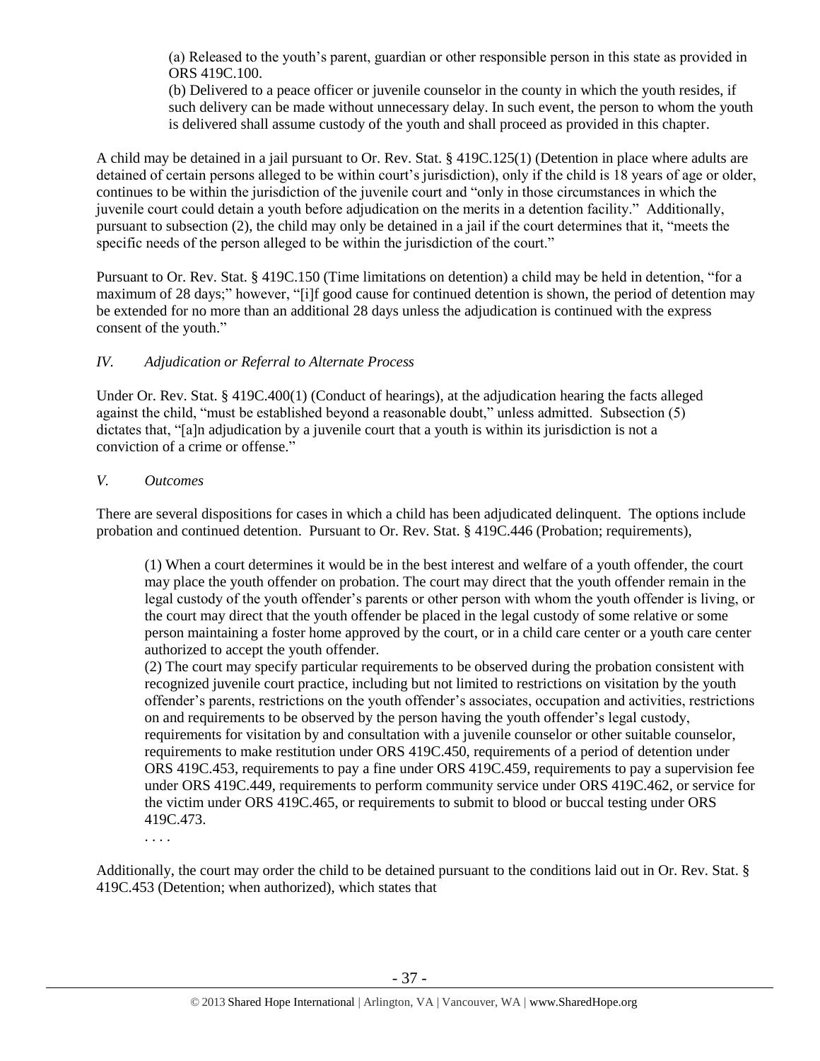> (a) Released to the youth's parent, guardian or other responsible person in this state as provided in ORS 419C.100.
>
> (b) Delivered to a peace officer or juvenile counselor in the county in which the youth resides, if such delivery can be made without unnecessary delay. In such event, the person to whom the youth is delivered shall assume custody of the youth and shall proceed as provided in this chapter.

A child may be detained in a jail pursuant to Or. Rev. Stat. § 419C.125(1) (Detention in place where adults are detained of certain persons alleged to be within court's jurisdiction), only if the child is 18 years of age or older, continues to be within the jurisdiction of the juvenile court and "only in those circumstances in which the juvenile court could detain a youth before adjudication on the merits in a detention facility." Additionally, pursuant to subsection (2), the child may only be detained in a jail if the court determines that it, "meets the specific needs of the person alleged to be within the jurisdiction of the court."

Pursuant to Or. Rev. Stat. § 419C.150 (Time limitations on detention) a child may be held in detention, "for a maximum of 28 days;" however, "[i]f good cause for continued detention is shown, the period of detention may be extended for no more than an additional 28 days unless the adjudication is continued with the express consent of the youth."

### *IV. Adjudication or Referral to Alternate Process*

Under Or. Rev. Stat. § 419C.400(1) (Conduct of hearings), at the adjudication hearing the facts alleged against the child, "must be established beyond a reasonable doubt," unless admitted. Subsection (5) dictates that, "[a]n adjudication by a juvenile court that a youth is within its jurisdiction is not a conviction of a crime or offense."

### *V. Outcomes*

There are several dispositions for cases in which a child has been adjudicated delinquent. The options include probation and continued detention. Pursuant to Or. Rev. Stat. § 419C.446 (Probation; requirements),

> (1) When a court determines it would be in the best interest and welfare of a youth offender, the court may place the youth offender on probation. The court may direct that the youth offender remain in the legal custody of the youth offender's parents or other person with whom the youth offender is living, or the court may direct that the youth offender be placed in the legal custody of some relative or some person maintaining a foster home approved by the court, or in a child care center or a youth care center authorized to accept the youth offender.
>
> (2) The court may specify particular requirements to be observed during the probation consistent with recognized juvenile court practice, including but not limited to restrictions on visitation by the youth offender's parents, restrictions on the youth offender's associates, occupation and activities, restrictions on and requirements to be observed by the person having the youth offender's legal custody, requirements for visitation by and consultation with a juvenile counselor or other suitable counselor, requirements to make restitution under ORS 419C.450, requirements of a period of detention under ORS 419C.453, requirements to pay a fine under ORS 419C.459, requirements to pay a supervision fee under ORS 419C.449, requirements to perform community service under ORS 419C.462, or service for the victim under ORS 419C.465, or requirements to submit to blood or buccal testing under ORS 419C.473.
>
> . . . .

Additionally, the court may order the child to be detained pursuant to the conditions laid out in Or. Rev. Stat. § 419C.453 (Detention; when authorized), which states that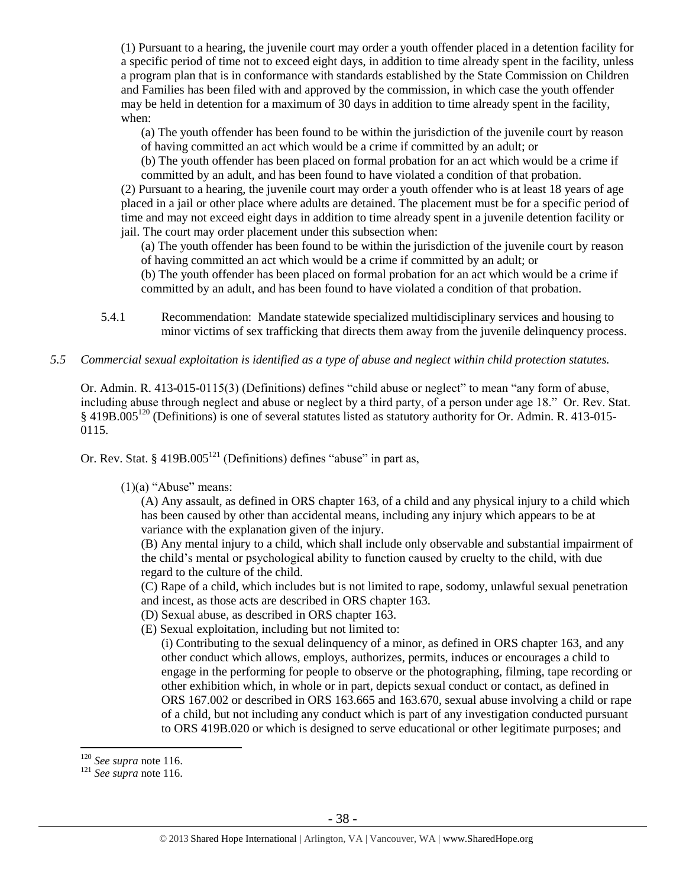(1) Pursuant to a hearing, the juvenile court may order a youth offender placed in a detention facility for a specific period of time not to exceed eight days, in addition to time already spent in the facility, unless a program plan that is in conformance with standards established by the State Commission on Children and Families has been filed with and approved by the commission, in which case the youth offender may be held in detention for a maximum of 30 days in addition to time already spent in the facility, when:

(a) The youth offender has been found to be within the jurisdiction of the juvenile court by reason of having committed an act which would be a crime if committed by an adult; or

(b) The youth offender has been placed on formal probation for an act which would be a crime if committed by an adult, and has been found to have violated a condition of that probation.

(2) Pursuant to a hearing, the juvenile court may order a youth offender who is at least 18 years of age placed in a jail or other place where adults are detained. The placement must be for a specific period of time and may not exceed eight days in addition to time already spent in a juvenile detention facility or jail. The court may order placement under this subsection when:

(a) The youth offender has been found to be within the jurisdiction of the juvenile court by reason of having committed an act which would be a crime if committed by an adult; or

(b) The youth offender has been placed on formal probation for an act which would be a crime if committed by an adult, and has been found to have violated a condition of that probation.

5.4.1 Recommendation: Mandate statewide specialized multidisciplinary services and housing to minor victims of sex trafficking that directs them away from the juvenile delinquency process.

*5.5 Commercial sexual exploitation is identified as a type of abuse and neglect within child protection statutes.*

Or. Admin. R. 413-015-0115(3) (Definitions) defines "child abuse or neglect" to mean "any form of abuse, including abuse through neglect and abuse or neglect by a third party, of a person under age 18." Or. Rev. Stat. § 419B.005[120] (Definitions) is one of several statutes listed as statutory authority for Or. Admin. R. 413-015-0115.

Or. Rev. Stat. § 419B.005[121] (Definitions) defines "abuse" in part as,

(1)(a) "Abuse" means:

(A) Any assault, as defined in ORS chapter 163, of a child and any physical injury to a child which has been caused by other than accidental means, including any injury which appears to be at variance with the explanation given of the injury.

(B) Any mental injury to a child, which shall include only observable and substantial impairment of the child's mental or psychological ability to function caused by cruelty to the child, with due regard to the culture of the child.

(C) Rape of a child, which includes but is not limited to rape, sodomy, unlawful sexual penetration and incest, as those acts are described in ORS chapter 163.

(D) Sexual abuse, as described in ORS chapter 163.

(E) Sexual exploitation, including but not limited to:

(i) Contributing to the sexual delinquency of a minor, as defined in ORS chapter 163, and any other conduct which allows, employs, authorizes, permits, induces or encourages a child to engage in the performing for people to observe or the photographing, filming, tape recording or other exhibition which, in whole or in part, depicts sexual conduct or contact, as defined in ORS 167.002 or described in ORS 163.665 and 163.670, sexual abuse involving a child or rape of a child, but not including any conduct which is part of any investigation conducted pursuant to ORS 419B.020 or which is designed to serve educational or other legitimate purposes; and

---

[120] *See supra* note 116.

[121] *See supra* note 116.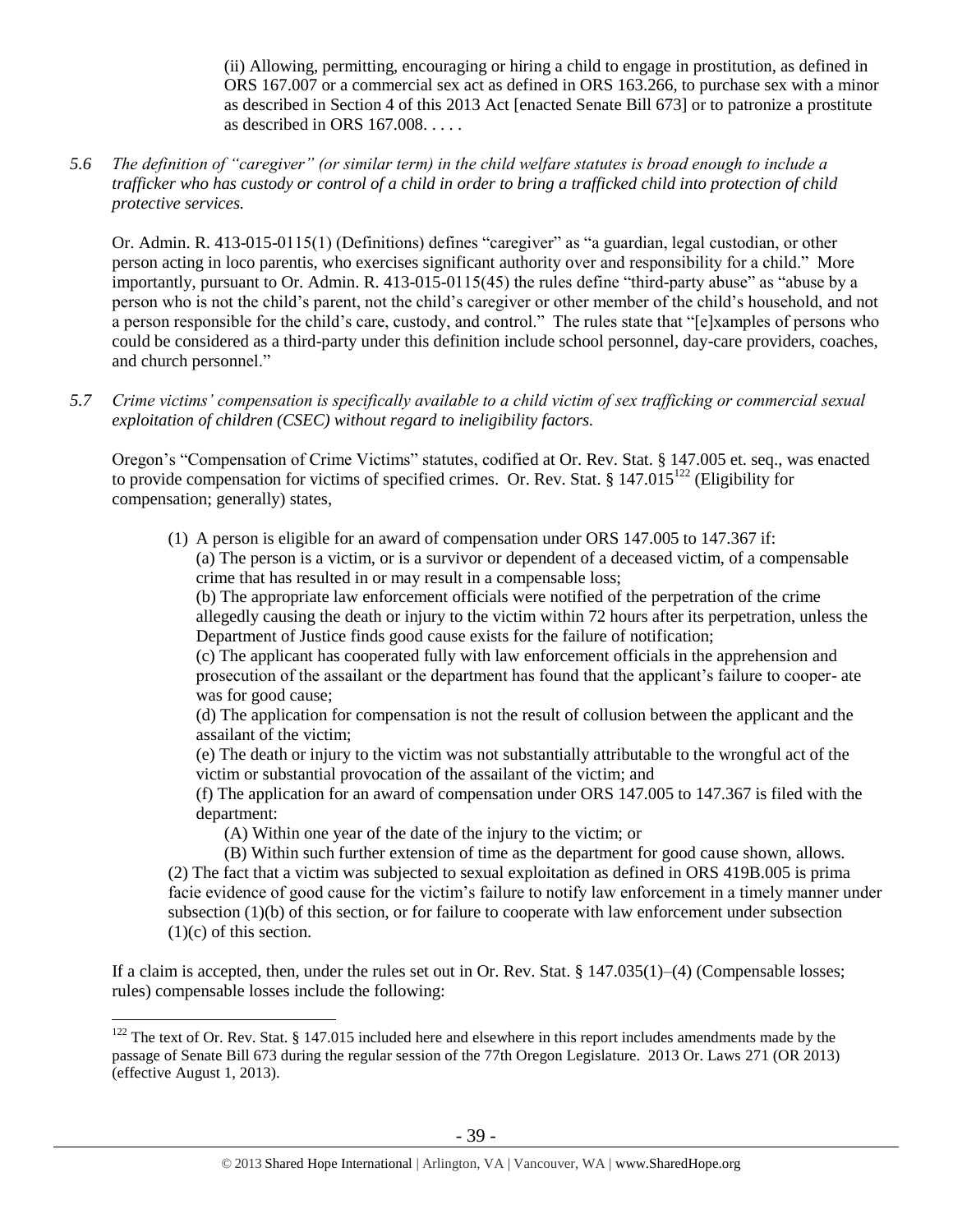(ii) Allowing, permitting, encouraging or hiring a child to engage in prostitution, as defined in ORS 167.007 or a commercial sex act as defined in ORS 163.266, to purchase sex with a minor as described in Section 4 of this 2013 Act [enacted Senate Bill 673] or to patronize a prostitute as described in ORS 167.008. . . . .

*5.6 The definition of "caregiver" (or similar term) in the child welfare statutes is broad enough to include a trafficker who has custody or control of a child in order to bring a trafficked child into protection of child protective services.*

Or. Admin. R. 413-015-0115(1) (Definitions) defines "caregiver" as "a guardian, legal custodian, or other person acting in loco parentis, who exercises significant authority over and responsibility for a child." More importantly, pursuant to Or. Admin. R. 413-015-0115(45) the rules define "third-party abuse" as "abuse by a person who is not the child's parent, not the child's caregiver or other member of the child's household, and not a person responsible for the child's care, custody, and control." The rules state that "[e]xamples of persons who could be considered as a third-party under this definition include school personnel, day-care providers, coaches, and church personnel."

*5.7 Crime victims' compensation is specifically available to a child victim of sex trafficking or commercial sexual exploitation of children (CSEC) without regard to ineligibility factors.*

Oregon's "Compensation of Crime Victims" statutes, codified at Or. Rev. Stat. § 147.005 et. seq., was enacted to provide compensation for victims of specified crimes. Or. Rev. Stat. § 147.015[122] (Eligibility for compensation; generally) states,

(1) A person is eligible for an award of compensation under ORS 147.005 to 147.367 if:
(a) The person is a victim, or is a survivor or dependent of a deceased victim, of a compensable crime that has resulted in or may result in a compensable loss;
(b) The appropriate law enforcement officials were notified of the perpetration of the crime allegedly causing the death or injury to the victim within 72 hours after its perpetration, unless the Department of Justice finds good cause exists for the failure of notification;
(c) The applicant has cooperated fully with law enforcement officials in the apprehension and prosecution of the assailant or the department has found that the applicant's failure to cooper- ate was for good cause;
(d) The application for compensation is not the result of collusion between the applicant and the assailant of the victim;
(e) The death or injury to the victim was not substantially attributable to the wrongful act of the victim or substantial provocation of the assailant of the victim; and
(f) The application for an award of compensation under ORS 147.005 to 147.367 is filed with the department:
(A) Within one year of the date of the injury to the victim; or
(B) Within such further extension of time as the department for good cause shown, allows.
(2) The fact that a victim was subjected to sexual exploitation as defined in ORS 419B.005 is prima facie evidence of good cause for the victim's failure to notify law enforcement in a timely manner under subsection (1)(b) of this section, or for failure to cooperate with law enforcement under subsection (1)(c) of this section.

If a claim is accepted, then, under the rules set out in Or. Rev. Stat. § 147.035(1)–(4) (Compensable losses; rules) compensable losses include the following:

[122] The text of Or. Rev. Stat. § 147.015 included here and elsewhere in this report includes amendments made by the passage of Senate Bill 673 during the regular session of the 77th Oregon Legislature. 2013 Or. Laws 271 (OR 2013) (effective August 1, 2013).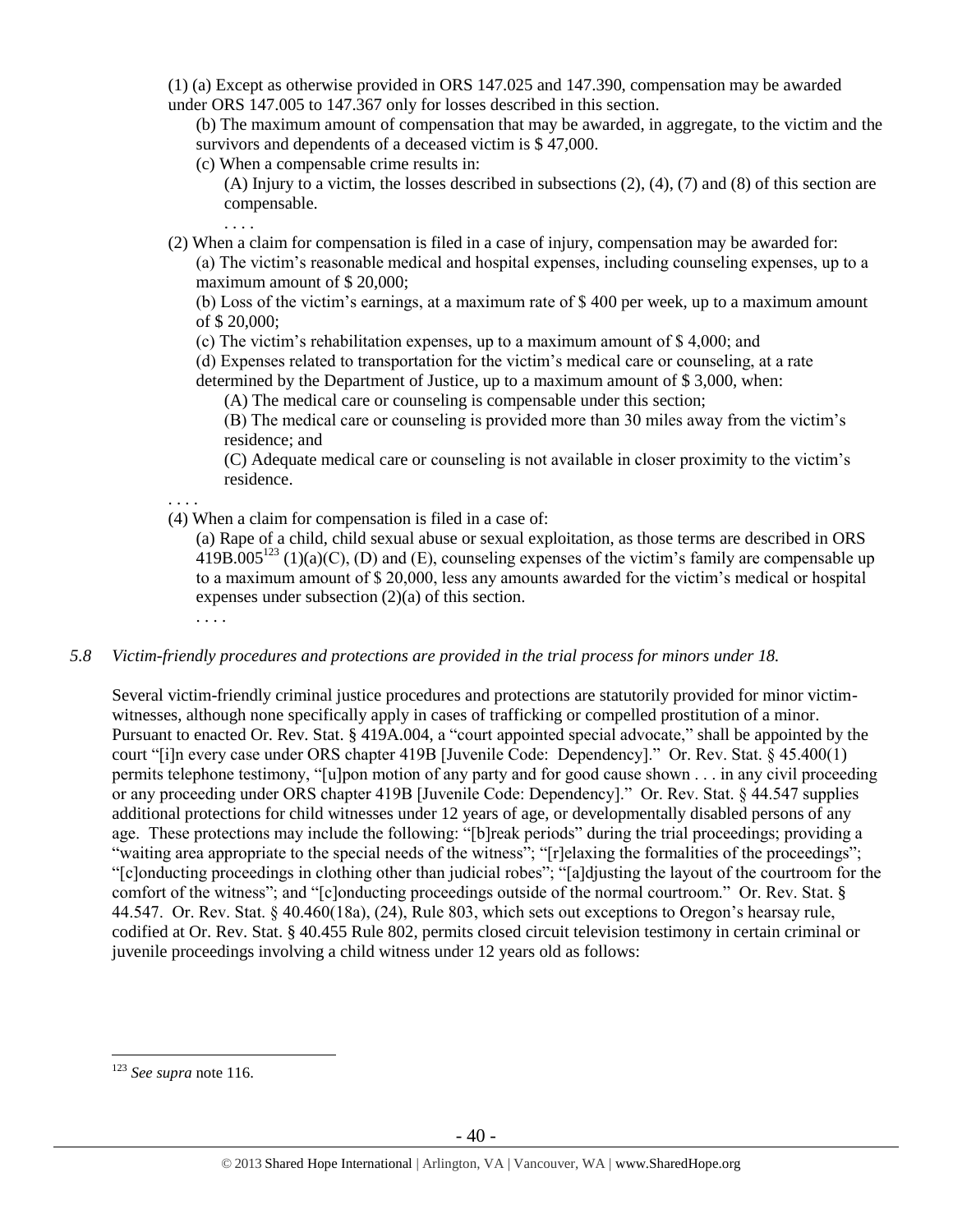(1) (a) Except as otherwise provided in ORS 147.025 and 147.390, compensation may be awarded under ORS 147.005 to 147.367 only for losses described in this section.

(b) The maximum amount of compensation that may be awarded, in aggregate, to the victim and the survivors and dependents of a deceased victim is $ 47,000.

(c) When a compensable crime results in:

(A) Injury to a victim, the losses described in subsections (2), (4), (7) and (8) of this section are compensable.

. . . .

(2) When a claim for compensation is filed in a case of injury, compensation may be awarded for:

(a) The victim's reasonable medical and hospital expenses, including counseling expenses, up to a maximum amount of $ 20,000;

(b) Loss of the victim's earnings, at a maximum rate of $ 400 per week, up to a maximum amount of $ 20,000;

(c) The victim's rehabilitation expenses, up to a maximum amount of $ 4,000; and

(d) Expenses related to transportation for the victim's medical care or counseling, at a rate determined by the Department of Justice, up to a maximum amount of $ 3,000, when:

(A) The medical care or counseling is compensable under this section;

(B) The medical care or counseling is provided more than 30 miles away from the victim's residence; and

(C) Adequate medical care or counseling is not available in closer proximity to the victim's residence.

. . . .

(4) When a claim for compensation is filed in a case of:

(a) Rape of a child, child sexual abuse or sexual exploitation, as those terms are described in ORS 419B.005[123] (1)(a)(C), (D) and (E), counseling expenses of the victim's family are compensable up to a maximum amount of $ 20,000, less any amounts awarded for the victim's medical or hospital expenses under subsection (2)(a) of this section.

. . . .

*5.8 Victim-friendly procedures and protections are provided in the trial process for minors under 18.*

Several victim-friendly criminal justice procedures and protections are statutorily provided for minor victim-witnesses, although none specifically apply in cases of trafficking or compelled prostitution of a minor. Pursuant to enacted Or. Rev. Stat. § 419A.004, a "court appointed special advocate," shall be appointed by the court "[i]n every case under ORS chapter 419B [Juvenile Code: Dependency]." Or. Rev. Stat. § 45.400(1) permits telephone testimony, "[u]pon motion of any party and for good cause shown . . . in any civil proceeding or any proceeding under ORS chapter 419B [Juvenile Code: Dependency]." Or. Rev. Stat. § 44.547 supplies additional protections for child witnesses under 12 years of age, or developmentally disabled persons of any age. These protections may include the following: "[b]reak periods" during the trial proceedings; providing a "waiting area appropriate to the special needs of the witness"; "[r]elaxing the formalities of the proceedings"; "[c]onducting proceedings in clothing other than judicial robes"; "[a]djusting the layout of the courtroom for the comfort of the witness"; and "[c]onducting proceedings outside of the normal courtroom." Or. Rev. Stat. § 44.547. Or. Rev. Stat. § 40.460(18a), (24), Rule 803, which sets out exceptions to Oregon's hearsay rule, codified at Or. Rev. Stat. § 40.455 Rule 802, permits closed circuit television testimony in certain criminal or juvenile proceedings involving a child witness under 12 years old as follows:

---

[123] *See supra* note 116.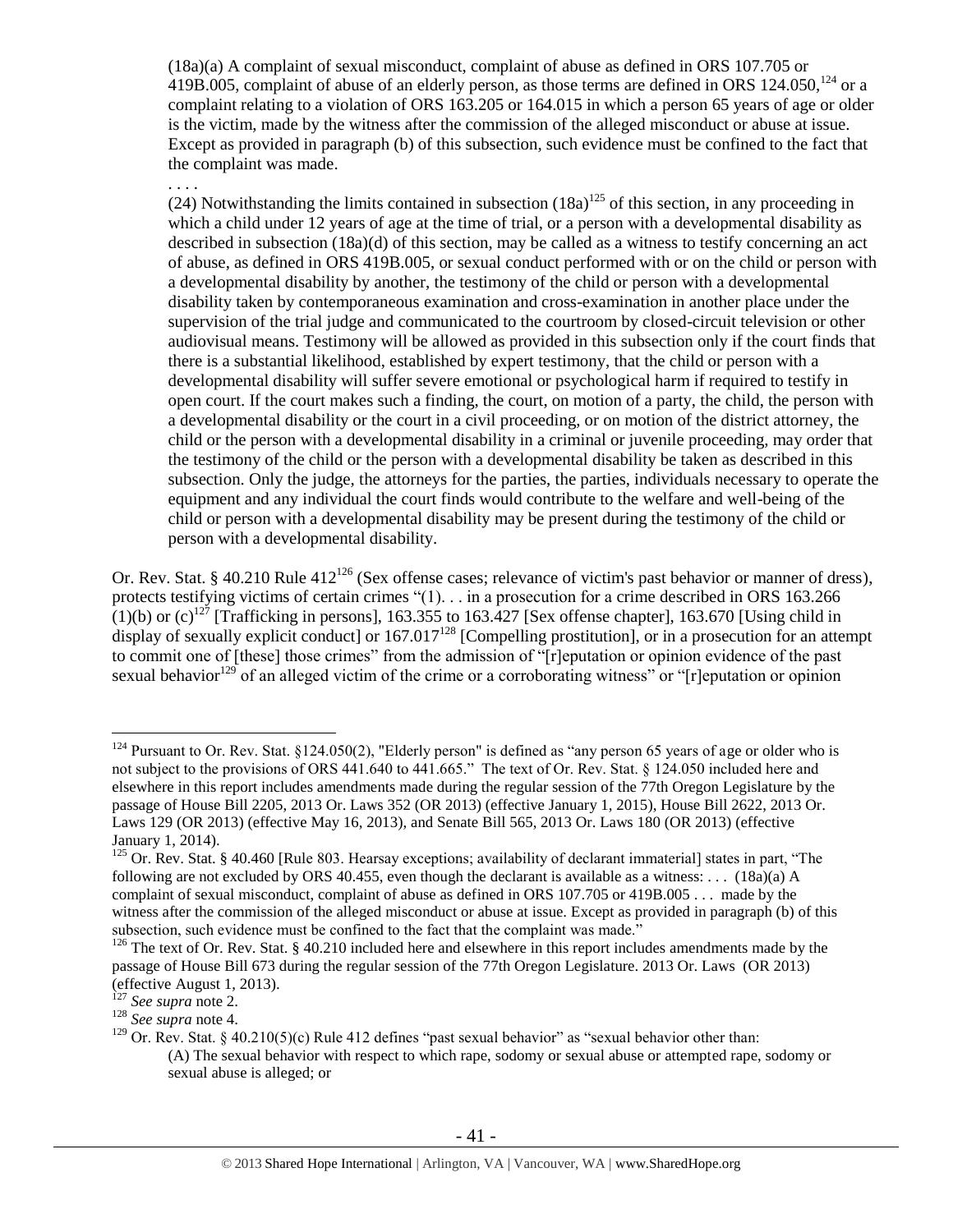> (18a)(a) A complaint of sexual misconduct, complaint of abuse as defined in ORS 107.705 or 419B.005, complaint of abuse of an elderly person, as those terms are defined in ORS 124.050,[124] or a complaint relating to a violation of ORS 163.205 or 164.015 in which a person 65 years of age or older is the victim, made by the witness after the commission of the alleged misconduct or abuse at issue. Except as provided in paragraph (b) of this subsection, such evidence must be confined to the fact that the complaint was made.
>
> . . . .
>
> (24) Notwithstanding the limits contained in subsection (18a)[125] of this section, in any proceeding in which a child under 12 years of age at the time of trial, or a person with a developmental disability as described in subsection (18a)(d) of this section, may be called as a witness to testify concerning an act of abuse, as defined in ORS 419B.005, or sexual conduct performed with or on the child or person with a developmental disability by another, the testimony of the child or person with a developmental disability taken by contemporaneous examination and cross-examination in another place under the supervision of the trial judge and communicated to the courtroom by closed-circuit television or other audiovisual means. Testimony will be allowed as provided in this subsection only if the court finds that there is a substantial likelihood, established by expert testimony, that the child or person with a developmental disability will suffer severe emotional or psychological harm if required to testify in open court. If the court makes such a finding, the court, on motion of a party, the child, the person with a developmental disability or the court in a civil proceeding, or on motion of the district attorney, the child or the person with a developmental disability in a criminal or juvenile proceeding, may order that the testimony of the child or the person with a developmental disability be taken as described in this subsection. Only the judge, the attorneys for the parties, the parties, individuals necessary to operate the equipment and any individual the court finds would contribute to the welfare and well-being of the child or person with a developmental disability may be present during the testimony of the child or person with a developmental disability.

Or. Rev. Stat. § 40.210 Rule 412[126] (Sex offense cases; relevance of victim's past behavior or manner of dress), protects testifying victims of certain crimes "(1). . . in a prosecution for a crime described in ORS 163.266 (1)(b) or (c)[127] [Trafficking in persons], 163.355 to 163.427 [Sex offense chapter], 163.670 [Using child in display of sexually explicit conduct] or 167.017[128] [Compelling prostitution], or in a prosecution for an attempt to commit one of [these] those crimes" from the admission of "[r]eputation or opinion evidence of the past sexual behavior[129] of an alleged victim of the crime or a corroborating witness" or "[r]eputation or opinion

---

[124] Pursuant to Or. Rev. Stat. §124.050(2), "Elderly person" is defined as "any person 65 years of age or older who is not subject to the provisions of ORS 441.640 to 441.665." The text of Or. Rev. Stat. § 124.050 included here and elsewhere in this report includes amendments made during the regular session of the 77th Oregon Legislature by the passage of House Bill 2205, 2013 Or. Laws 352 (OR 2013) (effective January 1, 2015), House Bill 2622, 2013 Or. Laws 129 (OR 2013) (effective May 16, 2013), and Senate Bill 565, 2013 Or. Laws 180 (OR 2013) (effective January 1, 2014).

[125] Or. Rev. Stat. § 40.460 [Rule 803. Hearsay exceptions; availability of declarant immaterial] states in part, "The following are not excluded by ORS 40.455, even though the declarant is available as a witness: . . . (18a)(a) A complaint of sexual misconduct, complaint of abuse as defined in ORS 107.705 or 419B.005 . . . made by the witness after the commission of the alleged misconduct or abuse at issue. Except as provided in paragraph (b) of this subsection, such evidence must be confined to the fact that the complaint was made."

[126] The text of Or. Rev. Stat. § 40.210 included here and elsewhere in this report includes amendments made by the passage of House Bill 673 during the regular session of the 77th Oregon Legislature. 2013 Or. Laws (OR 2013) (effective August 1, 2013).

[127] *See supra* note 2.

[128] *See supra* note 4.

[129] Or. Rev. Stat. § 40.210(5)(c) Rule 412 defines "past sexual behavior" as "sexual behavior other than:

> (A) The sexual behavior with respect to which rape, sodomy or sexual abuse or attempted rape, sodomy or sexual abuse is alleged; or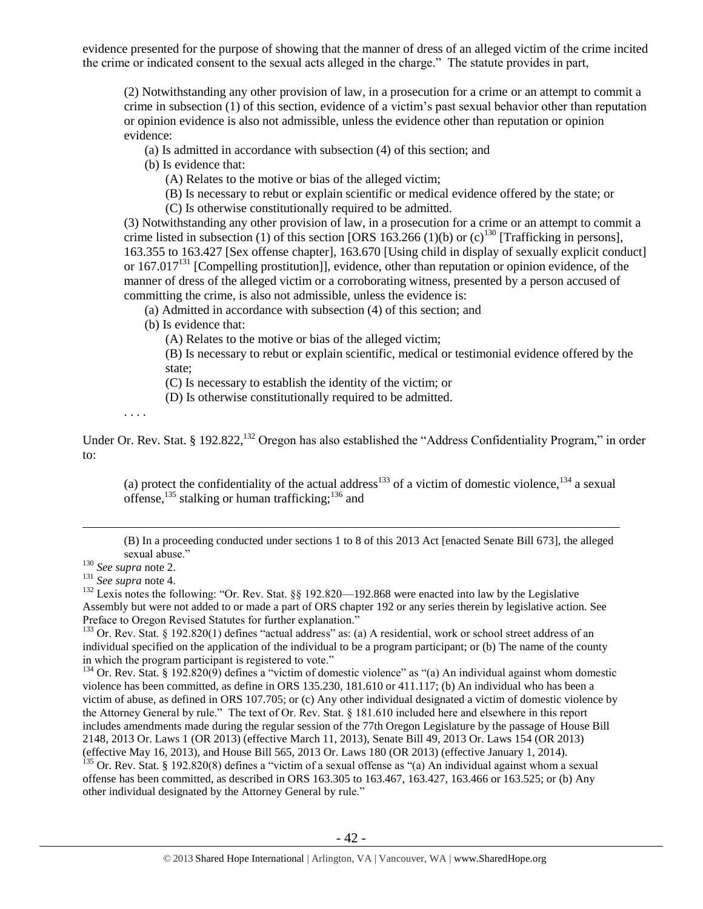evidence presented for the purpose of showing that the manner of dress of an alleged victim of the crime incited the crime or indicated consent to the sexual acts alleged in the charge." The statute provides in part,

> (2) Notwithstanding any other provision of law, in a prosecution for a crime or an attempt to commit a crime in subsection (1) of this section, evidence of a victim's past sexual behavior other than reputation or opinion evidence is also not admissible, unless the evidence other than reputation or opinion evidence:
>
> (a) Is admitted in accordance with subsection (4) of this section; and
>
> (b) Is evidence that:
>
> (A) Relates to the motive or bias of the alleged victim;
>
> (B) Is necessary to rebut or explain scientific or medical evidence offered by the state; or
>
> (C) Is otherwise constitutionally required to be admitted.
>
> (3) Notwithstanding any other provision of law, in a prosecution for a crime or an attempt to commit a crime listed in subsection (1) of this section [ORS 163.266 (1)(b) or (c)[130] [Trafficking in persons], 163.355 to 163.427 [Sex offense chapter], 163.670 [Using child in display of sexually explicit conduct] or 167.017[131] [Compelling prostitution]], evidence, other than reputation or opinion evidence, of the manner of dress of the alleged victim or a corroborating witness, presented by a person accused of committing the crime, is also not admissible, unless the evidence is:
>
> (a) Admitted in accordance with subsection (4) of this section; and
>
> (b) Is evidence that:
>
> (A) Relates to the motive or bias of the alleged victim;
>
> (B) Is necessary to rebut or explain scientific, medical or testimonial evidence offered by the state;
>
> (C) Is necessary to establish the identity of the victim; or
>
> (D) Is otherwise constitutionally required to be admitted.
>
> . . . .

Under Or. Rev. Stat. § 192.822,[132] Oregon has also established the "Address Confidentiality Program," in order to:

> (a) protect the confidentiality of the actual address[133] of a victim of domestic violence,[134] a sexual offense,[135] stalking or human trafficking;[136] and

---

(B) In a proceeding conducted under sections 1 to 8 of this 2013 Act [enacted Senate Bill 673], the alleged sexual abuse."

[130] *See supra* note 2.

[131] *See supra* note 4.

[132] Lexis notes the following: "Or. Rev. Stat. §§ 192.820—192.868 were enacted into law by the Legislative Assembly but were not added to or made a part of ORS chapter 192 or any series therein by legislative action. See Preface to Oregon Revised Statutes for further explanation."

[133] Or. Rev. Stat. § 192.820(1) defines "actual address" as: (a) A residential, work or school street address of an individual specified on the application of the individual to be a program participant; or (b) The name of the county in which the program participant is registered to vote."

[134] Or. Rev. Stat. § 192.820(9) defines a "victim of domestic violence" as "(a) An individual against whom domestic violence has been committed, as define in ORS 135.230, 181.610 or 411.117; (b) An individual who has been a victim of abuse, as defined in ORS 107.705; or (c) Any other individual designated a victim of domestic violence by the Attorney General by rule." The text of Or. Rev. Stat. § 181.610 included here and elsewhere in this report includes amendments made during the regular session of the 77th Oregon Legislature by the passage of House Bill 2148, 2013 Or. Laws 1 (OR 2013) (effective March 11, 2013), Senate Bill 49, 2013 Or. Laws 154 (OR 2013) (effective May 16, 2013), and House Bill 565, 2013 Or. Laws 180 (OR 2013) (effective January 1, 2014).

[135] Or. Rev. Stat. § 192.820(8) defines a "victim of a sexual offense as "(a) An individual against whom a sexual offense has been committed, as described in ORS 163.305 to 163.467, 163.427, 163.466 or 163.525; or (b) Any other individual designated by the Attorney General by rule."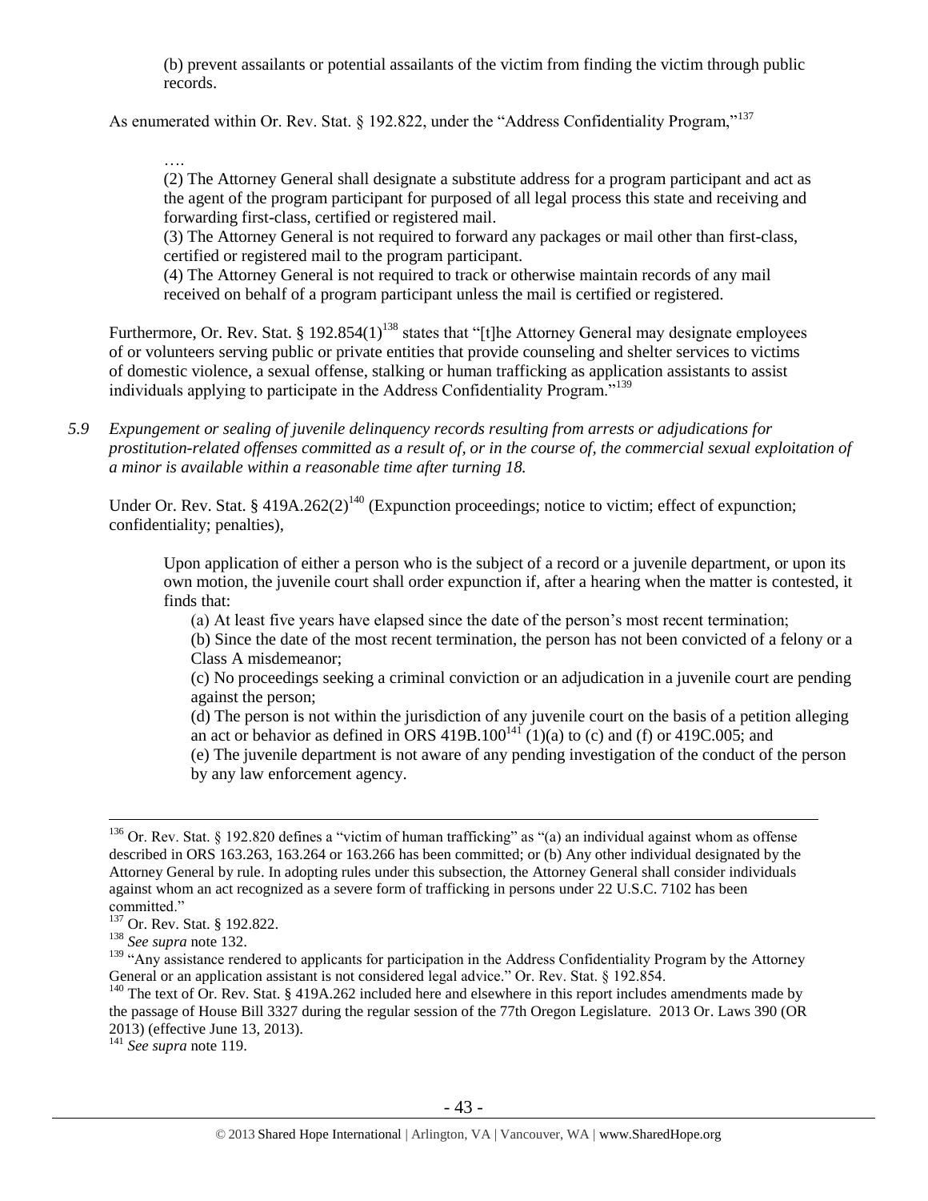(b) prevent assailants or potential assailants of the victim from finding the victim through public records.

As enumerated within Or. Rev. Stat. § 192.822, under the "Address Confidentiality Program,"[137]

> ….
>
> (2) The Attorney General shall designate a substitute address for a program participant and act as the agent of the program participant for purposed of all legal process this state and receiving and forwarding first-class, certified or registered mail.
>
> (3) The Attorney General is not required to forward any packages or mail other than first-class, certified or registered mail to the program participant.
>
> (4) The Attorney General is not required to track or otherwise maintain records of any mail received on behalf of a program participant unless the mail is certified or registered.

Furthermore, Or. Rev. Stat. § 192.854(1)[138] states that "[t]he Attorney General may designate employees of or volunteers serving public or private entities that provide counseling and shelter services to victims of domestic violence, a sexual offense, stalking or human trafficking as application assistants to assist individuals applying to participate in the Address Confidentiality Program."[139]

*5.9 Expungement or sealing of juvenile delinquency records resulting from arrests or adjudications for prostitution-related offenses committed as a result of, or in the course of, the commercial sexual exploitation of a minor is available within a reasonable time after turning 18.*

Under Or. Rev. Stat. § 419A.262(2)[140] (Expunction proceedings; notice to victim; effect of expunction; confidentiality; penalties),

> Upon application of either a person who is the subject of a record or a juvenile department, or upon its own motion, the juvenile court shall order expunction if, after a hearing when the matter is contested, it finds that:
>
> (a) At least five years have elapsed since the date of the person's most recent termination;
>
> (b) Since the date of the most recent termination, the person has not been convicted of a felony or a Class A misdemeanor;
>
> (c) No proceedings seeking a criminal conviction or an adjudication in a juvenile court are pending against the person;
>
> (d) The person is not within the jurisdiction of any juvenile court on the basis of a petition alleging an act or behavior as defined in ORS 419B.100[141] (1)(a) to (c) and (f) or 419C.005; and
>
> (e) The juvenile department is not aware of any pending investigation of the conduct of the person by any law enforcement agency.

---

[136] Or. Rev. Stat. § 192.820 defines a "victim of human trafficking" as "(a) an individual against whom as offense described in ORS 163.263, 163.264 or 163.266 has been committed; or (b) Any other individual designated by the Attorney General by rule. In adopting rules under this subsection, the Attorney General shall consider individuals against whom an act recognized as a severe form of trafficking in persons under 22 U.S.C. 7102 has been committed."

[137] Or. Rev. Stat. § 192.822.

[138] *See supra* note 132.

[139] "Any assistance rendered to applicants for participation in the Address Confidentiality Program by the Attorney General or an application assistant is not considered legal advice." Or. Rev. Stat. § 192.854.

[140] The text of Or. Rev. Stat. § 419A.262 included here and elsewhere in this report includes amendments made by the passage of House Bill 3327 during the regular session of the 77th Oregon Legislature. 2013 Or. Laws 390 (OR 2013) (effective June 13, 2013).

[141] *See supra* note 119.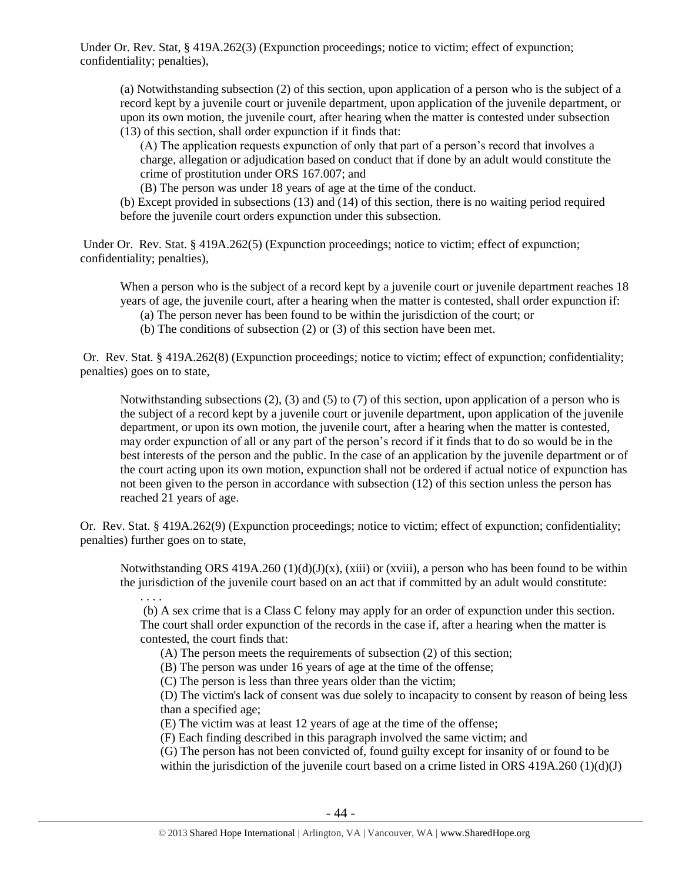Under Or. Rev. Stat, § 419A.262(3) (Expunction proceedings; notice to victim; effect of expunction; confidentiality; penalties),

> (a) Notwithstanding subsection (2) of this section, upon application of a person who is the subject of a record kept by a juvenile court or juvenile department, upon application of the juvenile department, or upon its own motion, the juvenile court, after hearing when the matter is contested under subsection (13) of this section, shall order expunction if it finds that:
>
> (A) The application requests expunction of only that part of a person's record that involves a charge, allegation or adjudication based on conduct that if done by an adult would constitute the crime of prostitution under ORS 167.007; and
>
> (B) The person was under 18 years of age at the time of the conduct.
>
> (b) Except provided in subsections (13) and (14) of this section, there is no waiting period required before the juvenile court orders expunction under this subsection.

Under Or. Rev. Stat. § 419A.262(5) (Expunction proceedings; notice to victim; effect of expunction; confidentiality; penalties),

> When a person who is the subject of a record kept by a juvenile court or juvenile department reaches 18 years of age, the juvenile court, after a hearing when the matter is contested, shall order expunction if:
>
> (a) The person never has been found to be within the jurisdiction of the court; or
>
> (b) The conditions of subsection (2) or (3) of this section have been met.

Or. Rev. Stat. § 419A.262(8) (Expunction proceedings; notice to victim; effect of expunction; confidentiality; penalties) goes on to state,

> Notwithstanding subsections (2), (3) and (5) to (7) of this section, upon application of a person who is the subject of a record kept by a juvenile court or juvenile department, upon application of the juvenile department, or upon its own motion, the juvenile court, after a hearing when the matter is contested, may order expunction of all or any part of the person's record if it finds that to do so would be in the best interests of the person and the public. In the case of an application by the juvenile department or of the court acting upon its own motion, expunction shall not be ordered if actual notice of expunction has not been given to the person in accordance with subsection (12) of this section unless the person has reached 21 years of age.

Or. Rev. Stat. § 419A.262(9) (Expunction proceedings; notice to victim; effect of expunction; confidentiality; penalties) further goes on to state,

> Notwithstanding ORS 419A.260 (1)(d)(J)(x), (xiii) or (xviii), a person who has been found to be within the jurisdiction of the juvenile court based on an act that if committed by an adult would constitute:
>
> . . . .
>
> (b) A sex crime that is a Class C felony may apply for an order of expunction under this section. The court shall order expunction of the records in the case if, after a hearing when the matter is contested, the court finds that:
>
> (A) The person meets the requirements of subsection (2) of this section;
>
> (B) The person was under 16 years of age at the time of the offense;
>
> (C) The person is less than three years older than the victim;
>
> (D) The victim's lack of consent was due solely to incapacity to consent by reason of being less than a specified age;
>
> (E) The victim was at least 12 years of age at the time of the offense;
>
> (F) Each finding described in this paragraph involved the same victim; and
>
> (G) The person has not been convicted of, found guilty except for insanity of or found to be within the jurisdiction of the juvenile court based on a crime listed in ORS 419A.260 (1)(d)(J)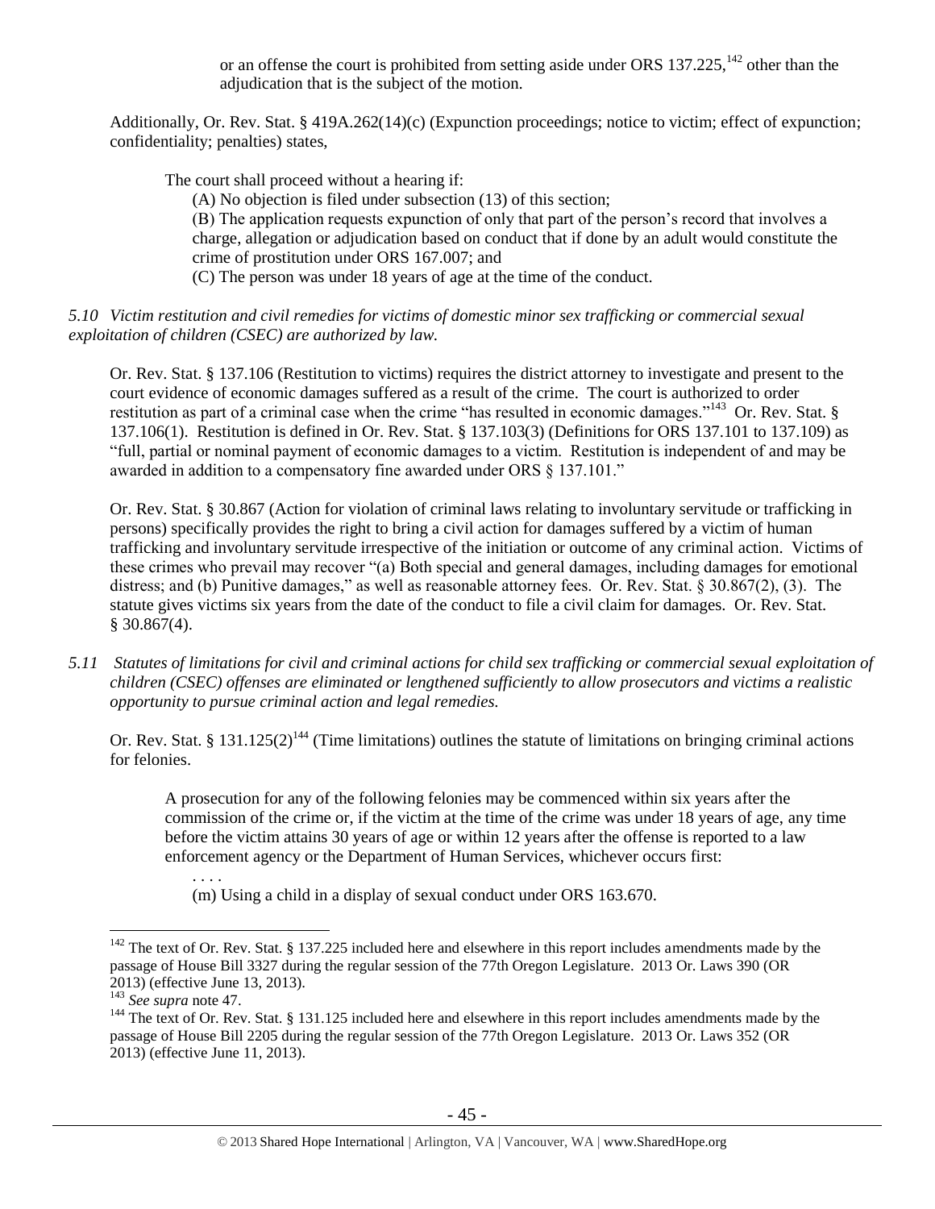or an offense the court is prohibited from setting aside under ORS 137.225,[142] other than the adjudication that is the subject of the motion.

Additionally, Or. Rev. Stat. § 419A.262(14)(c) (Expunction proceedings; notice to victim; effect of expunction; confidentiality; penalties) states,

> The court shall proceed without a hearing if:
>
> (A) No objection is filed under subsection (13) of this section;
>
> (B) The application requests expunction of only that part of the person's record that involves a charge, allegation or adjudication based on conduct that if done by an adult would constitute the crime of prostitution under ORS 167.007; and
>
> (C) The person was under 18 years of age at the time of the conduct.

*5.10 Victim restitution and civil remedies for victims of domestic minor sex trafficking or commercial sexual exploitation of children (CSEC) are authorized by law.*

Or. Rev. Stat. § 137.106 (Restitution to victims) requires the district attorney to investigate and present to the court evidence of economic damages suffered as a result of the crime. The court is authorized to order restitution as part of a criminal case when the crime "has resulted in economic damages."[143] Or. Rev. Stat. § 137.106(1). Restitution is defined in Or. Rev. Stat. § 137.103(3) (Definitions for ORS 137.101 to 137.109) as "full, partial or nominal payment of economic damages to a victim. Restitution is independent of and may be awarded in addition to a compensatory fine awarded under ORS § 137.101."

Or. Rev. Stat. § 30.867 (Action for violation of criminal laws relating to involuntary servitude or trafficking in persons) specifically provides the right to bring a civil action for damages suffered by a victim of human trafficking and involuntary servitude irrespective of the initiation or outcome of any criminal action. Victims of these crimes who prevail may recover "(a) Both special and general damages, including damages for emotional distress; and (b) Punitive damages," as well as reasonable attorney fees. Or. Rev. Stat. § 30.867(2), (3). The statute gives victims six years from the date of the conduct to file a civil claim for damages. Or. Rev. Stat. § 30.867(4).

*5.11 Statutes of limitations for civil and criminal actions for child sex trafficking or commercial sexual exploitation of children (CSEC) offenses are eliminated or lengthened sufficiently to allow prosecutors and victims a realistic opportunity to pursue criminal action and legal remedies.*

Or. Rev. Stat. § 131.125(2)[144] (Time limitations) outlines the statute of limitations on bringing criminal actions for felonies.

> A prosecution for any of the following felonies may be commenced within six years after the commission of the crime or, if the victim at the time of the crime was under 18 years of age, any time before the victim attains 30 years of age or within 12 years after the offense is reported to a law enforcement agency or the Department of Human Services, whichever occurs first:
>
> . . . .
>
> (m) Using a child in a display of sexual conduct under ORS 163.670.

---

[142] The text of Or. Rev. Stat. § 137.225 included here and elsewhere in this report includes amendments made by the passage of House Bill 3327 during the regular session of the 77th Oregon Legislature. 2013 Or. Laws 390 (OR 2013) (effective June 13, 2013).

[143] *See supra* note 47.

[144] The text of Or. Rev. Stat. § 131.125 included here and elsewhere in this report includes amendments made by the passage of House Bill 2205 during the regular session of the 77th Oregon Legislature. 2013 Or. Laws 352 (OR 2013) (effective June 11, 2013).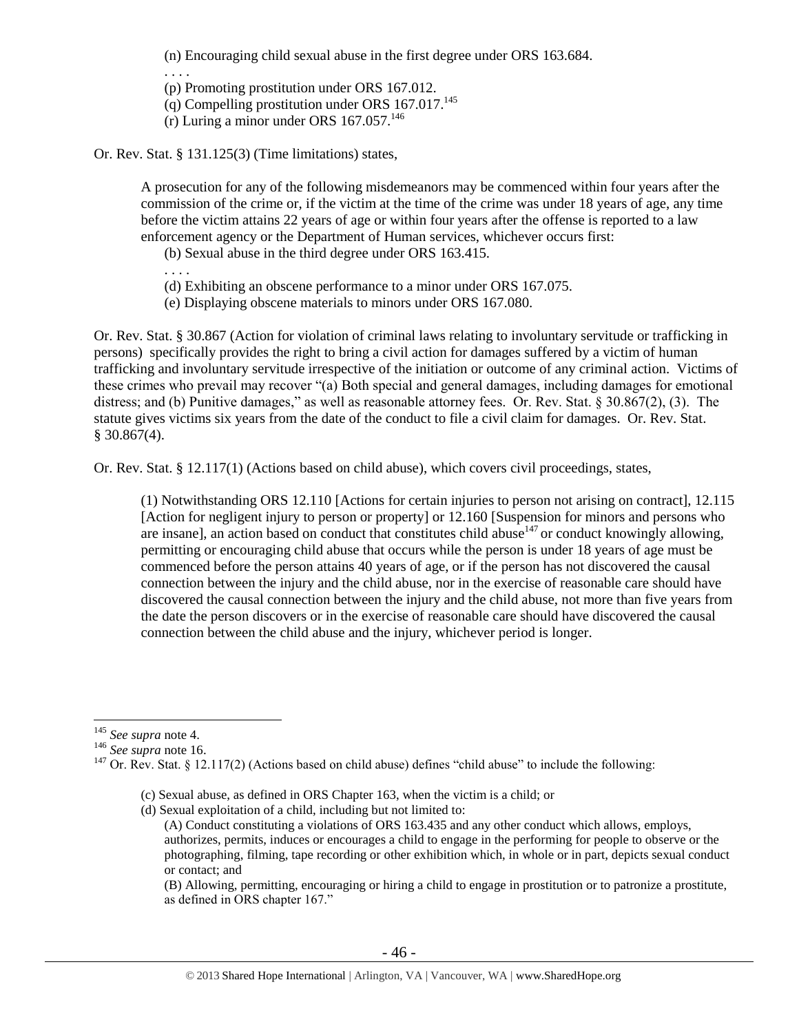(n) Encouraging child sexual abuse in the first degree under ORS 163.684.

. . . .

(p) Promoting prostitution under ORS 167.012.

(q) Compelling prostitution under ORS 167.017.[145]

(r) Luring a minor under ORS 167.057.[146]

Or. Rev. Stat. § 131.125(3) (Time limitations) states,

> A prosecution for any of the following misdemeanors may be commenced within four years after the commission of the crime or, if the victim at the time of the crime was under 18 years of age, any time before the victim attains 22 years of age or within four years after the offense is reported to a law enforcement agency or the Department of Human services, whichever occurs first:
>
> (b) Sexual abuse in the third degree under ORS 163.415.
>
> . . . .
>
> (d) Exhibiting an obscene performance to a minor under ORS 167.075.
>
> (e) Displaying obscene materials to minors under ORS 167.080.

Or. Rev. Stat. § 30.867 (Action for violation of criminal laws relating to involuntary servitude or trafficking in persons) specifically provides the right to bring a civil action for damages suffered by a victim of human trafficking and involuntary servitude irrespective of the initiation or outcome of any criminal action. Victims of these crimes who prevail may recover "(a) Both special and general damages, including damages for emotional distress; and (b) Punitive damages," as well as reasonable attorney fees. Or. Rev. Stat. § 30.867(2), (3). The statute gives victims six years from the date of the conduct to file a civil claim for damages. Or. Rev. Stat. § 30.867(4).

Or. Rev. Stat. § 12.117(1) (Actions based on child abuse), which covers civil proceedings, states,

> (1) Notwithstanding ORS 12.110 [Actions for certain injuries to person not arising on contract], 12.115 [Action for negligent injury to person or property] or 12.160 [Suspension for minors and persons who are insane], an action based on conduct that constitutes child abuse[147] or conduct knowingly allowing, permitting or encouraging child abuse that occurs while the person is under 18 years of age must be commenced before the person attains 40 years of age, or if the person has not discovered the causal connection between the injury and the child abuse, nor in the exercise of reasonable care should have discovered the causal connection between the injury and the child abuse, not more than five years from the date the person discovers or in the exercise of reasonable care should have discovered the causal connection between the child abuse and the injury, whichever period is longer.

---

[145] *See supra* note 4.

[146] *See supra* note 16.

[147] Or. Rev. Stat. § 12.117(2) (Actions based on child abuse) defines "child abuse" to include the following:

> (c) Sexual abuse, as defined in ORS Chapter 163, when the victim is a child; or
>
> (d) Sexual exploitation of a child, including but not limited to:
>
> (A) Conduct constituting a violations of ORS 163.435 and any other conduct which allows, employs, authorizes, permits, induces or encourages a child to engage in the performing for people to observe or the photographing, filming, tape recording or other exhibition which, in whole or in part, depicts sexual conduct or contact; and
>
> (B) Allowing, permitting, encouraging or hiring a child to engage in prostitution or to patronize a prostitute, as defined in ORS chapter 167."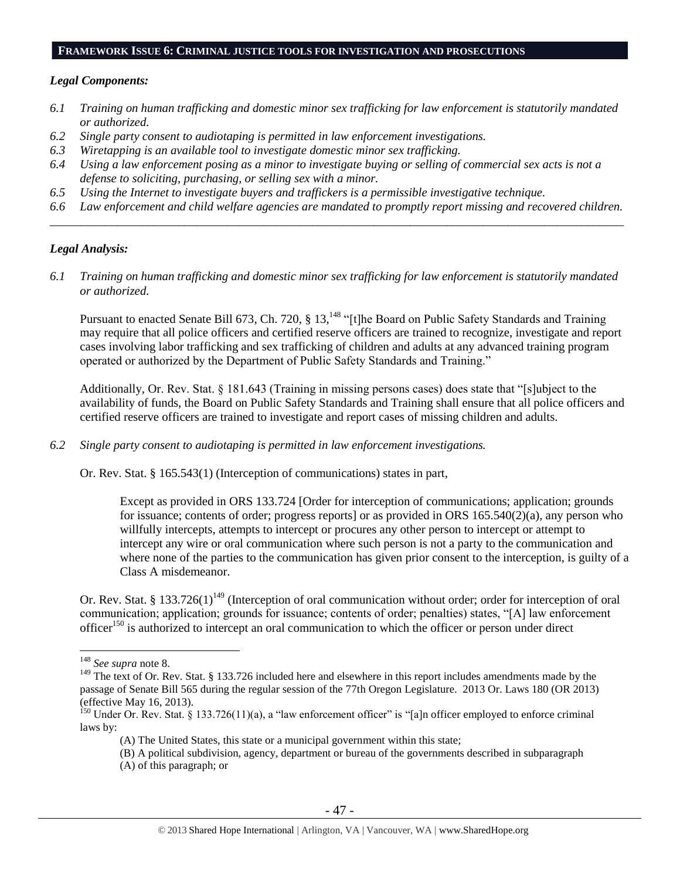**FRAMEWORK ISSUE 6: CRIMINAL JUSTICE TOOLS FOR INVESTIGATION AND PROSECUTIONS**

***Legal Components:***

*6.1 Training on human trafficking and domestic minor sex trafficking for law enforcement is statutorily mandated or authorized.*
*6.2 Single party consent to audiotaping is permitted in law enforcement investigations.*
*6.3 Wiretapping is an available tool to investigate domestic minor sex trafficking.*
*6.4 Using a law enforcement posing as a minor to investigate buying or selling of commercial sex acts is not a defense to soliciting, purchasing, or selling sex with a minor.*
*6.5 Using the Internet to investigate buyers and traffickers is a permissible investigative technique.*
*6.6 Law enforcement and child welfare agencies are mandated to promptly report missing and recovered children.*

---

***Legal Analysis:***

*6.1 Training on human trafficking and domestic minor sex trafficking for law enforcement is statutorily mandated or authorized.*

Pursuant to enacted Senate Bill 673, Ch. 720, § 13,[148] "[t]he Board on Public Safety Standards and Training may require that all police officers and certified reserve officers are trained to recognize, investigate and report cases involving labor trafficking and sex trafficking of children and adults at any advanced training program operated or authorized by the Department of Public Safety Standards and Training."

Additionally, Or. Rev. Stat. § 181.643 (Training in missing persons cases) does state that "[s]ubject to the availability of funds, the Board on Public Safety Standards and Training shall ensure that all police officers and certified reserve officers are trained to investigate and report cases of missing children and adults.

*6.2 Single party consent to audiotaping is permitted in law enforcement investigations.*

Or. Rev. Stat. § 165.543(1) (Interception of communications) states in part,

> Except as provided in ORS 133.724 [Order for interception of communications; application; grounds for issuance; contents of order; progress reports] or as provided in ORS 165.540(2)(a), any person who willfully intercepts, attempts to intercept or procures any other person to intercept or attempt to intercept any wire or oral communication where such person is not a party to the communication and where none of the parties to the communication has given prior consent to the interception, is guilty of a Class A misdemeanor.

Or. Rev. Stat. § 133.726(1)[149] (Interception of oral communication without order; order for interception of oral communication; application; grounds for issuance; contents of order; penalties) states, "[A] law enforcement officer[150] is authorized to intercept an oral communication to which the officer or person under direct

---

[148] *See supra* note 8.

[149] The text of Or. Rev. Stat. § 133.726 included here and elsewhere in this report includes amendments made by the passage of Senate Bill 565 during the regular session of the 77th Oregon Legislature. 2013 Or. Laws 180 (OR 2013) (effective May 16, 2013).

[150] Under Or. Rev. Stat. § 133.726(11)(a), a "law enforcement officer" is "[a]n officer employed to enforce criminal laws by:

> (A) The United States, this state or a municipal government within this state;
> (B) A political subdivision, agency, department or bureau of the governments described in subparagraph (A) of this paragraph; or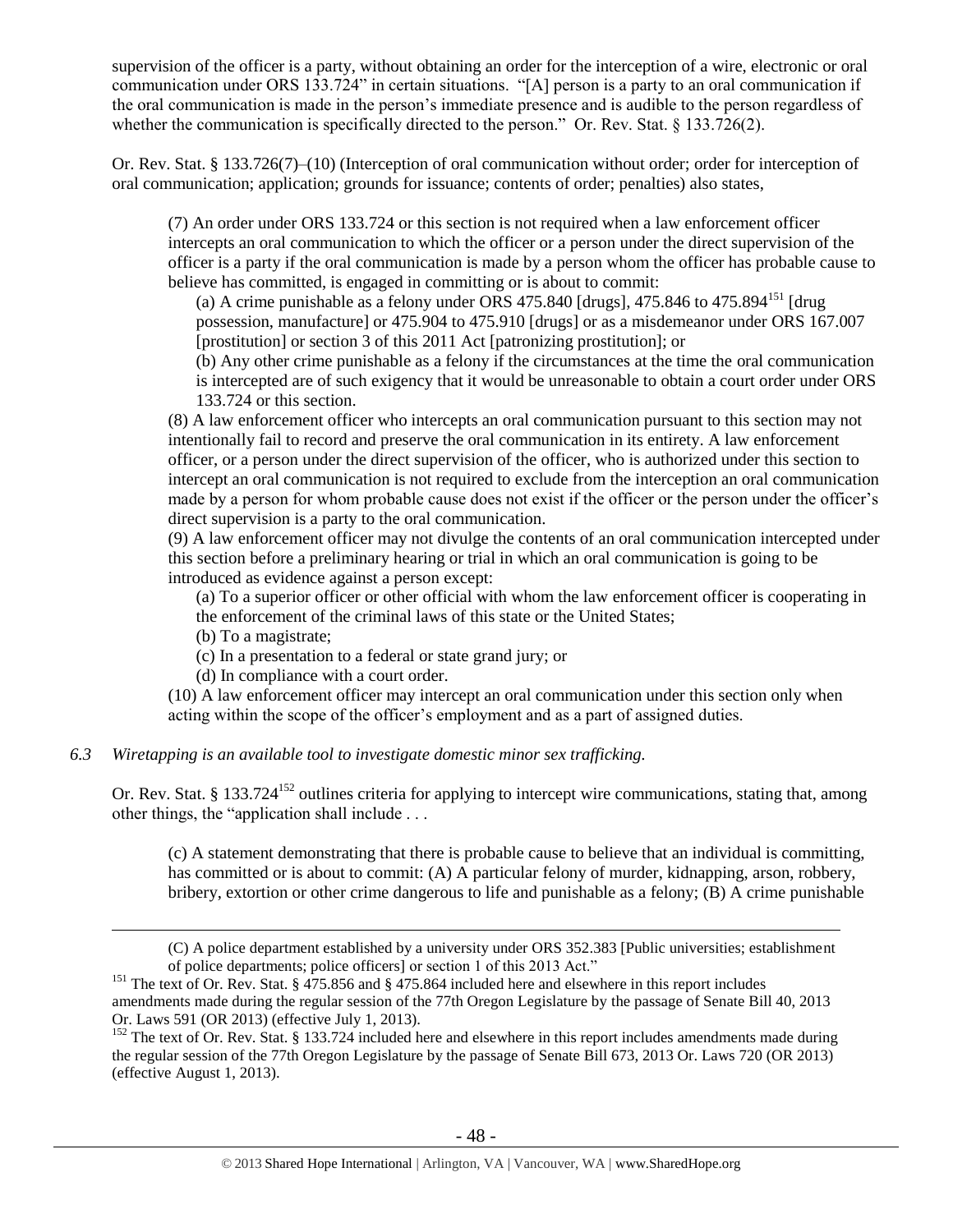supervision of the officer is a party, without obtaining an order for the interception of a wire, electronic or oral communication under ORS 133.724" in certain situations. "[A] person is a party to an oral communication if the oral communication is made in the person's immediate presence and is audible to the person regardless of whether the communication is specifically directed to the person." Or. Rev. Stat. § 133.726(2).

Or. Rev. Stat. § 133.726(7)–(10) (Interception of oral communication without order; order for interception of oral communication; application; grounds for issuance; contents of order; penalties) also states,

> (7) An order under ORS 133.724 or this section is not required when a law enforcement officer intercepts an oral communication to which the officer or a person under the direct supervision of the officer is a party if the oral communication is made by a person whom the officer has probable cause to believe has committed, is engaged in committing or is about to commit:
>
> > (a) A crime punishable as a felony under ORS 475.840 [drugs], 475.846 to 475.894[151] [drug possession, manufacture] or 475.904 to 475.910 [drugs] or as a misdemeanor under ORS 167.007 [prostitution] or section 3 of this 2011 Act [patronizing prostitution]; or
> >
> > (b) Any other crime punishable as a felony if the circumstances at the time the oral communication is intercepted are of such exigency that it would be unreasonable to obtain a court order under ORS 133.724 or this section.
>
> (8) A law enforcement officer who intercepts an oral communication pursuant to this section may not intentionally fail to record and preserve the oral communication in its entirety. A law enforcement officer, or a person under the direct supervision of the officer, who is authorized under this section to intercept an oral communication is not required to exclude from the interception an oral communication made by a person for whom probable cause does not exist if the officer or the person under the officer's direct supervision is a party to the oral communication.
>
> (9) A law enforcement officer may not divulge the contents of an oral communication intercepted under this section before a preliminary hearing or trial in which an oral communication is going to be introduced as evidence against a person except:
>
> > (a) To a superior officer or other official with whom the law enforcement officer is cooperating in the enforcement of the criminal laws of this state or the United States;
> >
> > (b) To a magistrate;
> >
> > (c) In a presentation to a federal or state grand jury; or
> >
> > (d) In compliance with a court order.
>
> (10) A law enforcement officer may intercept an oral communication under this section only when acting within the scope of the officer's employment and as a part of assigned duties.

*6.3 Wiretapping is an available tool to investigate domestic minor sex trafficking.*

Or. Rev. Stat. § 133.724[152] outlines criteria for applying to intercept wire communications, stating that, among other things, the "application shall include . . .

> (c) A statement demonstrating that there is probable cause to believe that an individual is committing, has committed or is about to commit: (A) A particular felony of murder, kidnapping, arson, robbery, bribery, extortion or other crime dangerous to life and punishable as a felony; (B) A crime punishable

---

> (C) A police department established by a university under ORS 352.383 [Public universities; establishment of police departments; police officers] or section 1 of this 2013 Act."

[151] The text of Or. Rev. Stat. § 475.856 and § 475.864 included here and elsewhere in this report includes amendments made during the regular session of the 77th Oregon Legislature by the passage of Senate Bill 40, 2013 Or. Laws 591 (OR 2013) (effective July 1, 2013).

[152] The text of Or. Rev. Stat. § 133.724 included here and elsewhere in this report includes amendments made during the regular session of the 77th Oregon Legislature by the passage of Senate Bill 673, 2013 Or. Laws 720 (OR 2013) (effective August 1, 2013).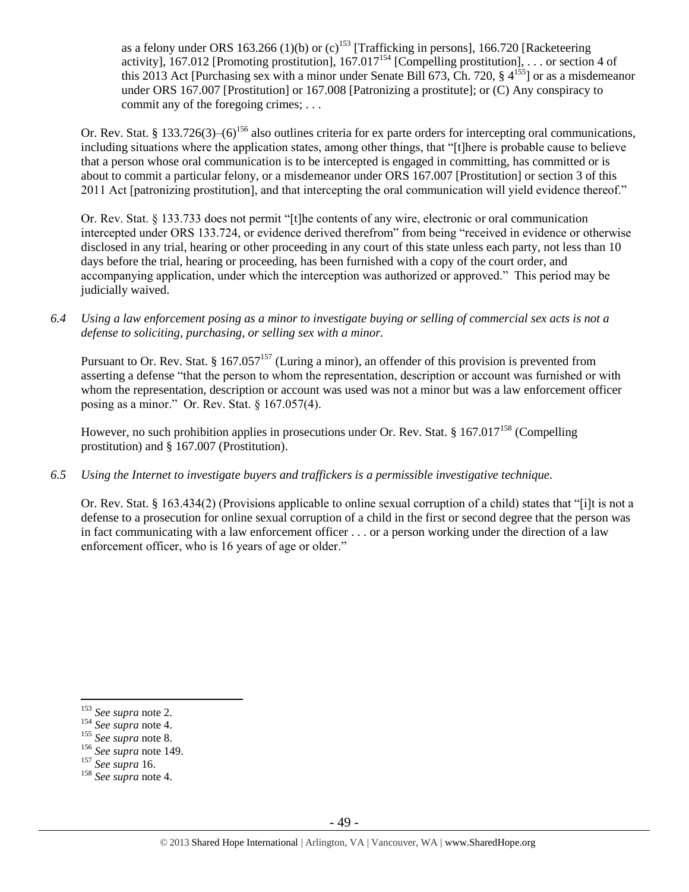as a felony under ORS 163.266 (1)(b) or (c)[153] [Trafficking in persons], 166.720 [Racketeering activity], 167.012 [Promoting prostitution], 167.017[154] [Compelling prostitution], . . . or section 4 of this 2013 Act [Purchasing sex with a minor under Senate Bill 673, Ch. 720, § 4[155]] or as a misdemeanor under ORS 167.007 [Prostitution] or 167.008 [Patronizing a prostitute]; or (C) Any conspiracy to commit any of the foregoing crimes; . . .

Or. Rev. Stat. § 133.726(3)–(6)[156] also outlines criteria for ex parte orders for intercepting oral communications, including situations where the application states, among other things, that "[t]here is probable cause to believe that a person whose oral communication is to be intercepted is engaged in committing, has committed or is about to commit a particular felony, or a misdemeanor under ORS 167.007 [Prostitution] or section 3 of this 2011 Act [patronizing prostitution], and that intercepting the oral communication will yield evidence thereof."

Or. Rev. Stat. § 133.733 does not permit "[t]he contents of any wire, electronic or oral communication intercepted under ORS 133.724, or evidence derived therefrom" from being "received in evidence or otherwise disclosed in any trial, hearing or other proceeding in any court of this state unless each party, not less than 10 days before the trial, hearing or proceeding, has been furnished with a copy of the court order, and accompanying application, under which the interception was authorized or approved." This period may be judicially waived.

*6.4 Using a law enforcement posing as a minor to investigate buying or selling of commercial sex acts is not a defense to soliciting, purchasing, or selling sex with a minor.*

Pursuant to Or. Rev. Stat. § 167.057[157] (Luring a minor), an offender of this provision is prevented from asserting a defense "that the person to whom the representation, description or account was furnished or with whom the representation, description or account was used was not a minor but was a law enforcement officer posing as a minor." Or. Rev. Stat. § 167.057(4).

However, no such prohibition applies in prosecutions under Or. Rev. Stat. § 167.017[158] (Compelling prostitution) and § 167.007 (Prostitution).

*6.5 Using the Internet to investigate buyers and traffickers is a permissible investigative technique.*

Or. Rev. Stat. § 163.434(2) (Provisions applicable to online sexual corruption of a child) states that "[i]t is not a defense to a prosecution for online sexual corruption of a child in the first or second degree that the person was in fact communicating with a law enforcement officer . . . or a person working under the direction of a law enforcement officer, who is 16 years of age or older."

---

[153] *See supra* note 2.
[154] *See supra* note 4.
[155] *See supra* note 8.
[156] *See supra* note 149.
[157] *See supra* 16.
[158] *See supra* note 4.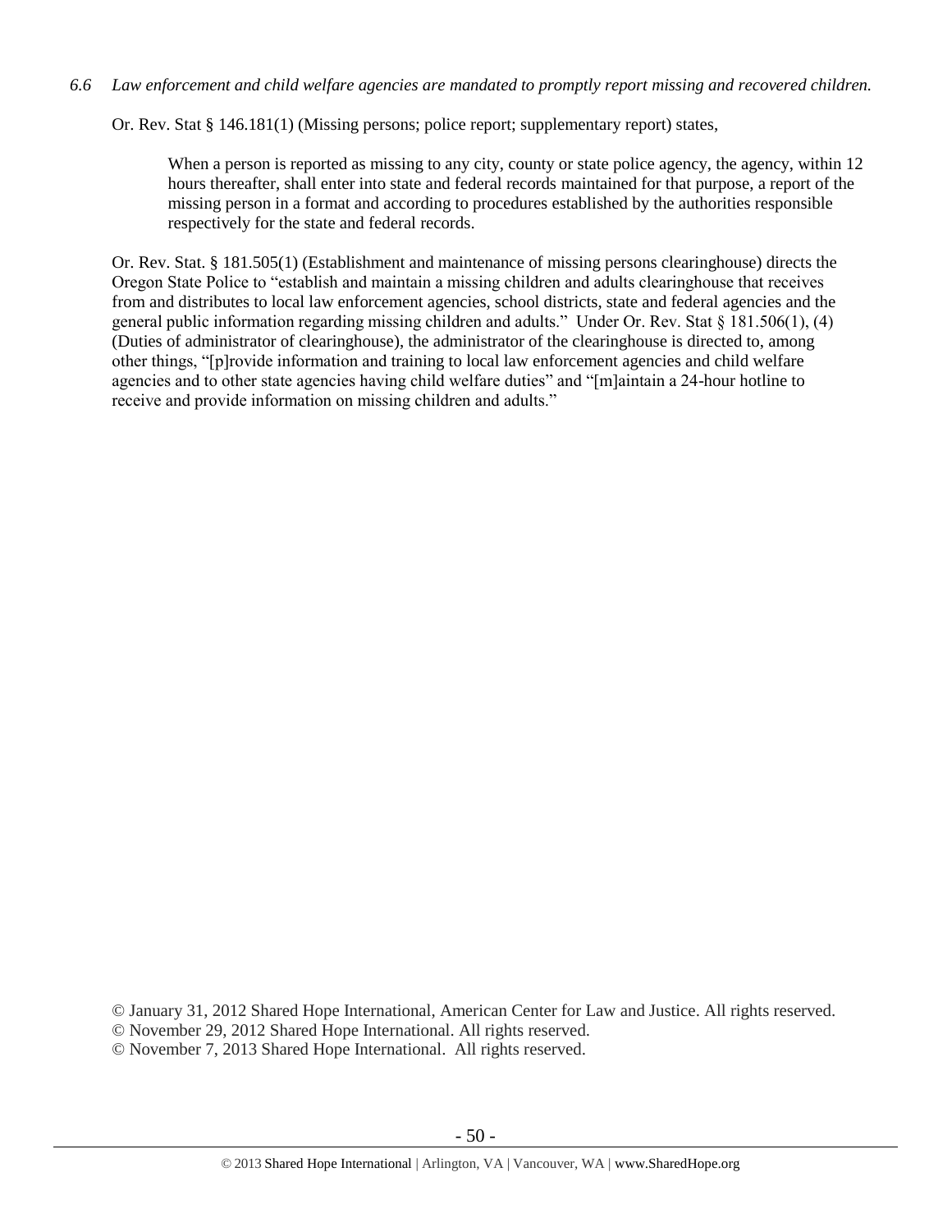*6.6 Law enforcement and child welfare agencies are mandated to promptly report missing and recovered children.*

Or. Rev. Stat § 146.181(1) (Missing persons; police report; supplementary report) states,

> When a person is reported as missing to any city, county or state police agency, the agency, within 12 hours thereafter, shall enter into state and federal records maintained for that purpose, a report of the missing person in a format and according to procedures established by the authorities responsible respectively for the state and federal records.

Or. Rev. Stat. § 181.505(1) (Establishment and maintenance of missing persons clearinghouse) directs the Oregon State Police to "establish and maintain a missing children and adults clearinghouse that receives from and distributes to local law enforcement agencies, school districts, state and federal agencies and the general public information regarding missing children and adults." Under Or. Rev. Stat § 181.506(1), (4) (Duties of administrator of clearinghouse), the administrator of the clearinghouse is directed to, among other things, "[p]rovide information and training to local law enforcement agencies and child welfare agencies and to other state agencies having child welfare duties" and "[m]aintain a 24-hour hotline to receive and provide information on missing children and adults."

© January 31, 2012 Shared Hope International, American Center for Law and Justice. All rights reserved.
© November 29, 2012 Shared Hope International. All rights reserved.
© November 7, 2013 Shared Hope International. All rights reserved.